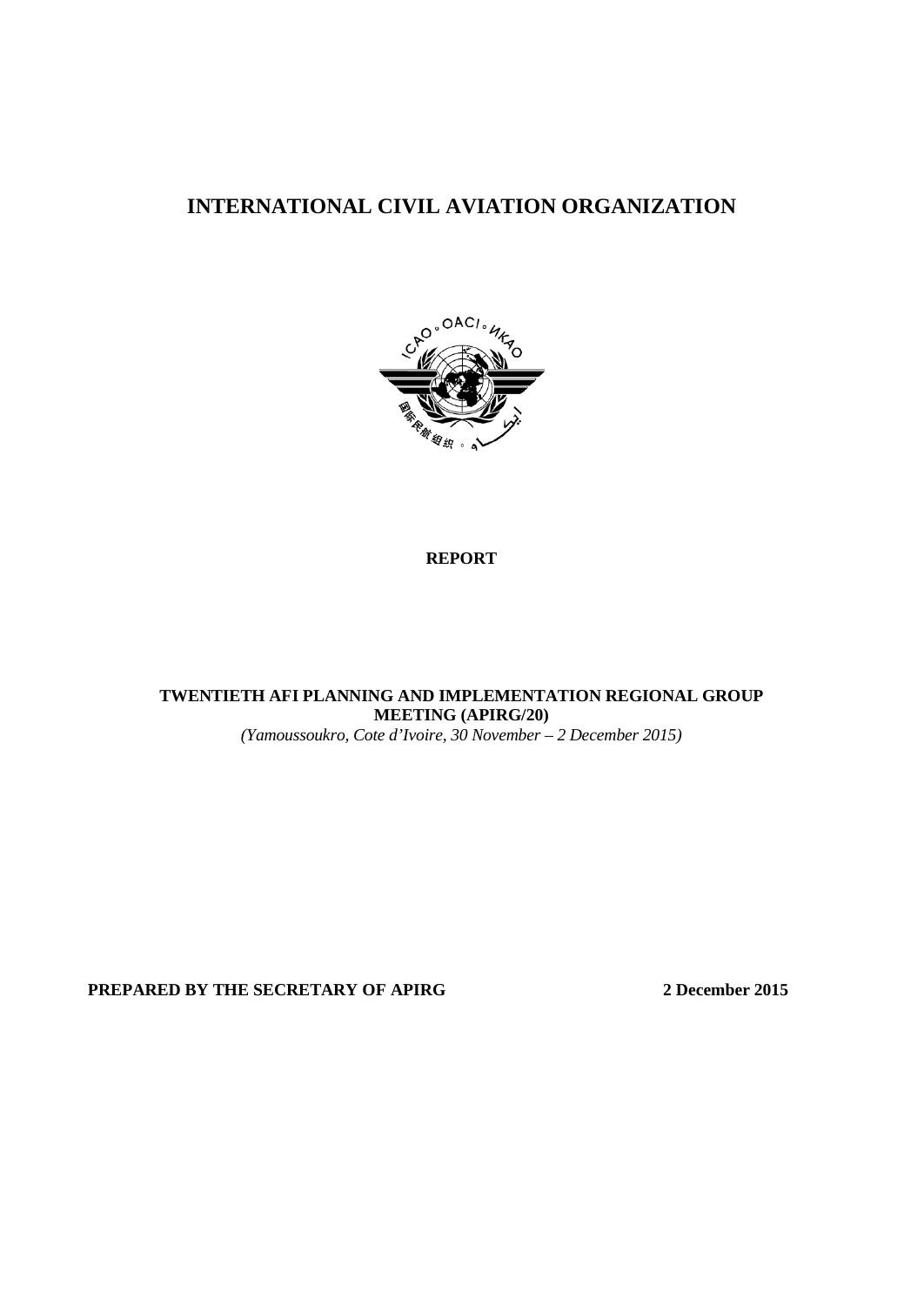# INTERNATIONAL CIVIL AVIATION ORGANIZATION

**REPORT**

**TWENTIETH AFI PLANNING AND IMPLEMENTATION REGIONAL GROUP MEETING (APIRG/20)**

*(Yamoussoukro, Cote d'Ivoire, 30 November – 2 December 2015)*

**PREPARED BY THE SECRETARY OF APIRG** **2 December 2015**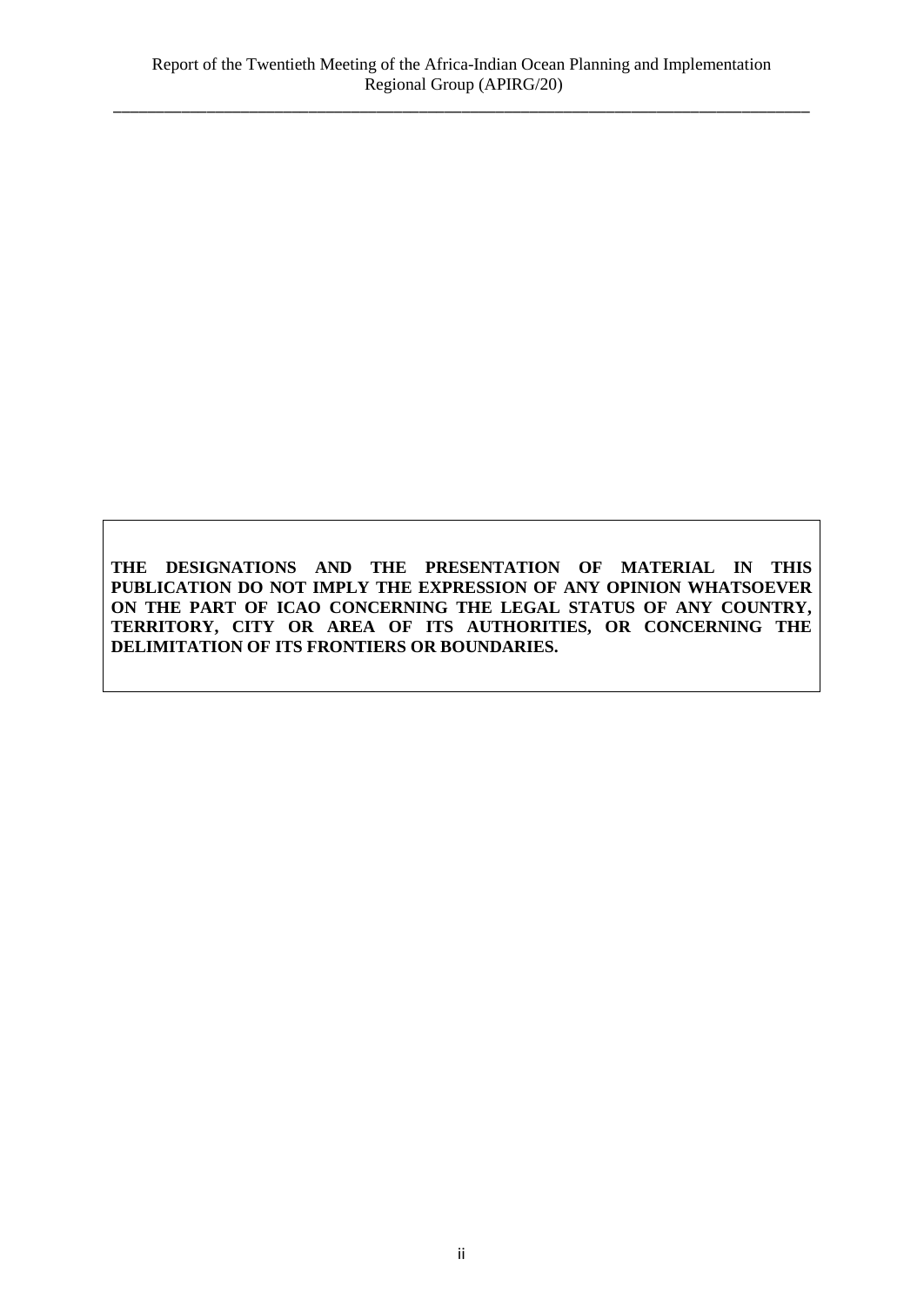**THE DESIGNATIONS AND THE PRESENTATION OF MATERIAL IN THIS PUBLICATION DO NOT IMPLY THE EXPRESSION OF ANY OPINION WHATSOEVER ON THE PART OF ICAO CONCERNING THE LEGAL STATUS OF ANY COUNTRY, TERRITORY, CITY OR AREA OF ITS AUTHORITIES, OR CONCERNING THE DELIMITATION OF ITS FRONTIERS OR BOUNDARIES.**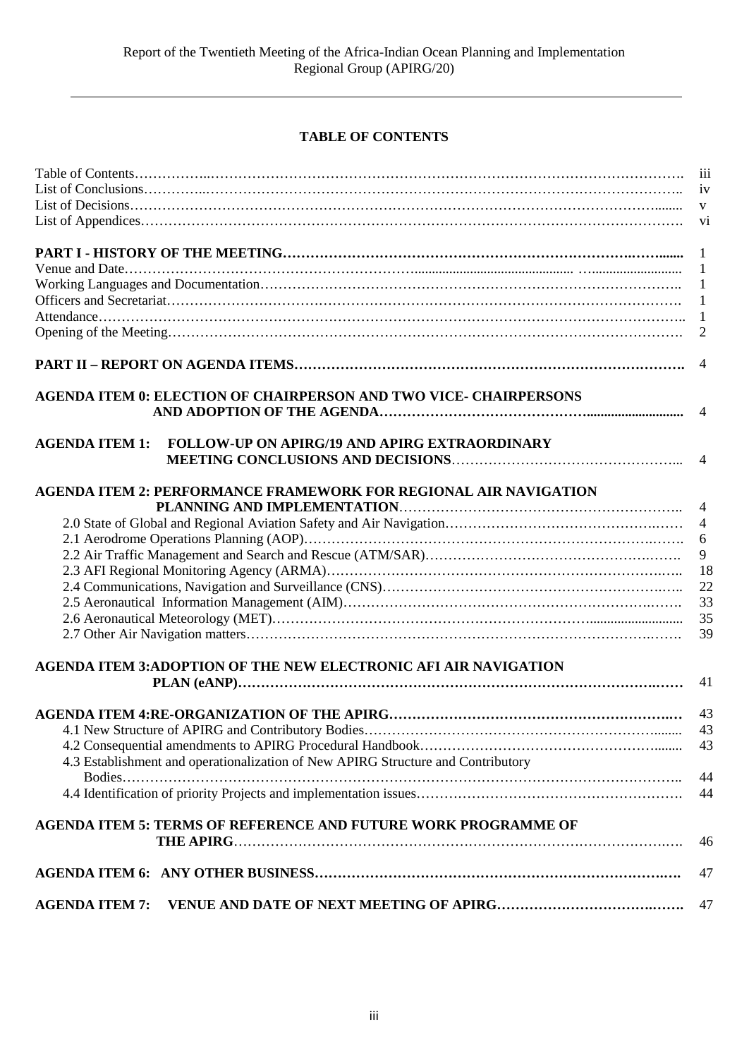Report of the Twentieth Meeting of the Africa-Indian Ocean Planning and Implementation Regional Group (APIRG/20)

## TABLE OF CONTENTS

| | |
|---|---|
| Table of Contents | iii |
| List of Conclusions | iv |
| List of Decisions | v |
| List of Appendices | vi |
| **PART I - HISTORY OF THE MEETING** | 1 |
| Venue and Date | 1 |
| Working Languages and Documentation | 1 |
| Officers and Secretariat | 1 |
| Attendance | 1 |
| Opening of the Meeting | 2 |
| **PART II – REPORT ON AGENDA ITEMS** | 4 |
| **AGENDA ITEM 0: ELECTION OF CHAIRPERSON AND TWO VICE- CHAIRPERSONS AND ADOPTION OF THE AGENDA** | 4 |
| **AGENDA ITEM 1: FOLLOW-UP ON APIRG/19 AND APIRG EXTRAORDINARY MEETING CONCLUSIONS AND DECISIONS** | 4 |
| **AGENDA ITEM 2: PERFORMANCE FRAMEWORK FOR REGIONAL AIR NAVIGATION PLANNING AND IMPLEMENTATION** | 4 |
| 2.0 State of Global and Regional Aviation Safety and Air Navigation | 4 |
| 2.1 Aerodrome Operations Planning (AOP) | 6 |
| 2.2 Air Traffic Management and Search and Rescue (ATM/SAR) | 9 |
| 2.3 AFI Regional Monitoring Agency (ARMA) | 18 |
| 2.4 Communications, Navigation and Surveillance (CNS) | 22 |
| 2.5 Aeronautical Information Management (AIM) | 33 |
| 2.6 Aeronautical Meteorology (MET) | 35 |
| 2.7 Other Air Navigation matters | 39 |
| **AGENDA ITEM 3:ADOPTION OF THE NEW ELECTRONIC AFI AIR NAVIGATION PLAN (eANP)** | 41 |
| **AGENDA ITEM 4:RE-ORGANIZATION OF THE APIRG** | 43 |
| 4.1 New Structure of APIRG and Contributory Bodies | 43 |
| 4.2 Consequential amendments to APIRG Procedural Handbook | 43 |
| 4.3 Establishment and operationalization of New APIRG Structure and Contributory Bodies | 44 |
| 4.4 Identification of priority Projects and implementation issues | 44 |
| **AGENDA ITEM 5: TERMS OF REFERENCE AND FUTURE WORK PROGRAMME OF THE APIRG** | 46 |
| **AGENDA ITEM 6: ANY OTHER BUSINESS** | 47 |
| **AGENDA ITEM 7: VENUE AND DATE OF NEXT MEETING OF APIRG** | 47 |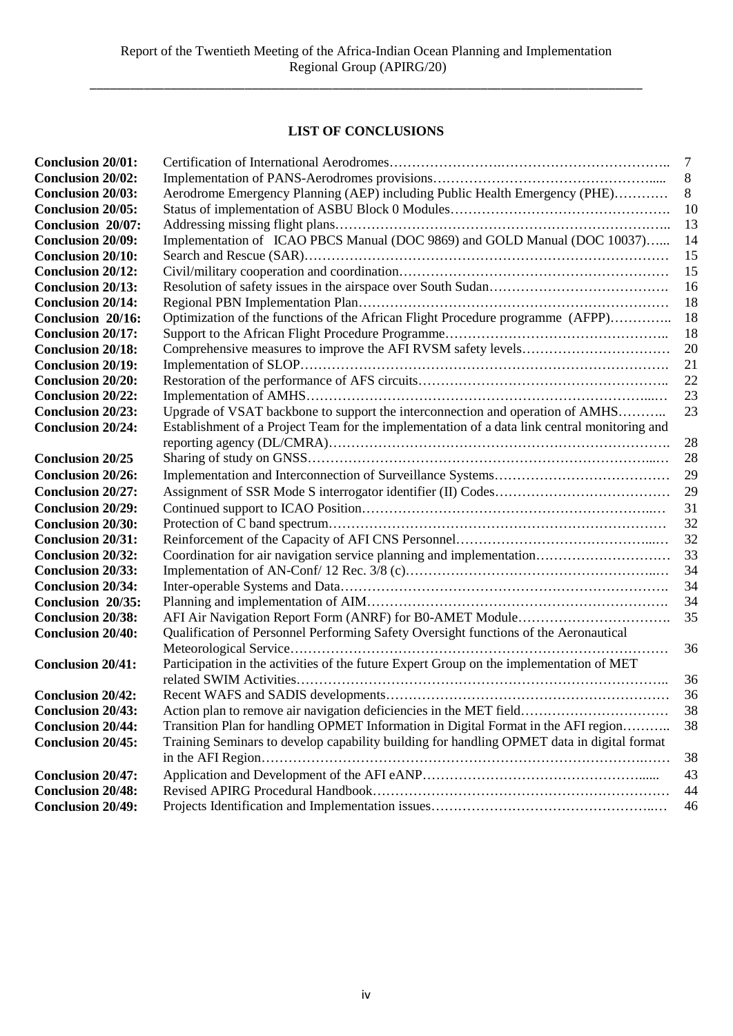## LIST OF CONCLUSIONS

| | | |
|---|---|---|
| **Conclusion 20/01:** | Certification of International Aerodromes | 7 |
| **Conclusion 20/02:** | Implementation of PANS-Aerodromes provisions | 8 |
| **Conclusion 20/03:** | Aerodrome Emergency Planning (AEP) including Public Health Emergency (PHE) | 8 |
| **Conclusion 20/05:** | Status of implementation of ASBU Block 0 Modules | 10 |
| **Conclusion 20/07:** | Addressing missing flight plans | 13 |
| **Conclusion 20/09:** | Implementation of ICAO PBCS Manual (DOC 9869) and GOLD Manual (DOC 10037) | 14 |
| **Conclusion 20/10:** | Search and Rescue (SAR) | 15 |
| **Conclusion 20/12:** | Civil/military cooperation and coordination | 15 |
| **Conclusion 20/13:** | Resolution of safety issues in the airspace over South Sudan | 16 |
| **Conclusion 20/14:** | Regional PBN Implementation Plan | 18 |
| **Conclusion 20/16:** | Optimization of the functions of the African Flight Procedure programme (AFPP) | 18 |
| **Conclusion 20/17:** | Support to the African Flight Procedure Programme | 18 |
| **Conclusion 20/18:** | Comprehensive measures to improve the AFI RVSM safety levels | 20 |
| **Conclusion 20/19:** | Implementation of SLOP | 21 |
| **Conclusion 20/20:** | Restoration of the performance of AFS circuits | 22 |
| **Conclusion 20/22:** | Implementation of AMHS | 23 |
| **Conclusion 20/23:** | Upgrade of VSAT backbone to support the interconnection and operation of AMHS | 23 |
| **Conclusion 20/24:** | Establishment of a Project Team for the implementation of a data link central monitoring and reporting agency (DL/CMRA) | 28 |
| **Conclusion 20/25** | Sharing of study on GNSS | 28 |
| **Conclusion 20/26:** | Implementation and Interconnection of Surveillance Systems | 29 |
| **Conclusion 20/27:** | Assignment of SSR Mode S interrogator identifier (II) Codes | 29 |
| **Conclusion 20/29:** | Continued support to ICAO Position | 31 |
| **Conclusion 20/30:** | Protection of C band spectrum | 32 |
| **Conclusion 20/31:** | Reinforcement of the Capacity of AFI CNS Personnel | 32 |
| **Conclusion 20/32:** | Coordination for air navigation service planning and implementation | 33 |
| **Conclusion 20/33:** | Implementation of AN-Conf/ 12 Rec. 3/8 (c) | 34 |
| **Conclusion 20/34:** | Inter-operable Systems and Data | 34 |
| **Conclusion 20/35:** | Planning and implementation of AIM | 34 |
| **Conclusion 20/38:** | AFI Air Navigation Report Form (ANRF) for B0-AMET Module | 35 |
| **Conclusion 20/40:** | Qualification of Personnel Performing Safety Oversight functions of the Aeronautical Meteorological Service | 36 |
| **Conclusion 20/41:** | Participation in the activities of the future Expert Group on the implementation of MET related SWIM Activities | 36 |
| **Conclusion 20/42:** | Recent WAFS and SADIS developments | 36 |
| **Conclusion 20/43:** | Action plan to remove air navigation deficiencies in the MET field | 38 |
| **Conclusion 20/44:** | Transition Plan for handling OPMET Information in Digital Format in the AFI region | 38 |
| **Conclusion 20/45:** | Training Seminars to develop capability building for handling OPMET data in digital format in the AFI Region | 38 |
| **Conclusion 20/47:** | Application and Development of the AFI eANP | 43 |
| **Conclusion 20/48:** | Revised APIRG Procedural Handbook | 44 |
| **Conclusion 20/49:** | Projects Identification and Implementation issues | 46 |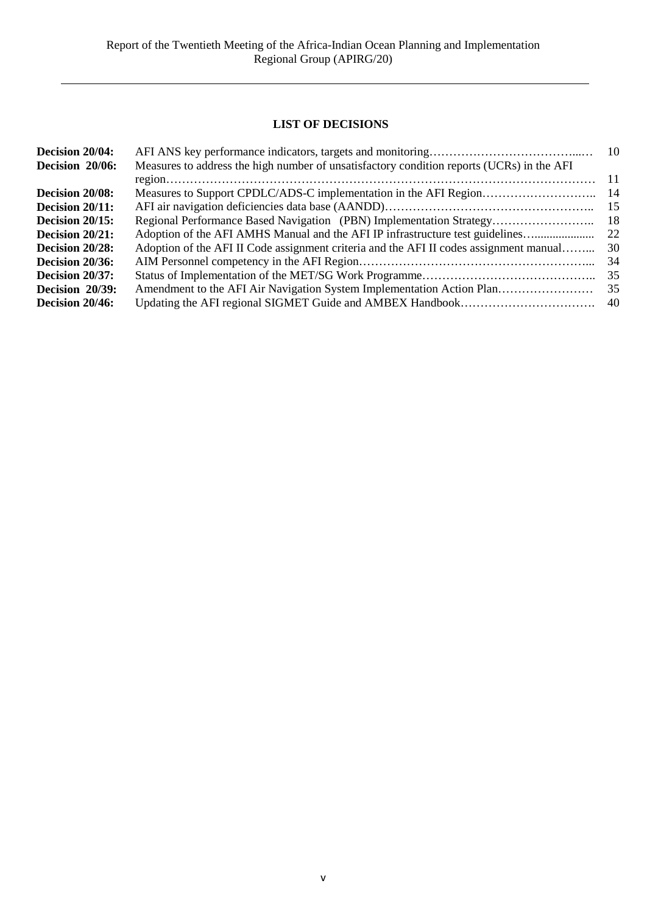## LIST OF DECISIONS

| | | |
|---|---|---|
| **Decision 20/04:** | AFI ANS key performance indicators, targets and monitoring | 10 |
| **Decision 20/06:** | Measures to address the high number of unsatisfactory condition reports (UCRs) in the AFI region | 11 |
| **Decision 20/08:** | Measures to Support CPDLC/ADS-C implementation in the AFI Region | 14 |
| **Decision 20/11:** | AFI air navigation deficiencies data base (AANDD) | 15 |
| **Decision 20/15:** | Regional Performance Based Navigation (PBN) Implementation Strategy | 18 |
| **Decision 20/21:** | Adoption of the AFI AMHS Manual and the AFI IP infrastructure test guidelines | 22 |
| **Decision 20/28:** | Adoption of the AFI II Code assignment criteria and the AFI II codes assignment manual | 30 |
| **Decision 20/36:** | AIM Personnel competency in the AFI Region | 34 |
| **Decision 20/37:** | Status of Implementation of the MET/SG Work Programme | 35 |
| **Decision 20/39:** | Amendment to the AFI Air Navigation System Implementation Action Plan | 35 |
| **Decision 20/46:** | Updating the AFI regional SIGMET Guide and AMBEX Handbook | 40 |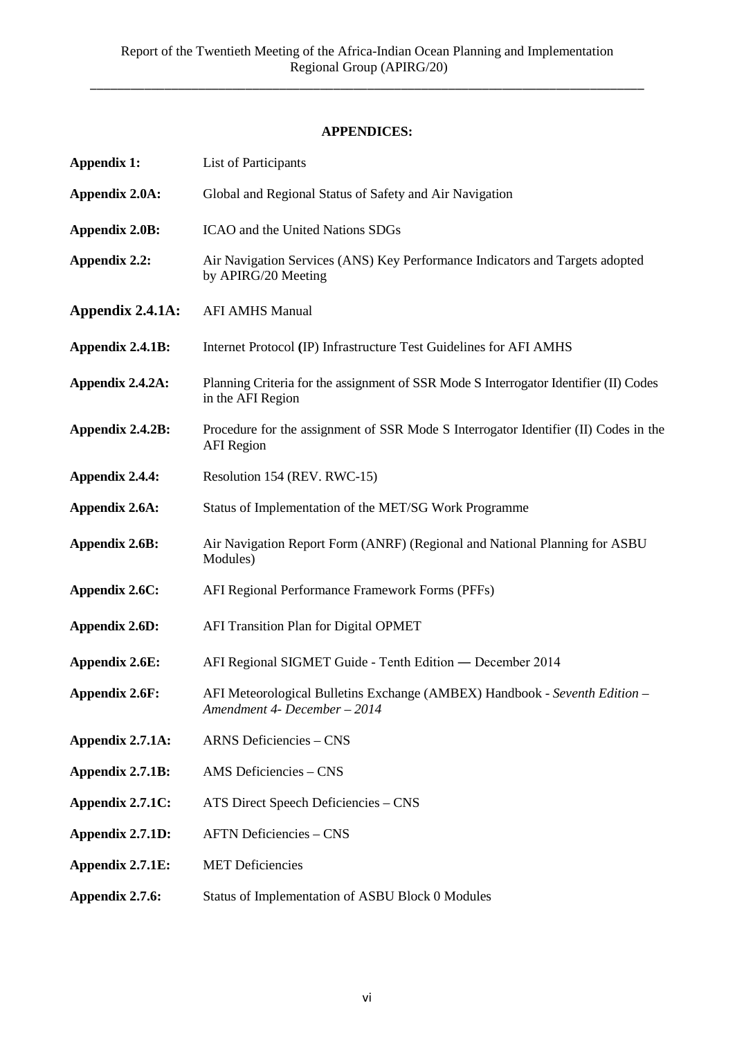## APPENDICES:

| | |
|---|---|
| **Appendix 1:** | List of Participants |
| **Appendix 2.0A:** | Global and Regional Status of Safety and Air Navigation |
| **Appendix 2.0B:** | ICAO and the United Nations SDGs |
| **Appendix 2.2:** | Air Navigation Services (ANS) Key Performance Indicators and Targets adopted by APIRG/20 Meeting |
| **Appendix 2.4.1A:** | AFI AMHS Manual |
| **Appendix 2.4.1B:** | Internet Protocol **(**IP) Infrastructure Test Guidelines for AFI AMHS |
| **Appendix 2.4.2A:** | Planning Criteria for the assignment of SSR Mode S Interrogator Identifier (II) Codes in the AFI Region |
| **Appendix 2.4.2B:** | Procedure for the assignment of SSR Mode S Interrogator Identifier (II) Codes in the AFI Region |
| **Appendix 2.4.4:** | Resolution 154 (REV. RWC-15) |
| **Appendix 2.6A:** | Status of Implementation of the MET/SG Work Programme |
| **Appendix 2.6B:** | Air Navigation Report Form (ANRF) (Regional and National Planning for ASBU Modules) |
| **Appendix 2.6C:** | AFI Regional Performance Framework Forms (PFFs) |
| **Appendix 2.6D:** | AFI Transition Plan for Digital OPMET |
| **Appendix 2.6E:** | AFI Regional SIGMET Guide - Tenth Edition ― December 2014 |
| **Appendix 2.6F:** | AFI Meteorological Bulletins Exchange (AMBEX) Handbook - *Seventh Edition – Amendment 4- December – 2014* |
| **Appendix 2.7.1A:** | ARNS Deficiencies – CNS |
| **Appendix 2.7.1B:** | AMS Deficiencies – CNS |
| **Appendix 2.7.1C:** | ATS Direct Speech Deficiencies – CNS |
| **Appendix 2.7.1D:** | AFTN Deficiencies – CNS |
| **Appendix 2.7.1E:** | MET Deficiencies |
| **Appendix 2.7.6:** | Status of Implementation of ASBU Block 0 Modules |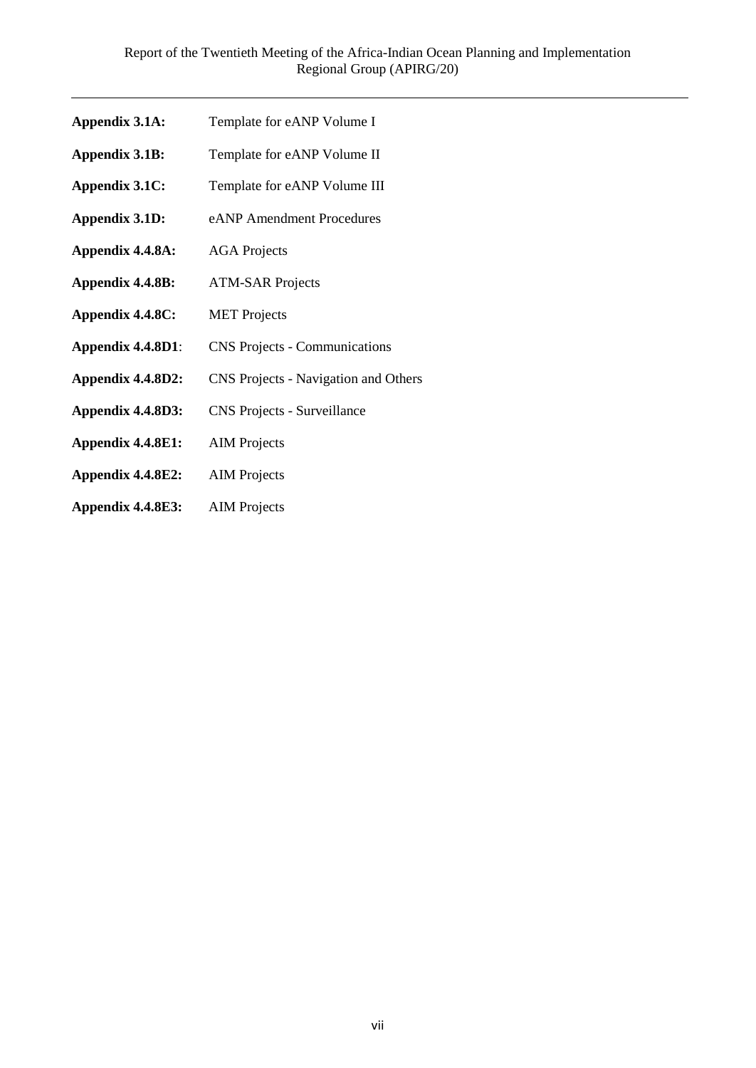**Appendix 3.1A:** Template for eANP Volume I

**Appendix 3.1B:** Template for eANP Volume II

**Appendix 3.1C:** Template for eANP Volume III

**Appendix 3.1D:** eANP Amendment Procedures

**Appendix 4.4.8A:** AGA Projects

**Appendix 4.4.8B:** ATM-SAR Projects

**Appendix 4.4.8C:** MET Projects

**Appendix 4.4.8D1**: CNS Projects - Communications

**Appendix 4.4.8D2:** CNS Projects - Navigation and Others

**Appendix 4.4.8D3:** CNS Projects - Surveillance

**Appendix 4.4.8E1:** AIM Projects

**Appendix 4.4.8E2:** AIM Projects

**Appendix 4.4.8E3:** AIM Projects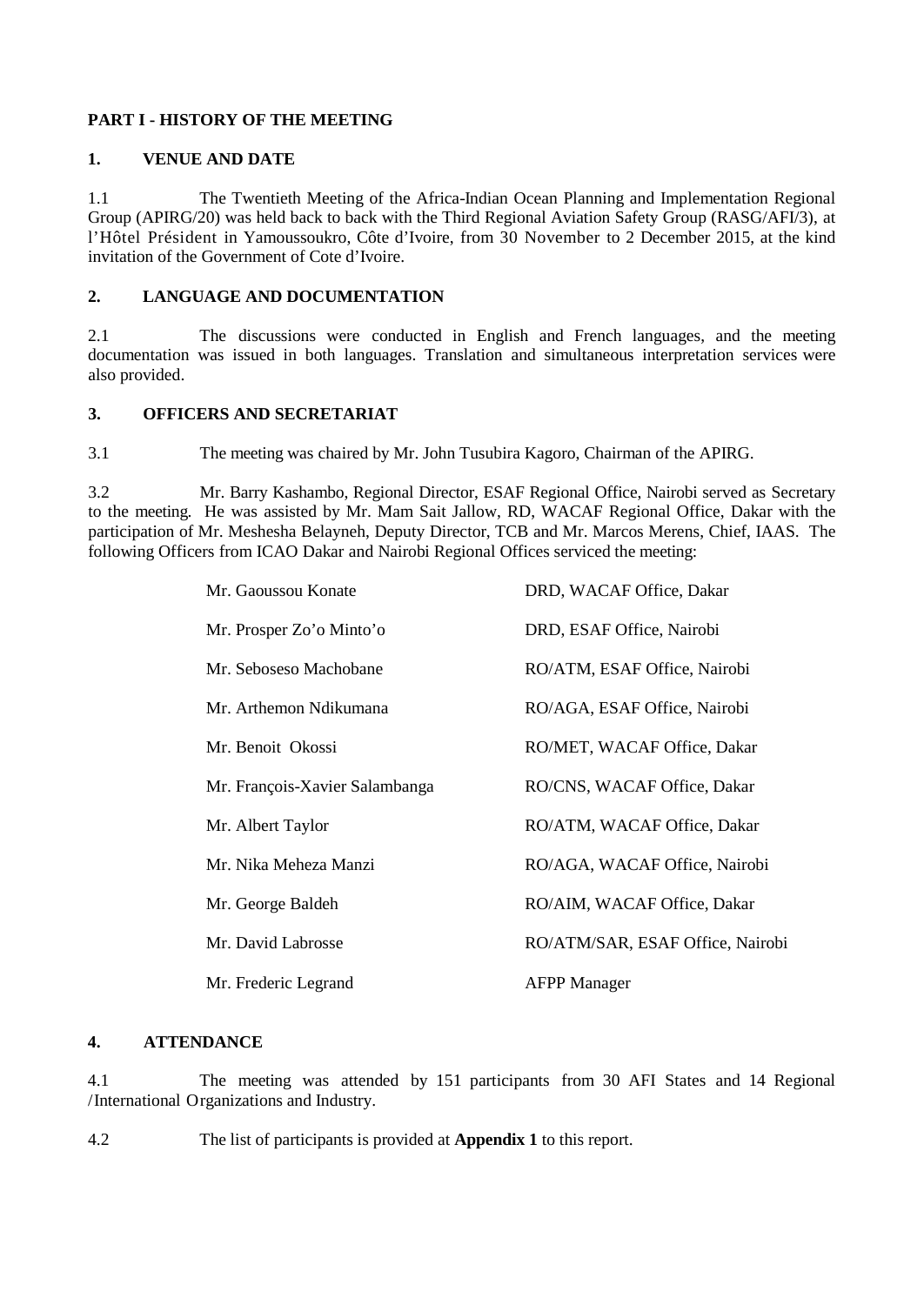## PART I - HISTORY OF THE MEETING

### 1. VENUE AND DATE

1.1 The Twentieth Meeting of the Africa-Indian Ocean Planning and Implementation Regional Group (APIRG/20) was held back to back with the Third Regional Aviation Safety Group (RASG/AFI/3), at l'Hôtel Président in Yamoussoukro, Côte d'Ivoire, from 30 November to 2 December 2015, at the kind invitation of the Government of Cote d'Ivoire.

### 2. LANGUAGE AND DOCUMENTATION

2.1 The discussions were conducted in English and French languages, and the meeting documentation was issued in both languages. Translation and simultaneous interpretation services were also provided.

### 3. OFFICERS AND SECRETARIAT

3.1 The meeting was chaired by Mr. John Tusubira Kagoro, Chairman of the APIRG.

3.2 Mr. Barry Kashambo, Regional Director, ESAF Regional Office, Nairobi served as Secretary to the meeting. He was assisted by Mr. Mam Sait Jallow, RD, WACAF Regional Office, Dakar with the participation of Mr. Meshesha Belayneh, Deputy Director, TCB and Mr. Marcos Merens, Chief, IAAS. The following Officers from ICAO Dakar and Nairobi Regional Offices serviced the meeting:

| | |
|---|---|
| Mr. Gaoussou Konate | DRD, WACAF Office, Dakar |
| Mr. Prosper Zo'o Minto'o | DRD, ESAF Office, Nairobi |
| Mr. Seboseso Machobane | RO/ATM, ESAF Office, Nairobi |
| Mr. Arthemon Ndikumana | RO/AGA, ESAF Office, Nairobi |
| Mr. Benoit Okossi | RO/MET, WACAF Office, Dakar |
| Mr. François-Xavier Salambanga | RO/CNS, WACAF Office, Dakar |
| Mr. Albert Taylor | RO/ATM, WACAF Office, Dakar |
| Mr. Nika Meheza Manzi | RO/AGA, WACAF Office, Nairobi |
| Mr. George Baldeh | RO/AIM, WACAF Office, Dakar |
| Mr. David Labrosse | RO/ATM/SAR, ESAF Office, Nairobi |
| Mr. Frederic Legrand | AFPP Manager |

### 4. ATTENDANCE

4.1 The meeting was attended by 151 participants from 30 AFI States and 14 Regional /International Organizations and Industry.

4.2 The list of participants is provided at **Appendix 1** to this report.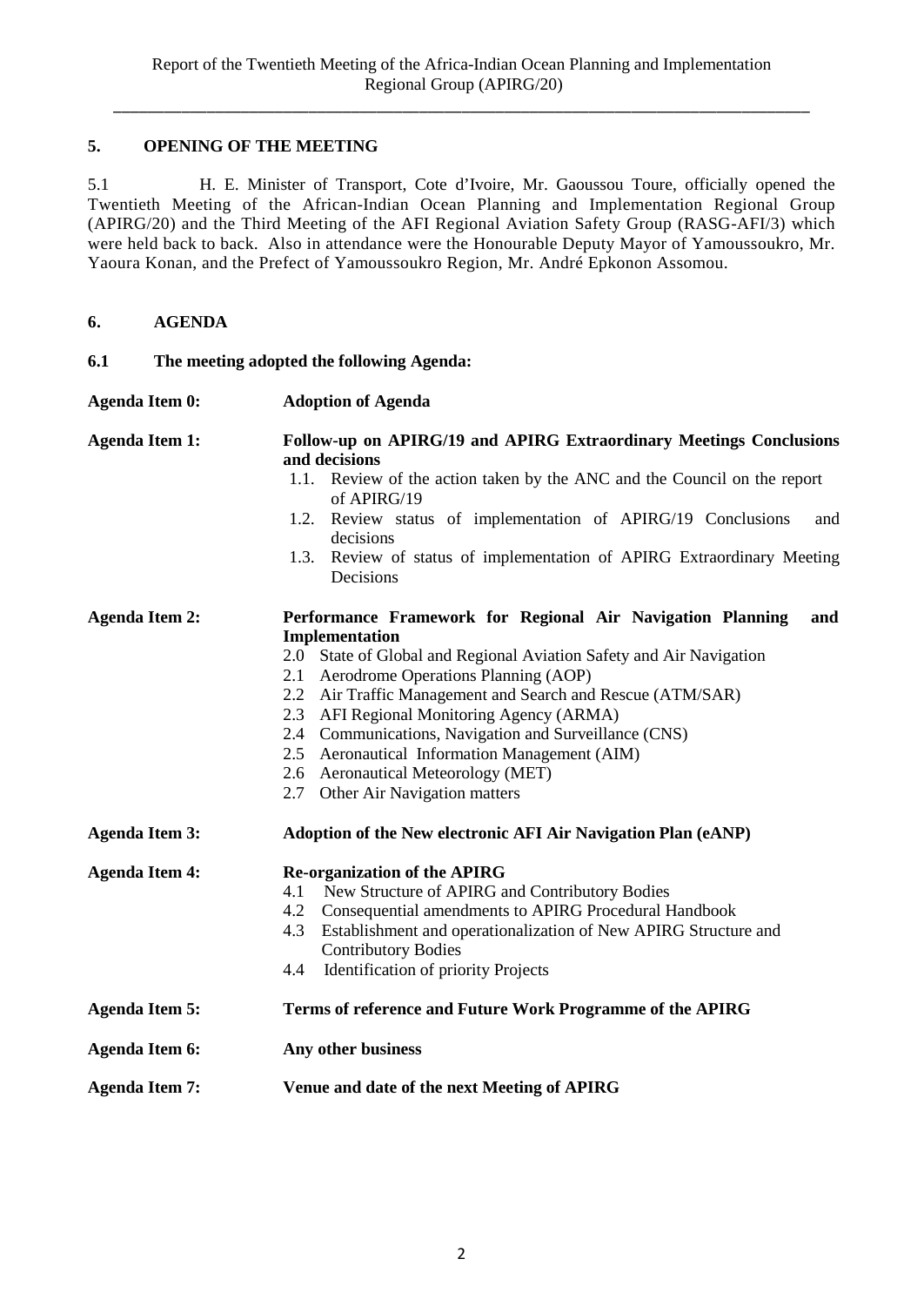## 5. OPENING OF THE MEETING

5.1 H. E. Minister of Transport, Cote d'Ivoire, Mr. Gaoussou Toure, officially opened the Twentieth Meeting of the African-Indian Ocean Planning and Implementation Regional Group (APIRG/20) and the Third Meeting of the AFI Regional Aviation Safety Group (RASG-AFI/3) which were held back to back. Also in attendance were the Honourable Deputy Mayor of Yamoussoukro, Mr. Yaoura Konan, and the Prefect of Yamoussoukro Region, Mr. André Epkonon Assomou.

## 6. AGENDA

### 6.1 The meeting adopted the following Agenda:

**Agenda Item 0:** **Adoption of Agenda**

**Agenda Item 1:** **Follow-up on APIRG/19 and APIRG Extraordinary Meetings Conclusions and decisions**

1.1. Review of the action taken by the ANC and the Council on the report of APIRG/19
1.2. Review status of implementation of APIRG/19 Conclusions and decisions
1.3. Review of status of implementation of APIRG Extraordinary Meeting Decisions

**Agenda Item 2:** **Performance Framework for Regional Air Navigation Planning and Implementation**

2.0 State of Global and Regional Aviation Safety and Air Navigation
2.1 Aerodrome Operations Planning (AOP)
2.2 Air Traffic Management and Search and Rescue (ATM/SAR)
2.3 AFI Regional Monitoring Agency (ARMA)
2.4 Communications, Navigation and Surveillance (CNS)
2.5 Aeronautical Information Management (AIM)
2.6 Aeronautical Meteorology (MET)
2.7 Other Air Navigation matters

**Agenda Item 3:** **Adoption of the New electronic AFI Air Navigation Plan (eANP)**

**Agenda Item 4:** **Re-organization of the APIRG**

4.1 New Structure of APIRG and Contributory Bodies
4.2 Consequential amendments to APIRG Procedural Handbook
4.3 Establishment and operationalization of New APIRG Structure and Contributory Bodies
4.4 Identification of priority Projects

**Agenda Item 5:** **Terms of reference and Future Work Programme of the APIRG**

**Agenda Item 6:** **Any other business**

**Agenda Item 7:** **Venue and date of the next Meeting of APIRG**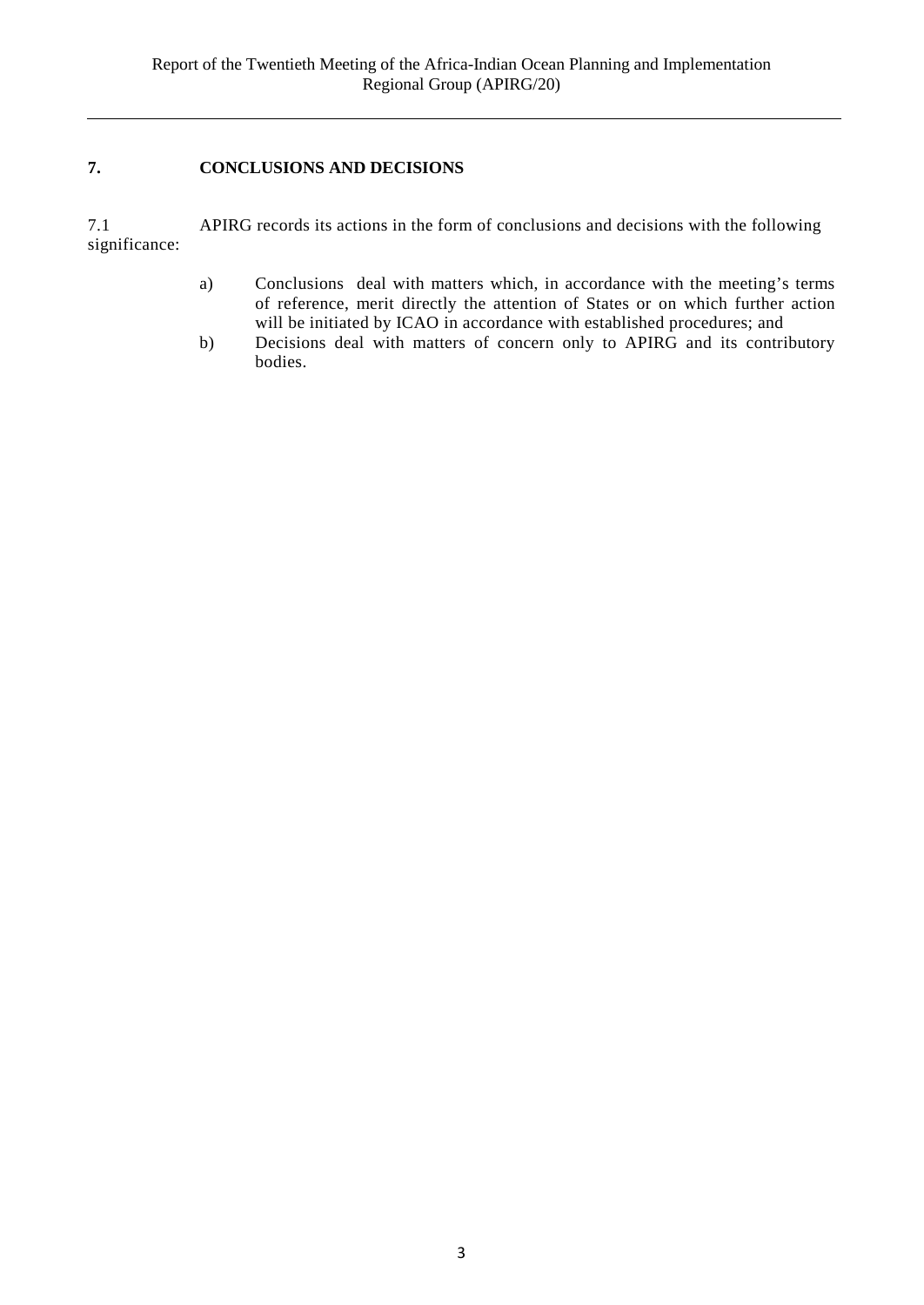## 7. CONCLUSIONS AND DECISIONS

7.1 APIRG records its actions in the form of conclusions and decisions with the following significance:

a) Conclusions deal with matters which, in accordance with the meeting's terms of reference, merit directly the attention of States or on which further action will be initiated by ICAO in accordance with established procedures; and

b) Decisions deal with matters of concern only to APIRG and its contributory bodies.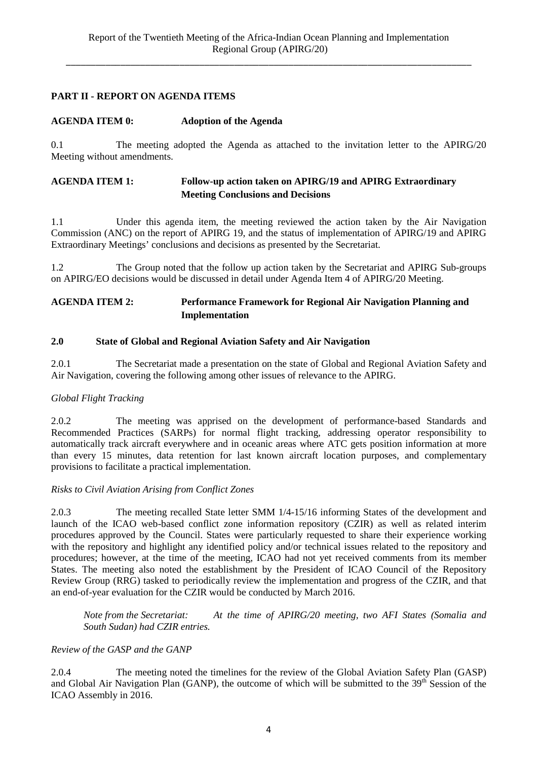## PART II - REPORT ON AGENDA ITEMS

### AGENDA ITEM 0: Adoption of the Agenda

0.1 The meeting adopted the Agenda as attached to the invitation letter to the APIRG/20 Meeting without amendments.

### AGENDA ITEM 1: Follow-up action taken on APIRG/19 and APIRG Extraordinary Meeting Conclusions and Decisions

1.1 Under this agenda item, the meeting reviewed the action taken by the Air Navigation Commission (ANC) on the report of APIRG 19, and the status of implementation of APIRG/19 and APIRG Extraordinary Meetings' conclusions and decisions as presented by the Secretariat.

1.2 The Group noted that the follow up action taken by the Secretariat and APIRG Sub-groups on APIRG/EO decisions would be discussed in detail under Agenda Item 4 of APIRG/20 Meeting.

### AGENDA ITEM 2: Performance Framework for Regional Air Navigation Planning and Implementation

#### 2.0 State of Global and Regional Aviation Safety and Air Navigation

2.0.1 The Secretariat made a presentation on the state of Global and Regional Aviation Safety and Air Navigation, covering the following among other issues of relevance to the APIRG.

*Global Flight Tracking*

2.0.2 The meeting was apprised on the development of performance-based Standards and Recommended Practices (SARPs) for normal flight tracking, addressing operator responsibility to automatically track aircraft everywhere and in oceanic areas where ATC gets position information at more than every 15 minutes, data retention for last known aircraft location purposes, and complementary provisions to facilitate a practical implementation.

*Risks to Civil Aviation Arising from Conflict Zones*

2.0.3 The meeting recalled State letter SMM 1/4-15/16 informing States of the development and launch of the ICAO web-based conflict zone information repository (CZIR) as well as related interim procedures approved by the Council. States were particularly requested to share their experience working with the repository and highlight any identified policy and/or technical issues related to the repository and procedures; however, at the time of the meeting, ICAO had not yet received comments from its member States. The meeting also noted the establishment by the President of ICAO Council of the Repository Review Group (RRG) tasked to periodically review the implementation and progress of the CZIR, and that an end-of-year evaluation for the CZIR would be conducted by March 2016.

> *Note from the Secretariat: At the time of APIRG/20 meeting, two AFI States (Somalia and South Sudan) had CZIR entries.*

*Review of the GASP and the GANP*

2.0.4 The meeting noted the timelines for the review of the Global Aviation Safety Plan (GASP) and Global Air Navigation Plan (GANP), the outcome of which will be submitted to the 39th Session of the ICAO Assembly in 2016.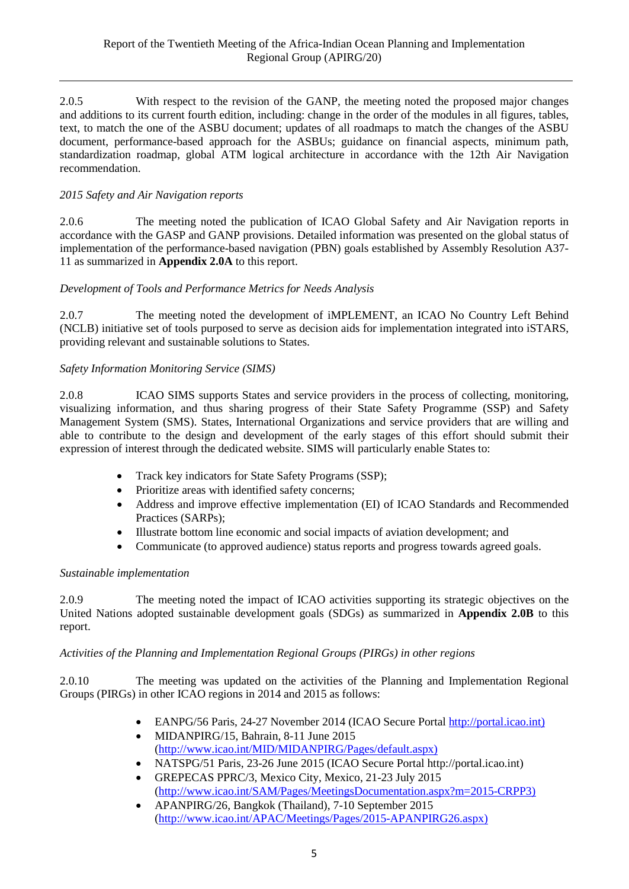2.0.5 With respect to the revision of the GANP, the meeting noted the proposed major changes and additions to its current fourth edition, including: change in the order of the modules in all figures, tables, text, to match the one of the ASBU document; updates of all roadmaps to match the changes of the ASBU document, performance-based approach for the ASBUs; guidance on financial aspects, minimum path, standardization roadmap, global ATM logical architecture in accordance with the 12th Air Navigation recommendation.

*2015 Safety and Air Navigation reports*

2.0.6 The meeting noted the publication of ICAO Global Safety and Air Navigation reports in accordance with the GASP and GANP provisions. Detailed information was presented on the global status of implementation of the performance-based navigation (PBN) goals established by Assembly Resolution A37-11 as summarized in **Appendix 2.0A** to this report.

*Development of Tools and Performance Metrics for Needs Analysis*

2.0.7 The meeting noted the development of iMPLEMENT, an ICAO No Country Left Behind (NCLB) initiative set of tools purposed to serve as decision aids for implementation integrated into iSTARS, providing relevant and sustainable solutions to States.

*Safety Information Monitoring Service (SIMS)*

2.0.8 ICAO SIMS supports States and service providers in the process of collecting, monitoring, visualizing information, and thus sharing progress of their State Safety Programme (SSP) and Safety Management System (SMS). States, International Organizations and service providers that are willing and able to contribute to the design and development of the early stages of this effort should submit their expression of interest through the dedicated website. SIMS will particularly enable States to:

- Track key indicators for State Safety Programs (SSP);
- Prioritize areas with identified safety concerns;
- Address and improve effective implementation (EI) of ICAO Standards and Recommended Practices (SARPs);
- Illustrate bottom line economic and social impacts of aviation development; and
- Communicate (to approved audience) status reports and progress towards agreed goals.

*Sustainable implementation*

2.0.9 The meeting noted the impact of ICAO activities supporting its strategic objectives on the United Nations adopted sustainable development goals (SDGs) as summarized in **Appendix 2.0B** to this report.

*Activities of the Planning and Implementation Regional Groups (PIRGs) in other regions*

2.0.10 The meeting was updated on the activities of the Planning and Implementation Regional Groups (PIRGs) in other ICAO regions in 2014 and 2015 as follows:

- EANPG/56 Paris, 24-27 November 2014 (ICAO Secure Portal http://portal.icao.int)
- MIDANPIRG/15, Bahrain, 8-11 June 2015 (http://www.icao.int/MID/MIDANPIRG/Pages/default.aspx)
- NATSPG/51 Paris, 23-26 June 2015 (ICAO Secure Portal http://portal.icao.int)
- GREPECAS PPRC/3, Mexico City, Mexico, 21-23 July 2015 (http://www.icao.int/SAM/Pages/MeetingsDocumentation.aspx?m=2015-CRPP3)
- APANPIRG/26, Bangkok (Thailand), 7-10 September 2015 (http://www.icao.int/APAC/Meetings/Pages/2015-APANPIRG26.aspx)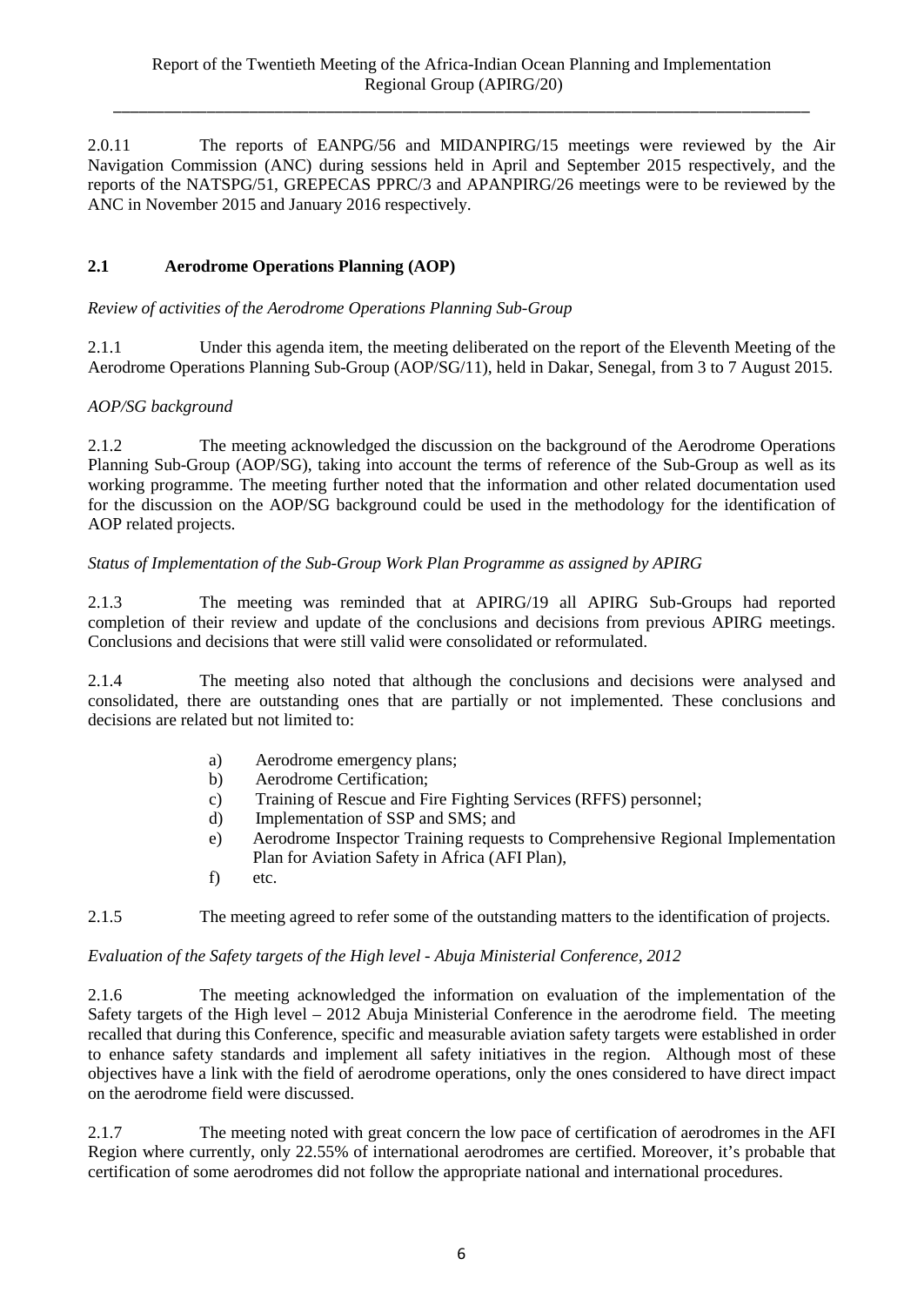2.0.11 The reports of EANPG/56 and MIDANPIRG/15 meetings were reviewed by the Air Navigation Commission (ANC) during sessions held in April and September 2015 respectively, and the reports of the NATSPG/51, GREPECAS PPRC/3 and APANPIRG/26 meetings were to be reviewed by the ANC in November 2015 and January 2016 respectively.

## 2.1 Aerodrome Operations Planning (AOP)

*Review of activities of the Aerodrome Operations Planning Sub-Group*

2.1.1 Under this agenda item, the meeting deliberated on the report of the Eleventh Meeting of the Aerodrome Operations Planning Sub-Group (AOP/SG/11), held in Dakar, Senegal, from 3 to 7 August 2015.

*AOP/SG background*

2.1.2 The meeting acknowledged the discussion on the background of the Aerodrome Operations Planning Sub-Group (AOP/SG), taking into account the terms of reference of the Sub-Group as well as its working programme. The meeting further noted that the information and other related documentation used for the discussion on the AOP/SG background could be used in the methodology for the identification of AOP related projects.

*Status of Implementation of the Sub-Group Work Plan Programme as assigned by APIRG*

2.1.3 The meeting was reminded that at APIRG/19 all APIRG Sub-Groups had reported completion of their review and update of the conclusions and decisions from previous APIRG meetings. Conclusions and decisions that were still valid were consolidated or reformulated.

2.1.4 The meeting also noted that although the conclusions and decisions were analysed and consolidated, there are outstanding ones that are partially or not implemented. These conclusions and decisions are related but not limited to:

a) Aerodrome emergency plans;
b) Aerodrome Certification;
c) Training of Rescue and Fire Fighting Services (RFFS) personnel;
d) Implementation of SSP and SMS; and
e) Aerodrome Inspector Training requests to Comprehensive Regional Implementation Plan for Aviation Safety in Africa (AFI Plan),
f) etc.

2.1.5 The meeting agreed to refer some of the outstanding matters to the identification of projects.

*Evaluation of the Safety targets of the High level - Abuja Ministerial Conference, 2012*

2.1.6 The meeting acknowledged the information on evaluation of the implementation of the Safety targets of the High level – 2012 Abuja Ministerial Conference in the aerodrome field. The meeting recalled that during this Conference, specific and measurable aviation safety targets were established in order to enhance safety standards and implement all safety initiatives in the region. Although most of these objectives have a link with the field of aerodrome operations, only the ones considered to have direct impact on the aerodrome field were discussed.

2.1.7 The meeting noted with great concern the low pace of certification of aerodromes in the AFI Region where currently, only 22.55% of international aerodromes are certified. Moreover, it's probable that certification of some aerodromes did not follow the appropriate national and international procedures.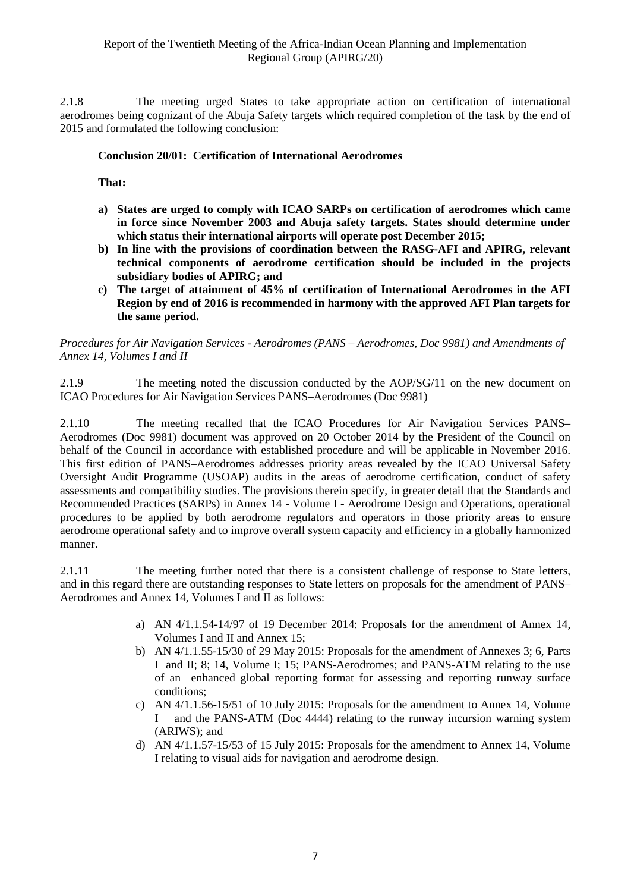2.1.8 The meeting urged States to take appropriate action on certification of international aerodromes being cognizant of the Abuja Safety targets which required completion of the task by the end of 2015 and formulated the following conclusion:

**Conclusion 20/01: Certification of International Aerodromes**

**That:**

- **a) States are urged to comply with ICAO SARPs on certification of aerodromes which came in force since November 2003 and Abuja safety targets. States should determine under which status their international airports will operate post December 2015;**
- **b) In line with the provisions of coordination between the RASG-AFI and APIRG, relevant technical components of aerodrome certification should be included in the projects subsidiary bodies of APIRG; and**
- **c) The target of attainment of 45% of certification of International Aerodromes in the AFI Region by end of 2016 is recommended in harmony with the approved AFI Plan targets for the same period.**

*Procedures for Air Navigation Services - Aerodromes (PANS – Aerodromes, Doc 9981) and Amendments of Annex 14, Volumes I and II*

2.1.9 The meeting noted the discussion conducted by the AOP/SG/11 on the new document on ICAO Procedures for Air Navigation Services PANS–Aerodromes (Doc 9981)

2.1.10 The meeting recalled that the ICAO Procedures for Air Navigation Services PANS–Aerodromes (Doc 9981) document was approved on 20 October 2014 by the President of the Council on behalf of the Council in accordance with established procedure and will be applicable in November 2016. This first edition of PANS–Aerodromes addresses priority areas revealed by the ICAO Universal Safety Oversight Audit Programme (USOAP) audits in the areas of aerodrome certification, conduct of safety assessments and compatibility studies. The provisions therein specify, in greater detail that the Standards and Recommended Practices (SARPs) in Annex 14 - Volume I - Aerodrome Design and Operations, operational procedures to be applied by both aerodrome regulators and operators in those priority areas to ensure aerodrome operational safety and to improve overall system capacity and efficiency in a globally harmonized manner.

2.1.11 The meeting further noted that there is a consistent challenge of response to State letters, and in this regard there are outstanding responses to State letters on proposals for the amendment of PANS–Aerodromes and Annex 14, Volumes I and II as follows:

a) AN 4/1.1.54-14/97 of 19 December 2014: Proposals for the amendment of Annex 14, Volumes I and II and Annex 15;

b) AN 4/1.1.55-15/30 of 29 May 2015: Proposals for the amendment of Annexes 3; 6, Parts I and II; 8; 14, Volume I; 15; PANS-Aerodromes; and PANS-ATM relating to the use of an enhanced global reporting format for assessing and reporting runway surface conditions;

c) AN 4/1.1.56-15/51 of 10 July 2015: Proposals for the amendment to Annex 14, Volume I and the PANS-ATM (Doc 4444) relating to the runway incursion warning system (ARIWS); and

d) AN 4/1.1.57-15/53 of 15 July 2015: Proposals for the amendment to Annex 14, Volume I relating to visual aids for navigation and aerodrome design.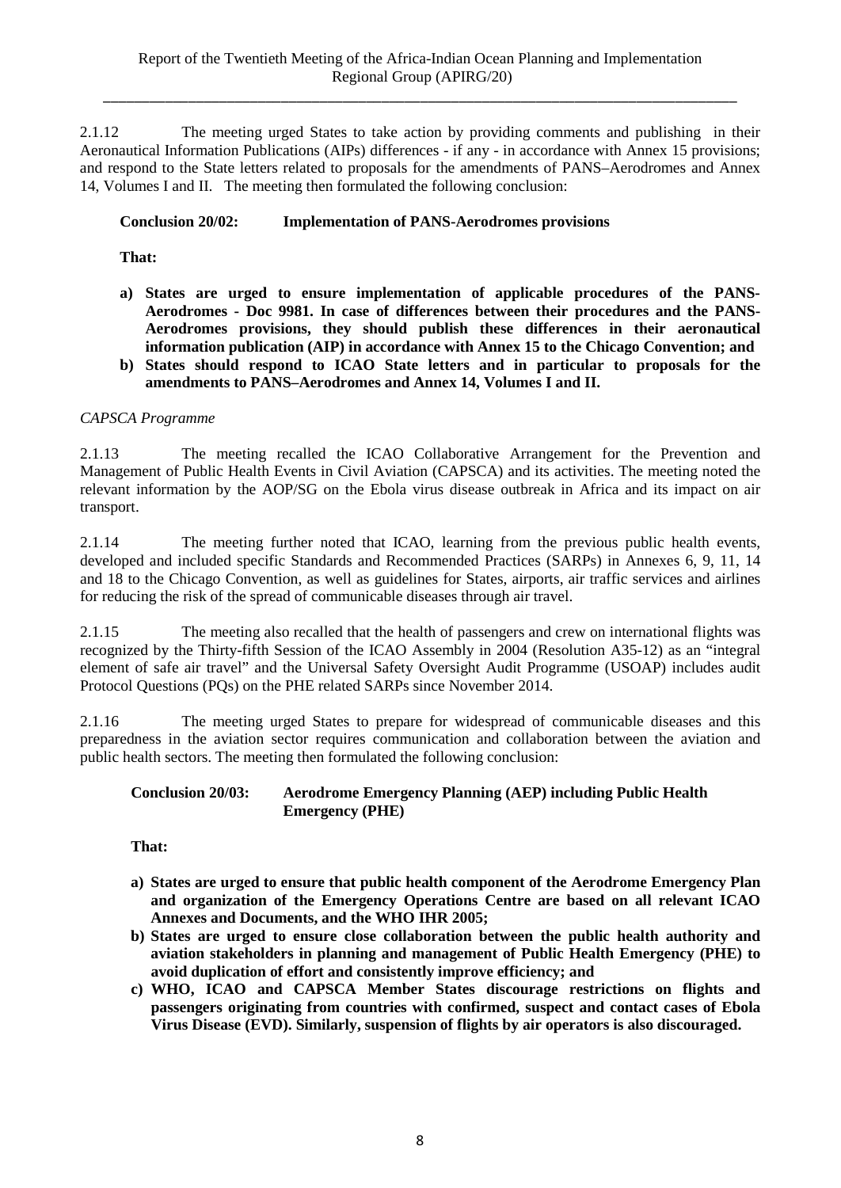2.1.12 The meeting urged States to take action by providing comments and publishing in their Aeronautical Information Publications (AIPs) differences - if any - in accordance with Annex 15 provisions; and respond to the State letters related to proposals for the amendments of PANS–Aerodromes and Annex 14, Volumes I and II. The meeting then formulated the following conclusion:

**Conclusion 20/02: Implementation of PANS-Aerodromes provisions**

**That:**

a) **States are urged to ensure implementation of applicable procedures of the PANS-Aerodromes - Doc 9981. In case of differences between their procedures and the PANS-Aerodromes provisions, they should publish these differences in their aeronautical information publication (AIP) in accordance with Annex 15 to the Chicago Convention; and**
b) **States should respond to ICAO State letters and in particular to proposals for the amendments to PANS–Aerodromes and Annex 14, Volumes I and II.**

*CAPSCA Programme*

2.1.13 The meeting recalled the ICAO Collaborative Arrangement for the Prevention and Management of Public Health Events in Civil Aviation (CAPSCA) and its activities. The meeting noted the relevant information by the AOP/SG on the Ebola virus disease outbreak in Africa and its impact on air transport.

2.1.14 The meeting further noted that ICAO, learning from the previous public health events, developed and included specific Standards and Recommended Practices (SARPs) in Annexes 6, 9, 11, 14 and 18 to the Chicago Convention, as well as guidelines for States, airports, air traffic services and airlines for reducing the risk of the spread of communicable diseases through air travel.

2.1.15 The meeting also recalled that the health of passengers and crew on international flights was recognized by the Thirty-fifth Session of the ICAO Assembly in 2004 (Resolution A35-12) as an "integral element of safe air travel" and the Universal Safety Oversight Audit Programme (USOAP) includes audit Protocol Questions (PQs) on the PHE related SARPs since November 2014.

2.1.16 The meeting urged States to prepare for widespread of communicable diseases and this preparedness in the aviation sector requires communication and collaboration between the aviation and public health sectors. The meeting then formulated the following conclusion:

**Conclusion 20/03: Aerodrome Emergency Planning (AEP) including Public Health Emergency (PHE)**

**That:**

a) **States are urged to ensure that public health component of the Aerodrome Emergency Plan and organization of the Emergency Operations Centre are based on all relevant ICAO Annexes and Documents, and the WHO IHR 2005;**
b) **States are urged to ensure close collaboration between the public health authority and aviation stakeholders in planning and management of Public Health Emergency (PHE) to avoid duplication of effort and consistently improve efficiency; and**
c) **WHO, ICAO and CAPSCA Member States discourage restrictions on flights and passengers originating from countries with confirmed, suspect and contact cases of Ebola Virus Disease (EVD). Similarly, suspension of flights by air operators is also discouraged.**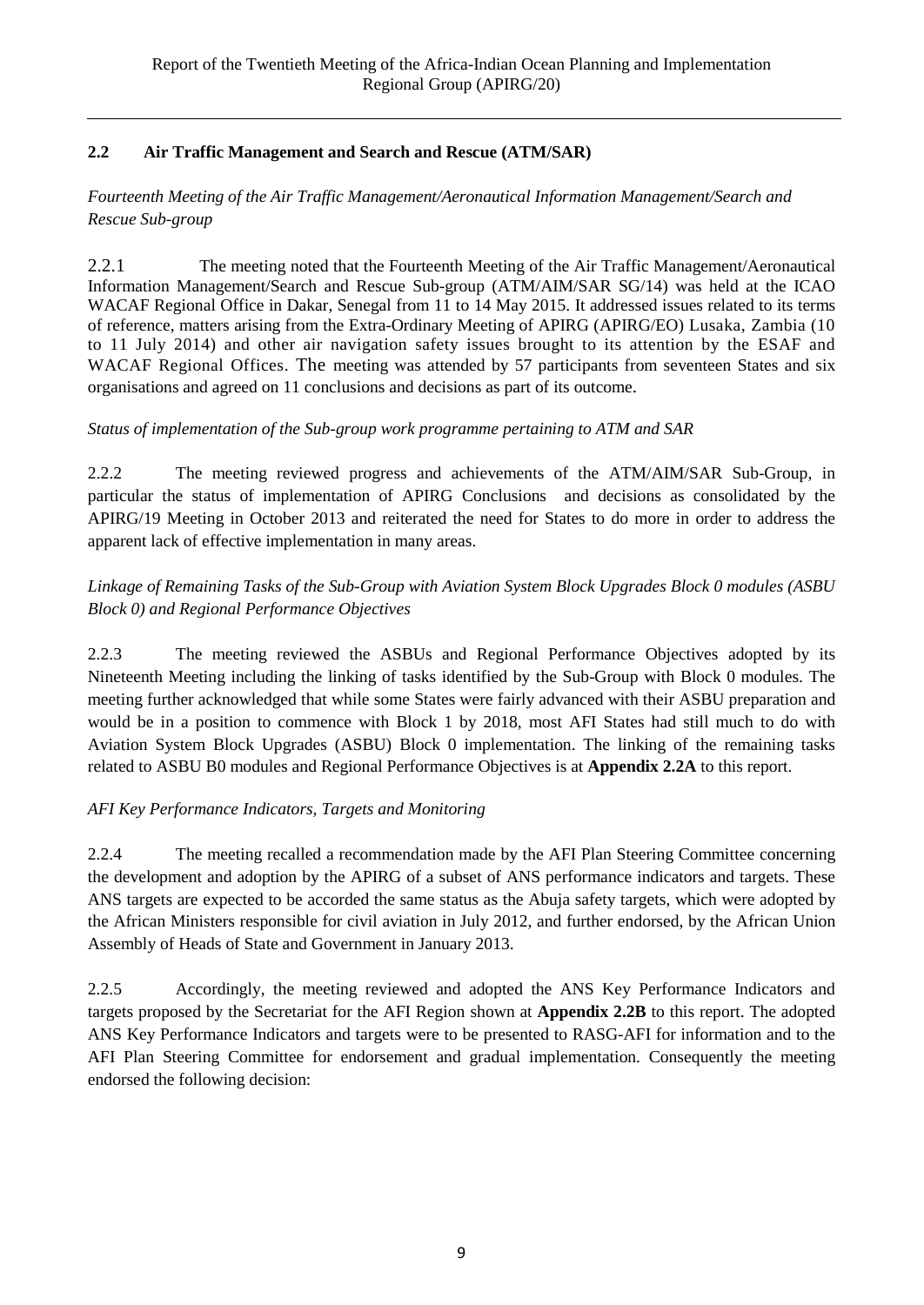## 2.2 Air Traffic Management and Search and Rescue (ATM/SAR)

*Fourteenth Meeting of the Air Traffic Management/Aeronautical Information Management/Search and Rescue Sub-group*

2.2.1 The meeting noted that the Fourteenth Meeting of the Air Traffic Management/Aeronautical Information Management/Search and Rescue Sub-group (ATM/AIM/SAR SG/14) was held at the ICAO WACAF Regional Office in Dakar, Senegal from 11 to 14 May 2015. It addressed issues related to its terms of reference, matters arising from the Extra-Ordinary Meeting of APIRG (APIRG/EO) Lusaka, Zambia (10 to 11 July 2014) and other air navigation safety issues brought to its attention by the ESAF and WACAF Regional Offices. The meeting was attended by 57 participants from seventeen States and six organisations and agreed on 11 conclusions and decisions as part of its outcome.

*Status of implementation of the Sub-group work programme pertaining to ATM and SAR*

2.2.2 The meeting reviewed progress and achievements of the ATM/AIM/SAR Sub-Group, in particular the status of implementation of APIRG Conclusions and decisions as consolidated by the APIRG/19 Meeting in October 2013 and reiterated the need for States to do more in order to address the apparent lack of effective implementation in many areas.

*Linkage of Remaining Tasks of the Sub-Group with Aviation System Block Upgrades Block 0 modules (ASBU Block 0) and Regional Performance Objectives*

2.2.3 The meeting reviewed the ASBUs and Regional Performance Objectives adopted by its Nineteenth Meeting including the linking of tasks identified by the Sub-Group with Block 0 modules. The meeting further acknowledged that while some States were fairly advanced with their ASBU preparation and would be in a position to commence with Block 1 by 2018, most AFI States had still much to do with Aviation System Block Upgrades (ASBU) Block 0 implementation. The linking of the remaining tasks related to ASBU B0 modules and Regional Performance Objectives is at **Appendix 2.2A** to this report.

*AFI Key Performance Indicators, Targets and Monitoring*

2.2.4 The meeting recalled a recommendation made by the AFI Plan Steering Committee concerning the development and adoption by the APIRG of a subset of ANS performance indicators and targets. These ANS targets are expected to be accorded the same status as the Abuja safety targets, which were adopted by the African Ministers responsible for civil aviation in July 2012, and further endorsed, by the African Union Assembly of Heads of State and Government in January 2013.

2.2.5 Accordingly, the meeting reviewed and adopted the ANS Key Performance Indicators and targets proposed by the Secretariat for the AFI Region shown at **Appendix 2.2B** to this report. The adopted ANS Key Performance Indicators and targets were to be presented to RASG-AFI for information and to the AFI Plan Steering Committee for endorsement and gradual implementation. Consequently the meeting endorsed the following decision: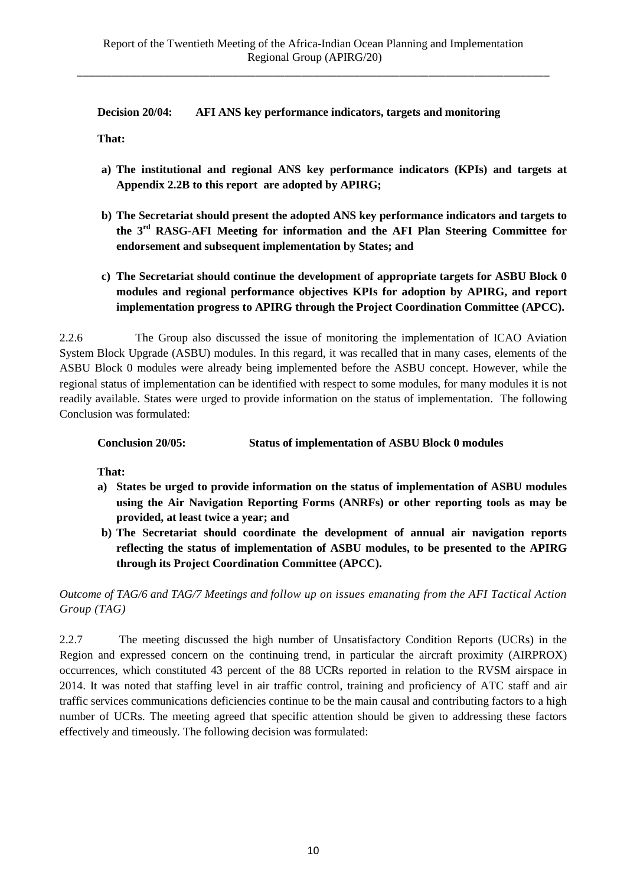**Decision 20/04: AFI ANS key performance indicators, targets and monitoring**

**That:**

**a) The institutional and regional ANS key performance indicators (KPIs) and targets at Appendix 2.2B to this report are adopted by APIRG;**

**b) The Secretariat should present the adopted ANS key performance indicators and targets to the 3rd RASG-AFI Meeting for information and the AFI Plan Steering Committee for endorsement and subsequent implementation by States; and**

**c) The Secretariat should continue the development of appropriate targets for ASBU Block 0 modules and regional performance objectives KPIs for adoption by APIRG, and report implementation progress to APIRG through the Project Coordination Committee (APCC).**

2.2.6 The Group also discussed the issue of monitoring the implementation of ICAO Aviation System Block Upgrade (ASBU) modules. In this regard, it was recalled that in many cases, elements of the ASBU Block 0 modules were already being implemented before the ASBU concept. However, while the regional status of implementation can be identified with respect to some modules, for many modules it is not readily available. States were urged to provide information on the status of implementation. The following Conclusion was formulated:

**Conclusion 20/05: Status of implementation of ASBU Block 0 modules**

**That:**

**a) States be urged to provide information on the status of implementation of ASBU modules using the Air Navigation Reporting Forms (ANRFs) or other reporting tools as may be provided, at least twice a year; and**

**b) The Secretariat should coordinate the development of annual air navigation reports reflecting the status of implementation of ASBU modules, to be presented to the APIRG through its Project Coordination Committee (APCC).**

*Outcome of TAG/6 and TAG/7 Meetings and follow up on issues emanating from the AFI Tactical Action Group (TAG)*

2.2.7 The meeting discussed the high number of Unsatisfactory Condition Reports (UCRs) in the Region and expressed concern on the continuing trend, in particular the aircraft proximity (AIRPROX) occurrences, which constituted 43 percent of the 88 UCRs reported in relation to the RVSM airspace in 2014. It was noted that staffing level in air traffic control, training and proficiency of ATC staff and air traffic services communications deficiencies continue to be the main causal and contributing factors to a high number of UCRs. The meeting agreed that specific attention should be given to addressing these factors effectively and timeously. The following decision was formulated: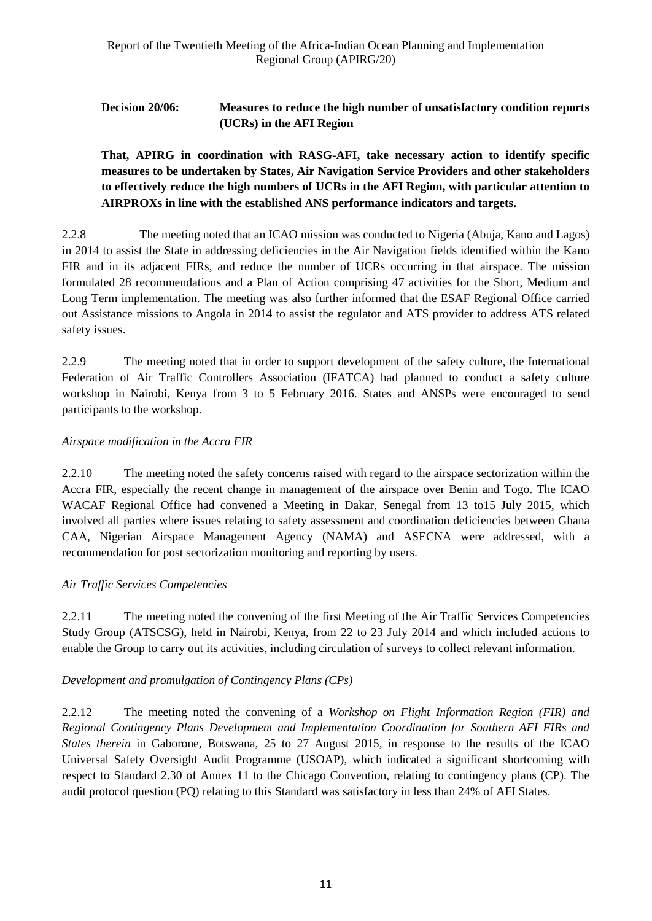**Decision 20/06: Measures to reduce the high number of unsatisfactory condition reports (UCRs) in the AFI Region**

**That, APIRG in coordination with RASG-AFI, take necessary action to identify specific measures to be undertaken by States, Air Navigation Service Providers and other stakeholders to effectively reduce the high numbers of UCRs in the AFI Region, with particular attention to AIRPROXs in line with the established ANS performance indicators and targets.**

2.2.8 The meeting noted that an ICAO mission was conducted to Nigeria (Abuja, Kano and Lagos) in 2014 to assist the State in addressing deficiencies in the Air Navigation fields identified within the Kano FIR and in its adjacent FIRs, and reduce the number of UCRs occurring in that airspace. The mission formulated 28 recommendations and a Plan of Action comprising 47 activities for the Short, Medium and Long Term implementation. The meeting was also further informed that the ESAF Regional Office carried out Assistance missions to Angola in 2014 to assist the regulator and ATS provider to address ATS related safety issues.

2.2.9 The meeting noted that in order to support development of the safety culture, the International Federation of Air Traffic Controllers Association (IFATCA) had planned to conduct a safety culture workshop in Nairobi, Kenya from 3 to 5 February 2016. States and ANSPs were encouraged to send participants to the workshop.

*Airspace modification in the Accra FIR*

2.2.10 The meeting noted the safety concerns raised with regard to the airspace sectorization within the Accra FIR, especially the recent change in management of the airspace over Benin and Togo. The ICAO WACAF Regional Office had convened a Meeting in Dakar, Senegal from 13 to15 July 2015, which involved all parties where issues relating to safety assessment and coordination deficiencies between Ghana CAA, Nigerian Airspace Management Agency (NAMA) and ASECNA were addressed, with a recommendation for post sectorization monitoring and reporting by users.

*Air Traffic Services Competencies*

2.2.11 The meeting noted the convening of the first Meeting of the Air Traffic Services Competencies Study Group (ATSCSG), held in Nairobi, Kenya, from 22 to 23 July 2014 and which included actions to enable the Group to carry out its activities, including circulation of surveys to collect relevant information.

*Development and promulgation of Contingency Plans (CPs)*

2.2.12 The meeting noted the convening of a *Workshop on Flight Information Region (FIR) and Regional Contingency Plans Development and Implementation Coordination for Southern AFI FIRs and States therein* in Gaborone, Botswana, 25 to 27 August 2015, in response to the results of the ICAO Universal Safety Oversight Audit Programme (USOAP), which indicated a significant shortcoming with respect to Standard 2.30 of Annex 11 to the Chicago Convention, relating to contingency plans (CP). The audit protocol question (PQ) relating to this Standard was satisfactory in less than 24% of AFI States.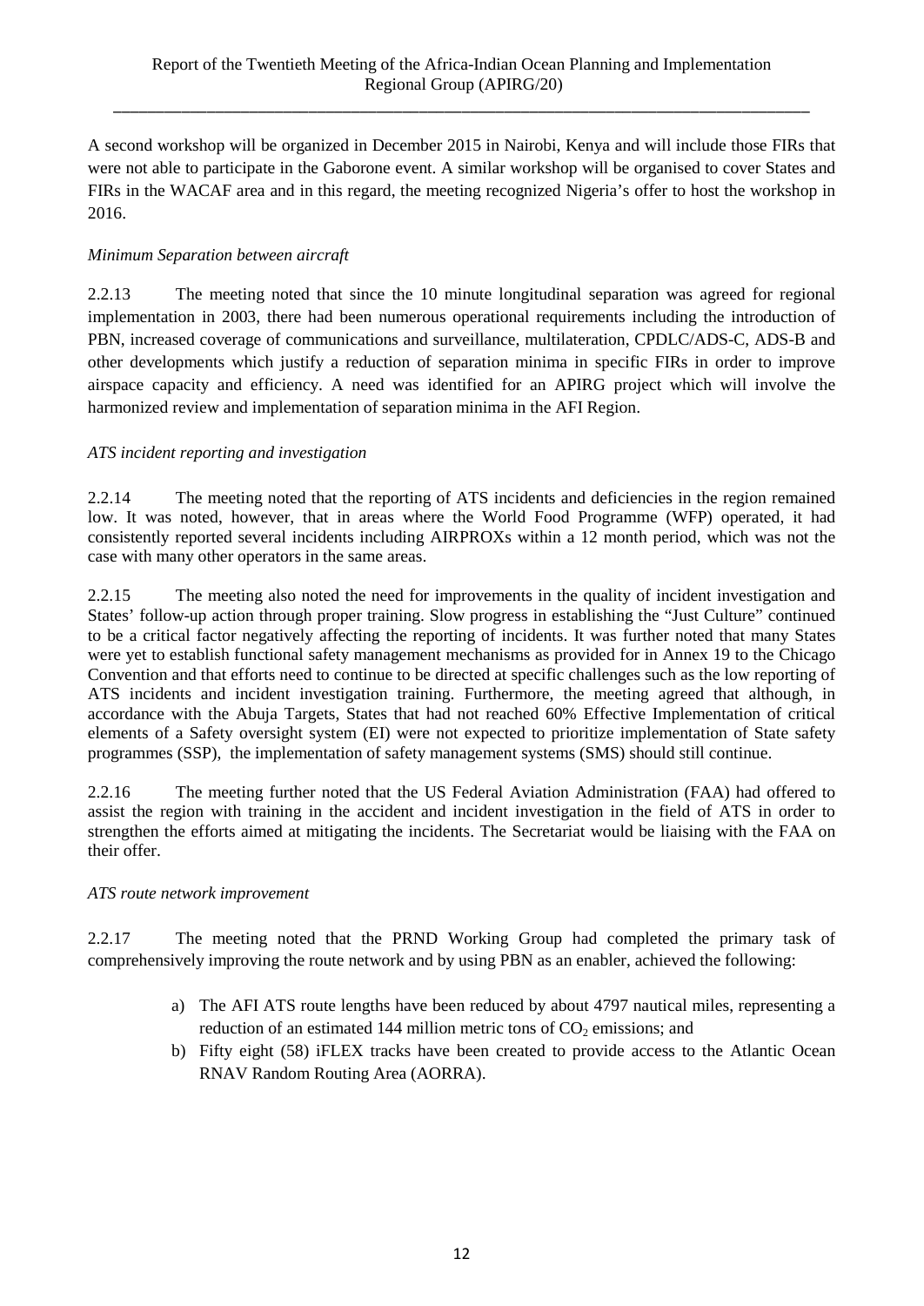A second workshop will be organized in December 2015 in Nairobi, Kenya and will include those FIRs that were not able to participate in the Gaborone event. A similar workshop will be organised to cover States and FIRs in the WACAF area and in this regard, the meeting recognized Nigeria's offer to host the workshop in 2016.

*Minimum Separation between aircraft*

2.2.13 The meeting noted that since the 10 minute longitudinal separation was agreed for regional implementation in 2003, there had been numerous operational requirements including the introduction of PBN, increased coverage of communications and surveillance, multilateration, CPDLC/ADS-C, ADS-B and other developments which justify a reduction of separation minima in specific FIRs in order to improve airspace capacity and efficiency. A need was identified for an APIRG project which will involve the harmonized review and implementation of separation minima in the AFI Region.

*ATS incident reporting and investigation*

2.2.14 The meeting noted that the reporting of ATS incidents and deficiencies in the region remained low. It was noted, however, that in areas where the World Food Programme (WFP) operated, it had consistently reported several incidents including AIRPROXs within a 12 month period, which was not the case with many other operators in the same areas.

2.2.15 The meeting also noted the need for improvements in the quality of incident investigation and States' follow-up action through proper training. Slow progress in establishing the "Just Culture" continued to be a critical factor negatively affecting the reporting of incidents. It was further noted that many States were yet to establish functional safety management mechanisms as provided for in Annex 19 to the Chicago Convention and that efforts need to continue to be directed at specific challenges such as the low reporting of ATS incidents and incident investigation training. Furthermore, the meeting agreed that although, in accordance with the Abuja Targets, States that had not reached 60% Effective Implementation of critical elements of a Safety oversight system (EI) were not expected to prioritize implementation of State safety programmes (SSP), the implementation of safety management systems (SMS) should still continue.

2.2.16 The meeting further noted that the US Federal Aviation Administration (FAA) had offered to assist the region with training in the accident and incident investigation in the field of ATS in order to strengthen the efforts aimed at mitigating the incidents. The Secretariat would be liaising with the FAA on their offer.

*ATS route network improvement*

2.2.17 The meeting noted that the PRND Working Group had completed the primary task of comprehensively improving the route network and by using PBN as an enabler, achieved the following:

a) The AFI ATS route lengths have been reduced by about 4797 nautical miles, representing a reduction of an estimated 144 million metric tons of $CO_2$ emissions; and
b) Fifty eight (58) iFLEX tracks have been created to provide access to the Atlantic Ocean RNAV Random Routing Area (AORRA).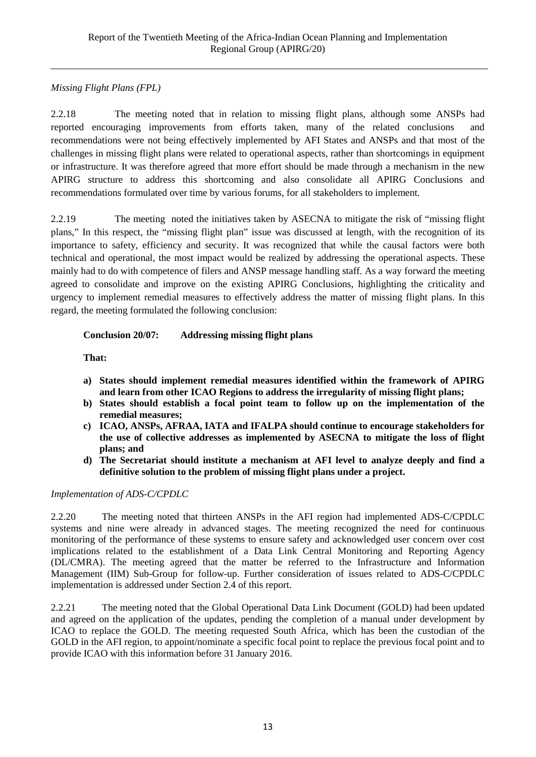*Missing Flight Plans (FPL)*

2.2.18 The meeting noted that in relation to missing flight plans, although some ANSPs had reported encouraging improvements from efforts taken, many of the related conclusions and recommendations were not being effectively implemented by AFI States and ANSPs and that most of the challenges in missing flight plans were related to operational aspects, rather than shortcomings in equipment or infrastructure. It was therefore agreed that more effort should be made through a mechanism in the new APIRG structure to address this shortcoming and also consolidate all APIRG Conclusions and recommendations formulated over time by various forums, for all stakeholders to implement.

2.2.19 The meeting noted the initiatives taken by ASECNA to mitigate the risk of "missing flight plans," In this respect, the "missing flight plan" issue was discussed at length, with the recognition of its importance to safety, efficiency and security. It was recognized that while the causal factors were both technical and operational, the most impact would be realized by addressing the operational aspects. These mainly had to do with competence of filers and ANSP message handling staff. As a way forward the meeting agreed to consolidate and improve on the existing APIRG Conclusions, highlighting the criticality and urgency to implement remedial measures to effectively address the matter of missing flight plans. In this regard, the meeting formulated the following conclusion:

**Conclusion 20/07: Addressing missing flight plans**

**That:**

**a) States should implement remedial measures identified within the framework of APIRG and learn from other ICAO Regions to address the irregularity of missing flight plans;**
**b) States should establish a focal point team to follow up on the implementation of the remedial measures;**
**c) ICAO, ANSPs, AFRAA, IATA and IFALPA should continue to encourage stakeholders for the use of collective addresses as implemented by ASECNA to mitigate the loss of flight plans; and**
**d) The Secretariat should institute a mechanism at AFI level to analyze deeply and find a definitive solution to the problem of missing flight plans under a project.**

*Implementation of ADS-C/CPDLC*

2.2.20 The meeting noted that thirteen ANSPs in the AFI region had implemented ADS-C/CPDLC systems and nine were already in advanced stages. The meeting recognized the need for continuous monitoring of the performance of these systems to ensure safety and acknowledged user concern over cost implications related to the establishment of a Data Link Central Monitoring and Reporting Agency (DL/CMRA). The meeting agreed that the matter be referred to the Infrastructure and Information Management (IIM) Sub-Group for follow-up. Further consideration of issues related to ADS-C/CPDLC implementation is addressed under Section 2.4 of this report.

2.2.21 The meeting noted that the Global Operational Data Link Document (GOLD) had been updated and agreed on the application of the updates, pending the completion of a manual under development by ICAO to replace the GOLD. The meeting requested South Africa, which has been the custodian of the GOLD in the AFI region, to appoint/nominate a specific focal point to replace the previous focal point and to provide ICAO with this information before 31 January 2016.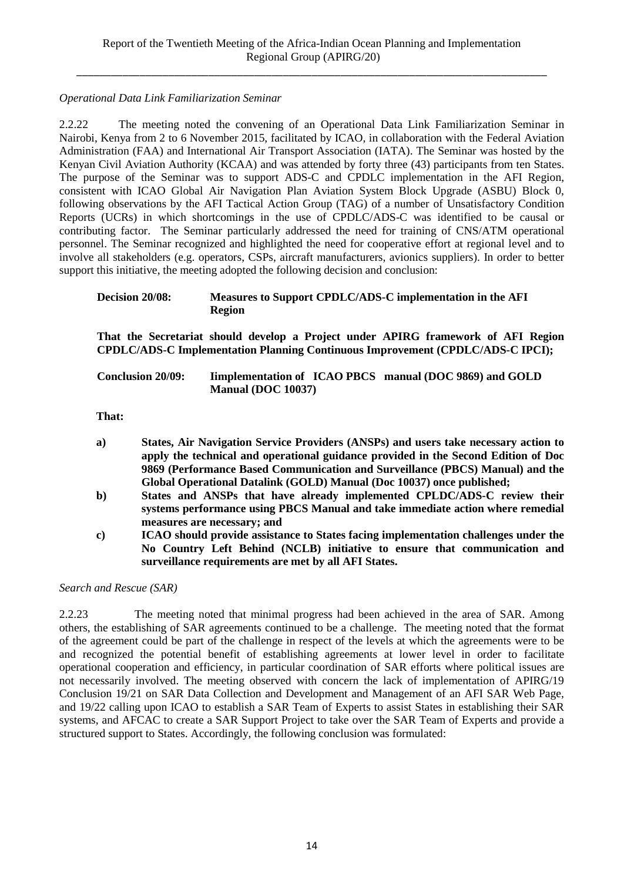*Operational Data Link Familiarization Seminar*

2.2.22 The meeting noted the convening of an Operational Data Link Familiarization Seminar in Nairobi, Kenya from 2 to 6 November 2015, facilitated by ICAO, in collaboration with the Federal Aviation Administration (FAA) and International Air Transport Association (IATA). The Seminar was hosted by the Kenyan Civil Aviation Authority (KCAA) and was attended by forty three (43) participants from ten States. The purpose of the Seminar was to support ADS-C and CPDLC implementation in the AFI Region, consistent with ICAO Global Air Navigation Plan Aviation System Block Upgrade (ASBU) Block 0, following observations by the AFI Tactical Action Group (TAG) of a number of Unsatisfactory Condition Reports (UCRs) in which shortcomings in the use of CPDLC/ADS-C was identified to be causal or contributing factor. The Seminar particularly addressed the need for training of CNS/ATM operational personnel. The Seminar recognized and highlighted the need for cooperative effort at regional level and to involve all stakeholders (e.g. operators, CSPs, aircraft manufacturers, avionics suppliers). In order to better support this initiative, the meeting adopted the following decision and conclusion:

**Decision 20/08: Measures to Support CPDLC/ADS-C implementation in the AFI Region**

**That the Secretariat should develop a Project under APIRG framework of AFI Region CPDLC/ADS-C Implementation Planning Continuous Improvement (CPDLC/ADS-C IPCI);**

**Conclusion 20/09: Iimplementation of ICAO PBCS manual (DOC 9869) and GOLD Manual (DOC 10037)**

**That:**

**a) States, Air Navigation Service Providers (ANSPs) and users take necessary action to apply the technical and operational guidance provided in the Second Edition of Doc 9869 (Performance Based Communication and Surveillance (PBCS) Manual) and the Global Operational Datalink (GOLD) Manual (Doc 10037) once published;**

**b) States and ANSPs that have already implemented CPLDC/ADS-C review their systems performance using PBCS Manual and take immediate action where remedial measures are necessary; and**

**c) ICAO should provide assistance to States facing implementation challenges under the No Country Left Behind (NCLB) initiative to ensure that communication and surveillance requirements are met by all AFI States.**

*Search and Rescue (SAR)*

2.2.23 The meeting noted that minimal progress had been achieved in the area of SAR. Among others, the establishing of SAR agreements continued to be a challenge. The meeting noted that the format of the agreement could be part of the challenge in respect of the levels at which the agreements were to be and recognized the potential benefit of establishing agreements at lower level in order to facilitate operational cooperation and efficiency, in particular coordination of SAR efforts where political issues are not necessarily involved. The meeting observed with concern the lack of implementation of APIRG/19 Conclusion 19/21 on SAR Data Collection and Development and Management of an AFI SAR Web Page, and 19/22 calling upon ICAO to establish a SAR Team of Experts to assist States in establishing their SAR systems, and AFCAC to create a SAR Support Project to take over the SAR Team of Experts and provide a structured support to States. Accordingly, the following conclusion was formulated: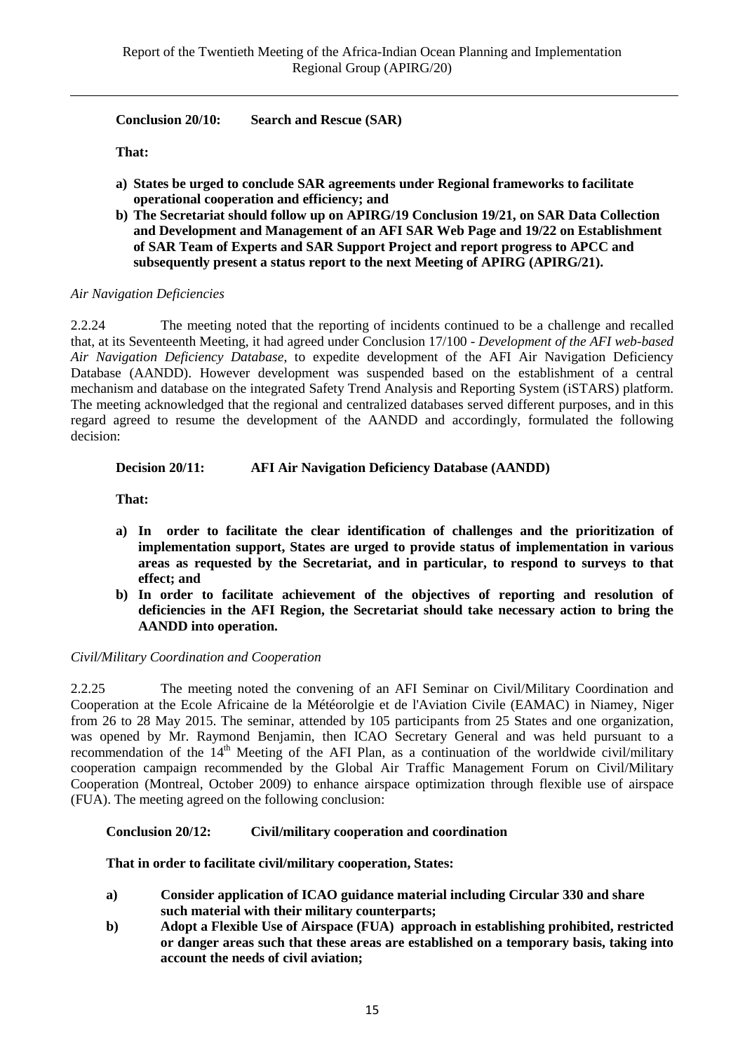**Conclusion 20/10: Search and Rescue (SAR)**

**That:**

- **a) States be urged to conclude SAR agreements under Regional frameworks to facilitate operational cooperation and efficiency; and**
- **b) The Secretariat should follow up on APIRG/19 Conclusion 19/21, on SAR Data Collection and Development and Management of an AFI SAR Web Page and 19/22 on Establishment of SAR Team of Experts and SAR Support Project and report progress to APCC and subsequently present a status report to the next Meeting of APIRG (APIRG/21).**

*Air Navigation Deficiencies*

2.2.24 The meeting noted that the reporting of incidents continued to be a challenge and recalled that, at its Seventeenth Meeting, it had agreed under Conclusion 17/100 - *Development of the AFI web-based Air Navigation Deficiency Database*, to expedite development of the AFI Air Navigation Deficiency Database (AANDD). However development was suspended based on the establishment of a central mechanism and database on the integrated Safety Trend Analysis and Reporting System (iSTARS) platform. The meeting acknowledged that the regional and centralized databases served different purposes, and in this regard agreed to resume the development of the AANDD and accordingly, formulated the following decision:

**Decision 20/11: AFI Air Navigation Deficiency Database (AANDD)**

**That:**

- **a) In order to facilitate the clear identification of challenges and the prioritization of implementation support, States are urged to provide status of implementation in various areas as requested by the Secretariat, and in particular, to respond to surveys to that effect; and**
- **b) In order to facilitate achievement of the objectives of reporting and resolution of deficiencies in the AFI Region, the Secretariat should take necessary action to bring the AANDD into operation.**

*Civil/Military Coordination and Cooperation*

2.2.25 The meeting noted the convening of an AFI Seminar on Civil/Military Coordination and Cooperation at the Ecole Africaine de la Météorolgie et de l'Aviation Civile (EAMAC) in Niamey, Niger from 26 to 28 May 2015. The seminar, attended by 105 participants from 25 States and one organization, was opened by Mr. Raymond Benjamin, then ICAO Secretary General and was held pursuant to a recommendation of the 14th Meeting of the AFI Plan, as a continuation of the worldwide civil/military cooperation campaign recommended by the Global Air Traffic Management Forum on Civil/Military Cooperation (Montreal, October 2009) to enhance airspace optimization through flexible use of airspace (FUA). The meeting agreed on the following conclusion:

**Conclusion 20/12: Civil/military cooperation and coordination**

**That in order to facilitate civil/military cooperation, States:**

- **a) Consider application of ICAO guidance material including Circular 330 and share such material with their military counterparts;**
- **b) Adopt a Flexible Use of Airspace (FUA) approach in establishing prohibited, restricted or danger areas such that these areas are established on a temporary basis, taking into account the needs of civil aviation;**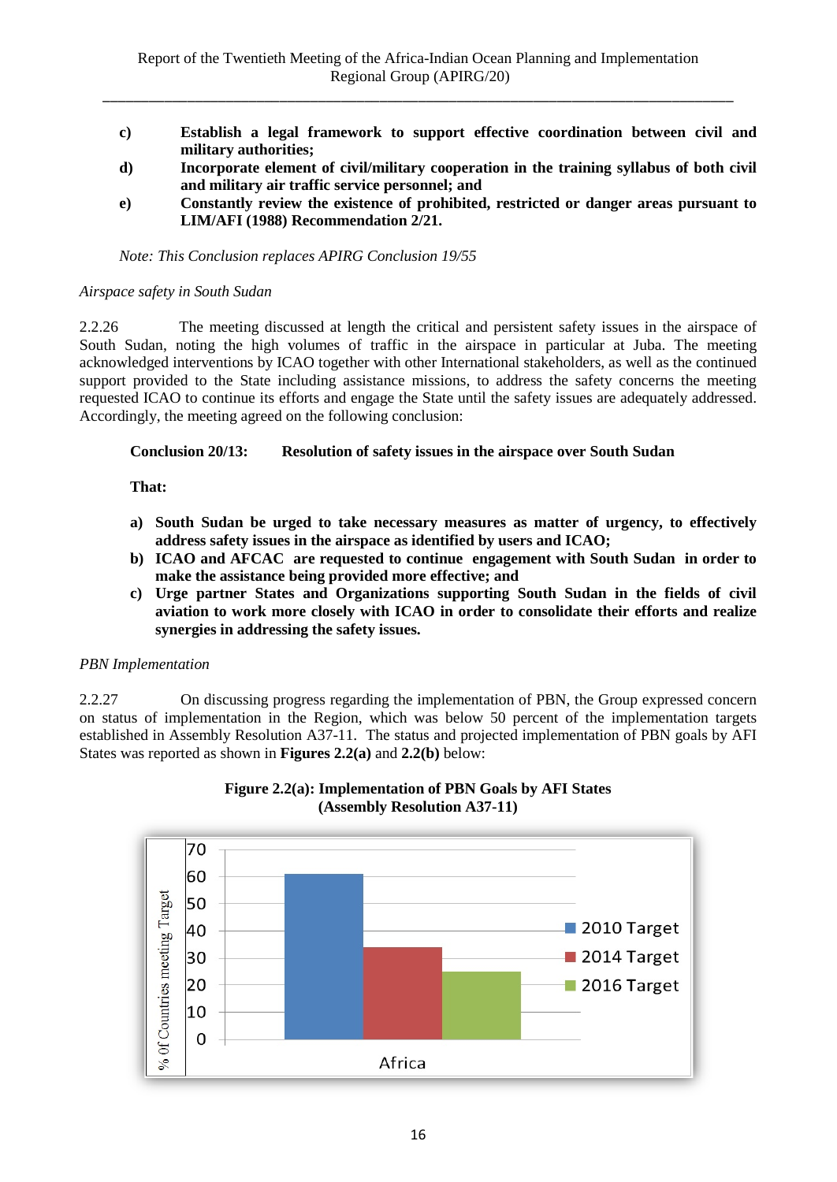**c) Establish a legal framework to support effective coordination between civil and military authorities;**

**d) Incorporate element of civil/military cooperation in the training syllabus of both civil and military air traffic service personnel; and**

**e) Constantly review the existence of prohibited, restricted or danger areas pursuant to LIM/AFI (1988) Recommendation 2/21.**

*Note: This Conclusion replaces APIRG Conclusion 19/55*

*Airspace safety in South Sudan*

2.2.26 The meeting discussed at length the critical and persistent safety issues in the airspace of South Sudan, noting the high volumes of traffic in the airspace in particular at Juba. The meeting acknowledged interventions by ICAO together with other International stakeholders, as well as the continued support provided to the State including assistance missions, to address the safety concerns the meeting requested ICAO to continue its efforts and engage the State until the safety issues are adequately addressed. Accordingly, the meeting agreed on the following conclusion:

**Conclusion 20/13: Resolution of safety issues in the airspace over South Sudan**

**That:**

**a) South Sudan be urged to take necessary measures as matter of urgency, to effectively address safety issues in the airspace as identified by users and ICAO;**

**b) ICAO and AFCAC are requested to continue engagement with South Sudan in order to make the assistance being provided more effective; and**

**c) Urge partner States and Organizations supporting South Sudan in the fields of civil aviation to work more closely with ICAO in order to consolidate their efforts and realize synergies in addressing the safety issues.**

*PBN Implementation*

2.2.27 On discussing progress regarding the implementation of PBN, the Group expressed concern on status of implementation in the Region, which was below 50 percent of the implementation targets established in Assembly Resolution A37-11. The status and projected implementation of PBN goals by AFI States was reported as shown in **Figures 2.2(a)** and **2.2(b)** below:

**Figure 2.2(a): Implementation of PBN Goals by AFI States (Assembly Resolution A37-11)**

| | 2010 Target | 2014 Target | 2016 Target |
|---|---|---|---|
| Africa | ~61 | ~34 | ~25 |

*(Y-axis: % Of Countries meeting Target)*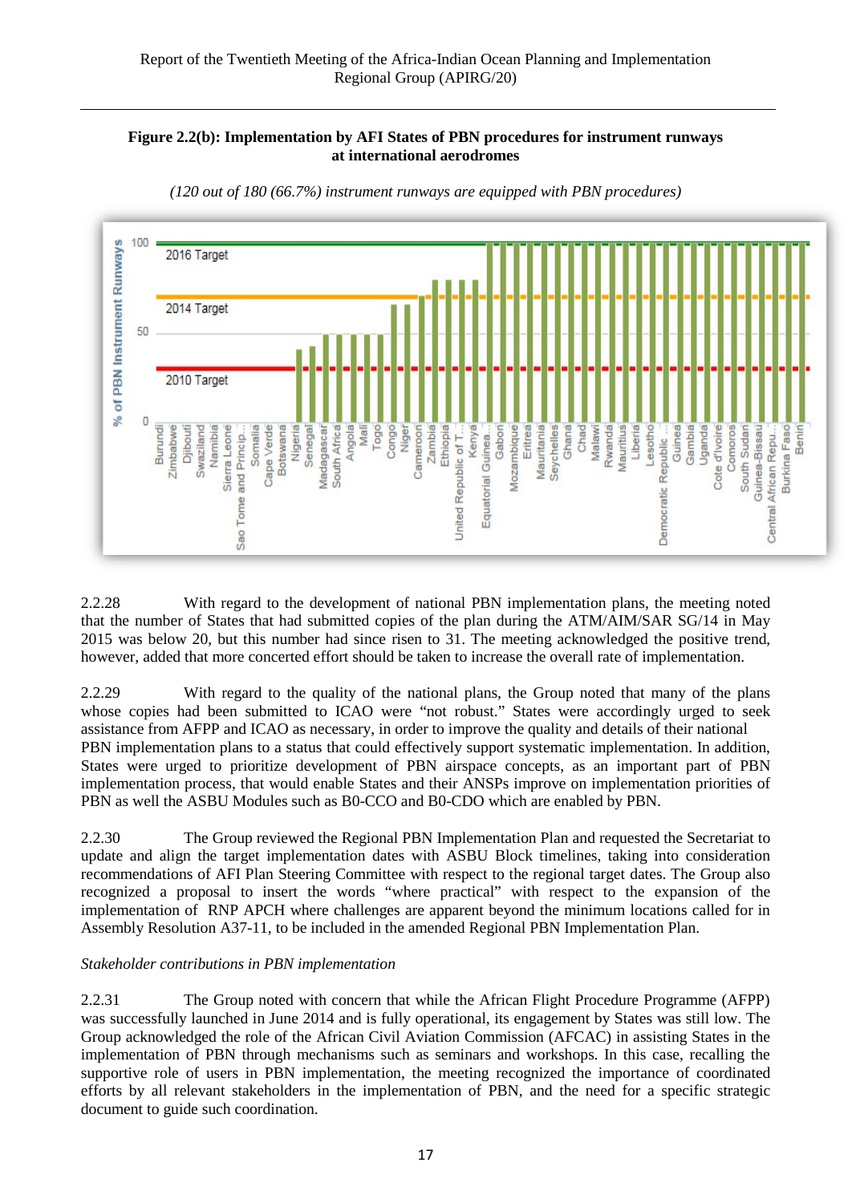**Figure 2.2(b): Implementation by AFI States of PBN procedures for instrument runways at international aerodromes**

*(120 out of 180 (66.7%) instrument runways are equipped with PBN procedures)*

2.2.28 With regard to the development of national PBN implementation plans, the meeting noted that the number of States that had submitted copies of the plan during the ATM/AIM/SAR SG/14 in May 2015 was below 20, but this number had since risen to 31. The meeting acknowledged the positive trend, however, added that more concerted effort should be taken to increase the overall rate of implementation.

2.2.29 With regard to the quality of the national plans, the Group noted that many of the plans whose copies had been submitted to ICAO were "not robust." States were accordingly urged to seek assistance from AFPP and ICAO as necessary, in order to improve the quality and details of their national PBN implementation plans to a status that could effectively support systematic implementation. In addition, States were urged to prioritize development of PBN airspace concepts, as an important part of PBN implementation process, that would enable States and their ANSPs improve on implementation priorities of PBN as well the ASBU Modules such as B0-CCO and B0-CDO which are enabled by PBN.

2.2.30 The Group reviewed the Regional PBN Implementation Plan and requested the Secretariat to update and align the target implementation dates with ASBU Block timelines, taking into consideration recommendations of AFI Plan Steering Committee with respect to the regional target dates. The Group also recognized a proposal to insert the words "where practical" with respect to the expansion of the implementation of RNP APCH where challenges are apparent beyond the minimum locations called for in Assembly Resolution A37-11, to be included in the amended Regional PBN Implementation Plan.

*Stakeholder contributions in PBN implementation*

2.2.31 The Group noted with concern that while the African Flight Procedure Programme (AFPP) was successfully launched in June 2014 and is fully operational, its engagement by States was still low. The Group acknowledged the role of the African Civil Aviation Commission (AFCAC) in assisting States in the implementation of PBN through mechanisms such as seminars and workshops. In this case, recalling the supportive role of users in PBN implementation, the meeting recognized the importance of coordinated efforts by all relevant stakeholders in the implementation of PBN, and the need for a specific strategic document to guide such coordination.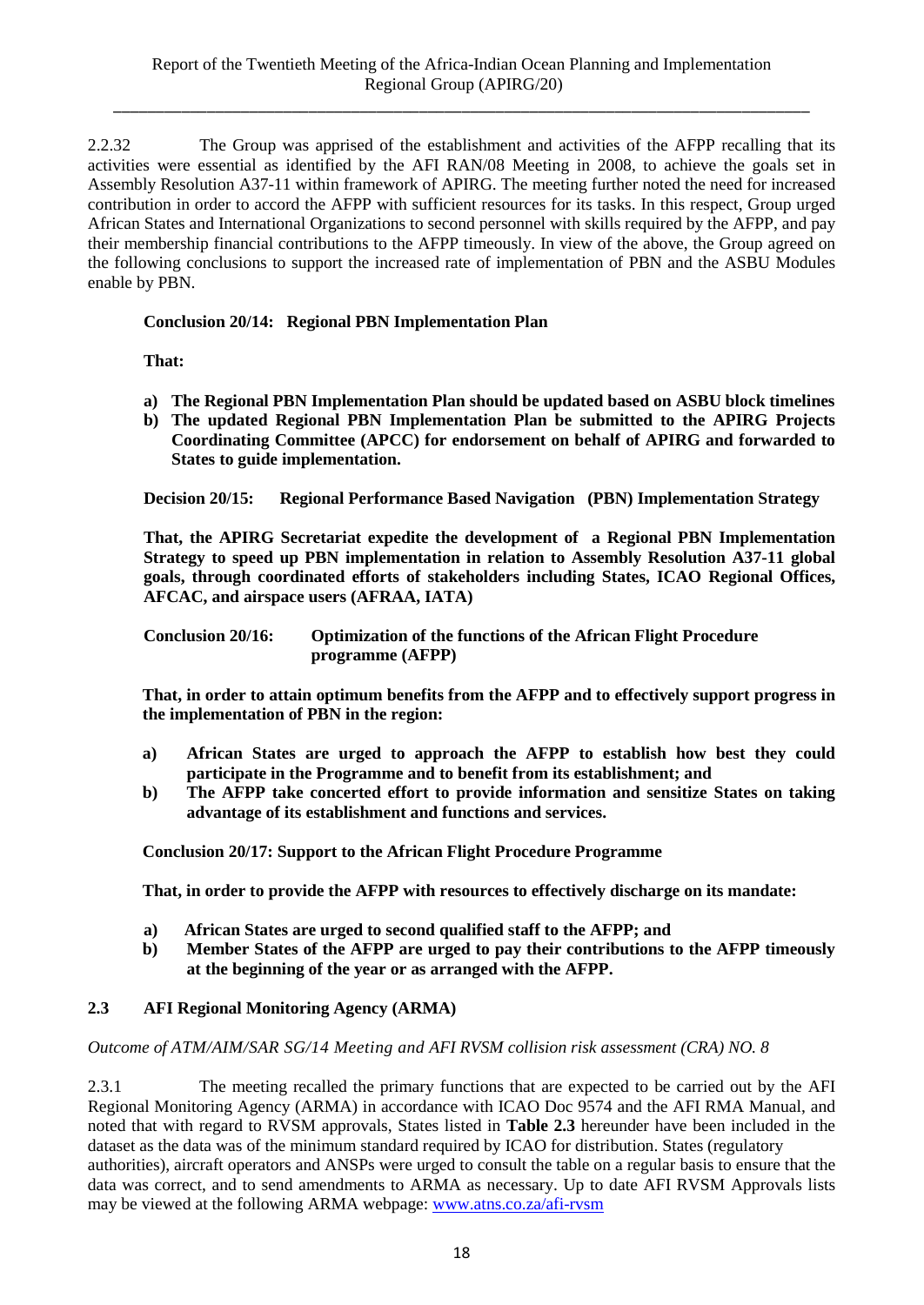2.2.32 The Group was apprised of the establishment and activities of the AFPP recalling that its activities were essential as identified by the AFI RAN/08 Meeting in 2008, to achieve the goals set in Assembly Resolution A37-11 within framework of APIRG. The meeting further noted the need for increased contribution in order to accord the AFPP with sufficient resources for its tasks. In this respect, Group urged African States and International Organizations to second personnel with skills required by the AFPP, and pay their membership financial contributions to the AFPP timeously. In view of the above, the Group agreed on the following conclusions to support the increased rate of implementation of PBN and the ASBU Modules enable by PBN.

**Conclusion 20/14: Regional PBN Implementation Plan**

**That:**

**a) The Regional PBN Implementation Plan should be updated based on ASBU block timelines**
**b) The updated Regional PBN Implementation Plan be submitted to the APIRG Projects Coordinating Committee (APCC) for endorsement on behalf of APIRG and forwarded to States to guide implementation.**

**Decision 20/15: Regional Performance Based Navigation (PBN) Implementation Strategy**

**That, the APIRG Secretariat expedite the development of a Regional PBN Implementation Strategy to speed up PBN implementation in relation to Assembly Resolution A37-11 global goals, through coordinated efforts of stakeholders including States, ICAO Regional Offices, AFCAC, and airspace users (AFRAA, IATA)**

**Conclusion 20/16: Optimization of the functions of the African Flight Procedure programme (AFPP)**

**That, in order to attain optimum benefits from the AFPP and to effectively support progress in the implementation of PBN in the region:**

**a) African States are urged to approach the AFPP to establish how best they could participate in the Programme and to benefit from its establishment; and**
**b) The AFPP take concerted effort to provide information and sensitize States on taking advantage of its establishment and functions and services.**

**Conclusion 20/17: Support to the African Flight Procedure Programme**

**That, in order to provide the AFPP with resources to effectively discharge on its mandate:**

**a) African States are urged to second qualified staff to the AFPP; and**
**b) Member States of the AFPP are urged to pay their contributions to the AFPP timeously at the beginning of the year or as arranged with the AFPP.**

## 2.3 AFI Regional Monitoring Agency (ARMA)

*Outcome of ATM/AIM/SAR SG/14 Meeting and AFI RVSM collision risk assessment (CRA) NO. 8*

2.3.1 The meeting recalled the primary functions that are expected to be carried out by the AFI Regional Monitoring Agency (ARMA) in accordance with ICAO Doc 9574 and the AFI RMA Manual, and noted that with regard to RVSM approvals, States listed in **Table 2.3** hereunder have been included in the dataset as the data was of the minimum standard required by ICAO for distribution. States (regulatory authorities), aircraft operators and ANSPs were urged to consult the table on a regular basis to ensure that the data was correct, and to send amendments to ARMA as necessary. Up to date AFI RVSM Approvals lists may be viewed at the following ARMA webpage: www.atns.co.za/afi-rvsm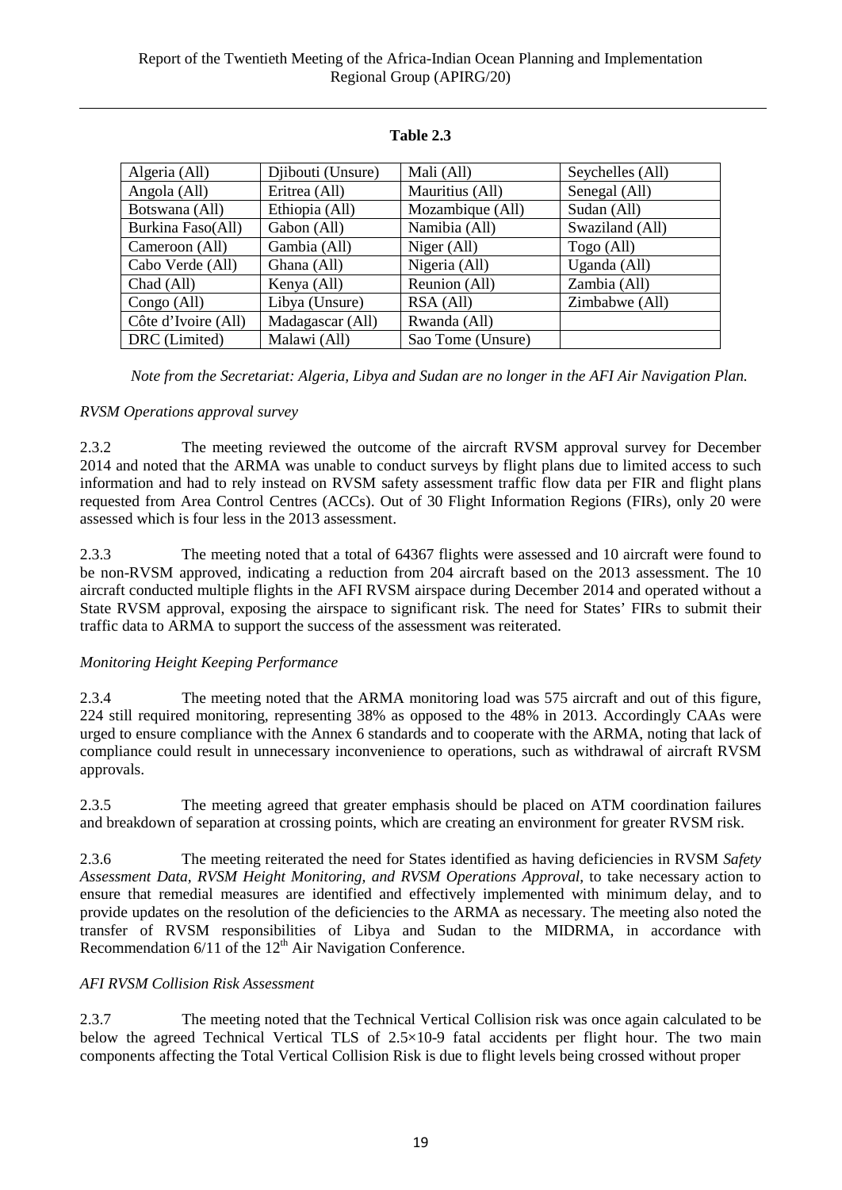**Table 2.3**

| Algeria (All) | Djibouti (Unsure) | Mali (All) | Seychelles (All) |
|---|---|---|---|
| Angola (All) | Eritrea (All) | Mauritius (All) | Senegal (All) |
| Botswana (All) | Ethiopia (All) | Mozambique (All) | Sudan (All) |
| Burkina Faso(All) | Gabon (All) | Namibia (All) | Swaziland (All) |
| Cameroon (All) | Gambia (All) | Niger (All) | Togo (All) |
| Cabo Verde (All) | Ghana (All) | Nigeria (All) | Uganda (All) |
| Chad (All) | Kenya (All) | Reunion (All) | Zambia (All) |
| Congo (All) | Libya (Unsure) | RSA (All) | Zimbabwe (All) |
| Côte d'Ivoire (All) | Madagascar (All) | Rwanda (All) | |
| DRC (Limited) | Malawi (All) | Sao Tome (Unsure) | |

*Note from the Secretariat: Algeria, Libya and Sudan are no longer in the AFI Air Navigation Plan.*

*RVSM Operations approval survey*

2.3.2 The meeting reviewed the outcome of the aircraft RVSM approval survey for December 2014 and noted that the ARMA was unable to conduct surveys by flight plans due to limited access to such information and had to rely instead on RVSM safety assessment traffic flow data per FIR and flight plans requested from Area Control Centres (ACCs). Out of 30 Flight Information Regions (FIRs), only 20 were assessed which is four less in the 2013 assessment.

2.3.3 The meeting noted that a total of 64367 flights were assessed and 10 aircraft were found to be non-RVSM approved, indicating a reduction from 204 aircraft based on the 2013 assessment. The 10 aircraft conducted multiple flights in the AFI RVSM airspace during December 2014 and operated without a State RVSM approval, exposing the airspace to significant risk. The need for States' FIRs to submit their traffic data to ARMA to support the success of the assessment was reiterated.

*Monitoring Height Keeping Performance*

2.3.4 The meeting noted that the ARMA monitoring load was 575 aircraft and out of this figure, 224 still required monitoring, representing 38% as opposed to the 48% in 2013. Accordingly CAAs were urged to ensure compliance with the Annex 6 standards and to cooperate with the ARMA, noting that lack of compliance could result in unnecessary inconvenience to operations, such as withdrawal of aircraft RVSM approvals.

2.3.5 The meeting agreed that greater emphasis should be placed on ATM coordination failures and breakdown of separation at crossing points, which are creating an environment for greater RVSM risk.

2.3.6 The meeting reiterated the need for States identified as having deficiencies in RVSM *Safety Assessment Data, RVSM Height Monitoring, and RVSM Operations Approval*, to take necessary action to ensure that remedial measures are identified and effectively implemented with minimum delay, and to provide updates on the resolution of the deficiencies to the ARMA as necessary. The meeting also noted the transfer of RVSM responsibilities of Libya and Sudan to the MIDRMA, in accordance with Recommendation 6/11 of the 12th Air Navigation Conference.

*AFI RVSM Collision Risk Assessment*

2.3.7 The meeting noted that the Technical Vertical Collision risk was once again calculated to be below the agreed Technical Vertical TLS of $2.5 \times 10^{-9}$ fatal accidents per flight hour. The two main components affecting the Total Vertical Collision Risk is due to flight levels being crossed without proper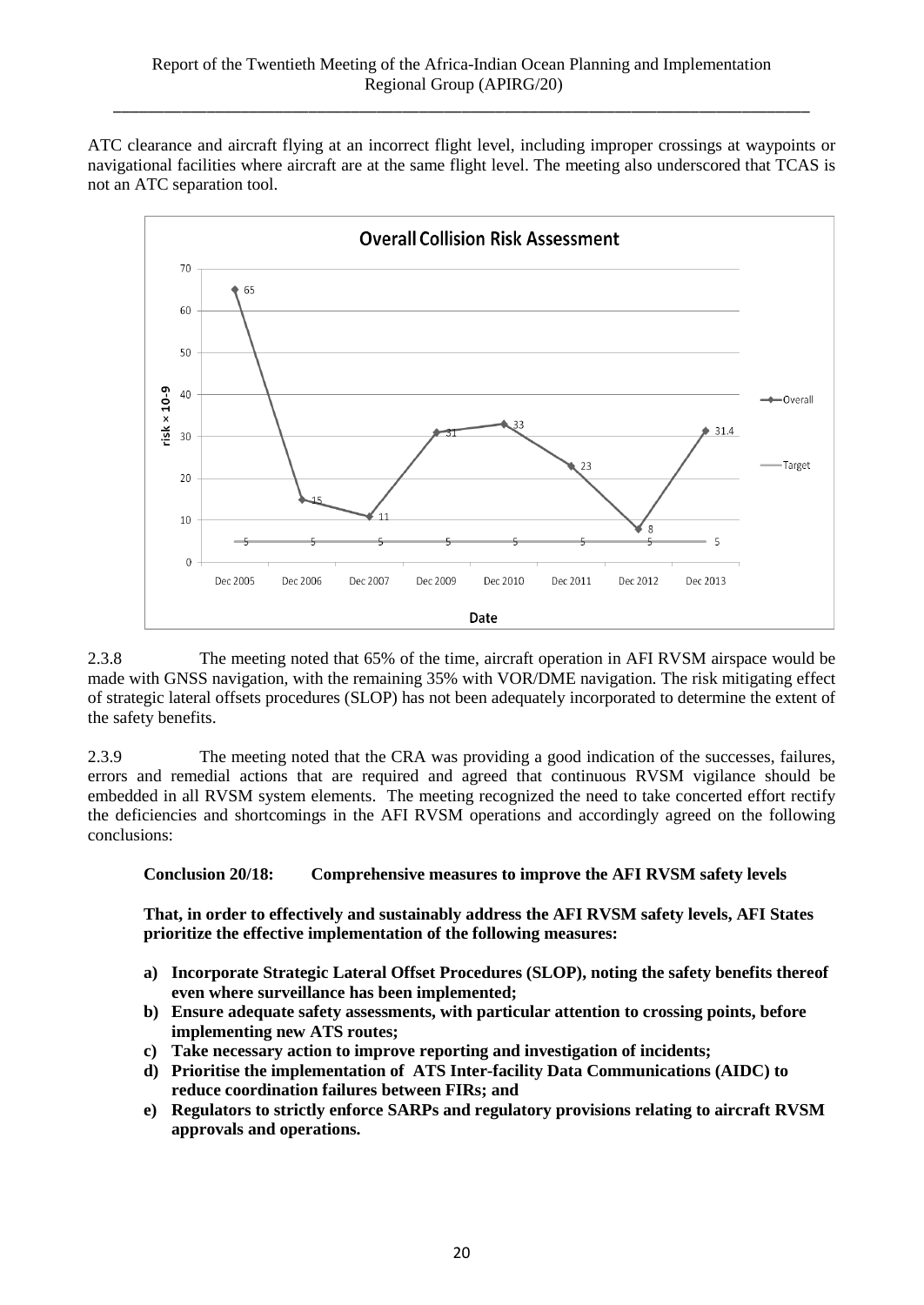ATC clearance and aircraft flying at an incorrect flight level, including improper crossings at waypoints or navigational facilities where aircraft are at the same flight level. The meeting also underscored that TCAS is not an ATC separation tool.

**Overall Collision Risk Assessment**

| Date | Overall (risk × 10-9) | Target (risk × 10-9) |
|---|---|---|
| Dec 2005 | 65 | 5 |
| Dec 2006 | 15 | 5 |
| Dec 2007 | 11 | 5 |
| Dec 2009 | 31 | 5 |
| Dec 2010 | 33 | 5 |
| Dec 2011 | 23 | 5 |
| Dec 2012 | 8 | 5 |
| Dec 2013 | 31.4 | 5 |

2.3.8 The meeting noted that 65% of the time, aircraft operation in AFI RVSM airspace would be made with GNSS navigation, with the remaining 35% with VOR/DME navigation. The risk mitigating effect of strategic lateral offsets procedures (SLOP) has not been adequately incorporated to determine the extent of the safety benefits.

2.3.9 The meeting noted that the CRA was providing a good indication of the successes, failures, errors and remedial actions that are required and agreed that continuous RVSM vigilance should be embedded in all RVSM system elements. The meeting recognized the need to take concerted effort rectify the deficiencies and shortcomings in the AFI RVSM operations and accordingly agreed on the following conclusions:

**Conclusion 20/18: Comprehensive measures to improve the AFI RVSM safety levels**

**That, in order to effectively and sustainably address the AFI RVSM safety levels, AFI States prioritize the effective implementation of the following measures:**

- **a) Incorporate Strategic Lateral Offset Procedures (SLOP), noting the safety benefits thereof even where surveillance has been implemented;**
- **b) Ensure adequate safety assessments, with particular attention to crossing points, before implementing new ATS routes;**
- **c) Take necessary action to improve reporting and investigation of incidents;**
- **d) Prioritise the implementation of ATS Inter-facility Data Communications (AIDC) to reduce coordination failures between FIRs; and**
- **e) Regulators to strictly enforce SARPs and regulatory provisions relating to aircraft RVSM approvals and operations.**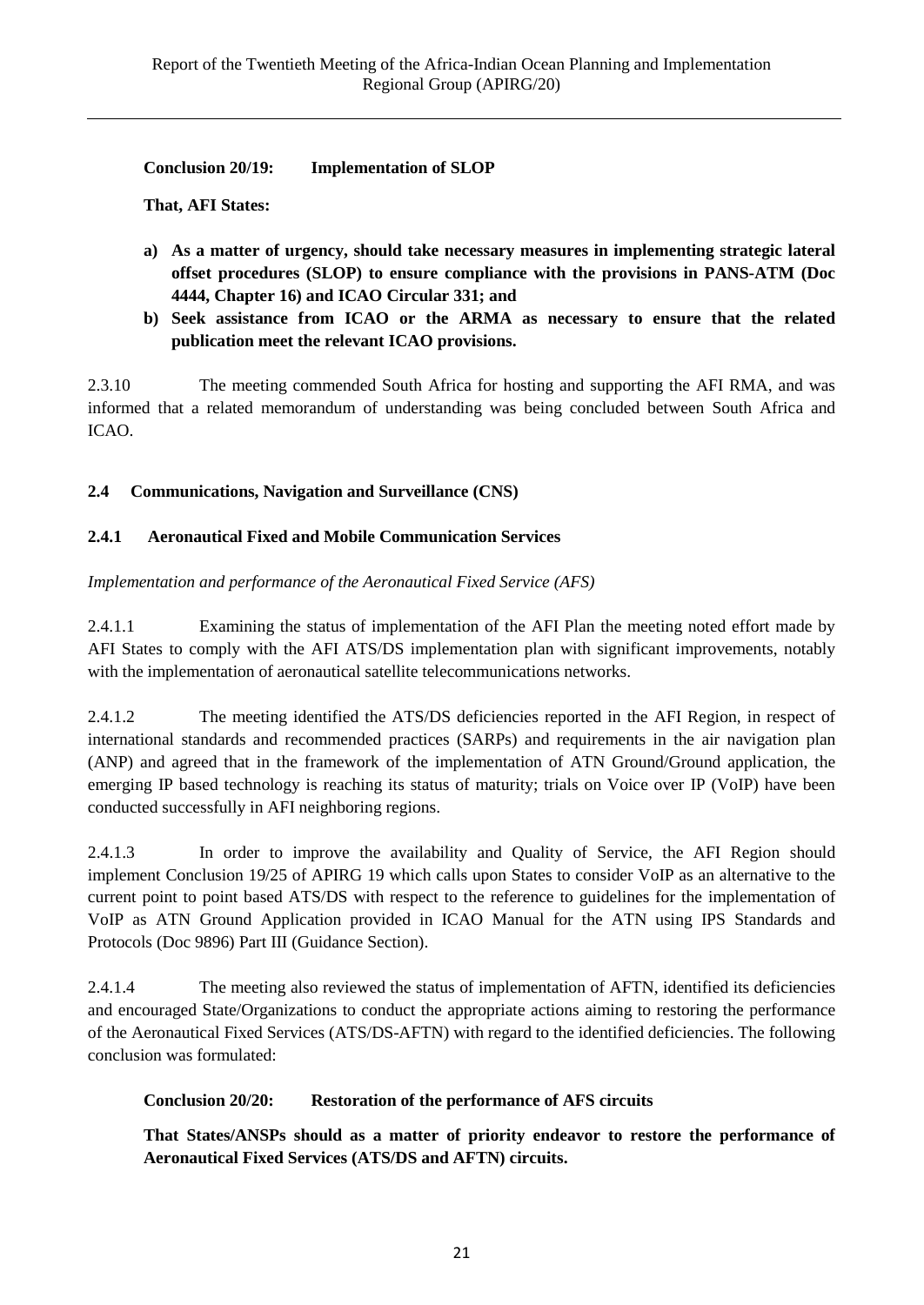**Conclusion 20/19: Implementation of SLOP**

**That, AFI States:**

a) **As a matter of urgency, should take necessary measures in implementing strategic lateral offset procedures (SLOP) to ensure compliance with the provisions in PANS-ATM (Doc 4444, Chapter 16) and ICAO Circular 331; and**
b) **Seek assistance from ICAO or the ARMA as necessary to ensure that the related publication meet the relevant ICAO provisions.**

2.3.10 The meeting commended South Africa for hosting and supporting the AFI RMA, and was informed that a related memorandum of understanding was being concluded between South Africa and ICAO.

## 2.4 Communications, Navigation and Surveillance (CNS)

### 2.4.1 Aeronautical Fixed and Mobile Communication Services

*Implementation and performance of the Aeronautical Fixed Service (AFS)*

2.4.1.1 Examining the status of implementation of the AFI Plan the meeting noted effort made by AFI States to comply with the AFI ATS/DS implementation plan with significant improvements, notably with the implementation of aeronautical satellite telecommunications networks.

2.4.1.2 The meeting identified the ATS/DS deficiencies reported in the AFI Region, in respect of international standards and recommended practices (SARPs) and requirements in the air navigation plan (ANP) and agreed that in the framework of the implementation of ATN Ground/Ground application, the emerging IP based technology is reaching its status of maturity; trials on Voice over IP (VoIP) have been conducted successfully in AFI neighboring regions.

2.4.1.3 In order to improve the availability and Quality of Service, the AFI Region should implement Conclusion 19/25 of APIRG 19 which calls upon States to consider VoIP as an alternative to the current point to point based ATS/DS with respect to the reference to guidelines for the implementation of VoIP as ATN Ground Application provided in ICAO Manual for the ATN using IPS Standards and Protocols (Doc 9896) Part III (Guidance Section).

2.4.1.4 The meeting also reviewed the status of implementation of AFTN, identified its deficiencies and encouraged State/Organizations to conduct the appropriate actions aiming to restoring the performance of the Aeronautical Fixed Services (ATS/DS-AFTN) with regard to the identified deficiencies. The following conclusion was formulated:

**Conclusion 20/20: Restoration of the performance of AFS circuits**

**That States/ANSPs should as a matter of priority endeavor to restore the performance of Aeronautical Fixed Services (ATS/DS and AFTN) circuits.**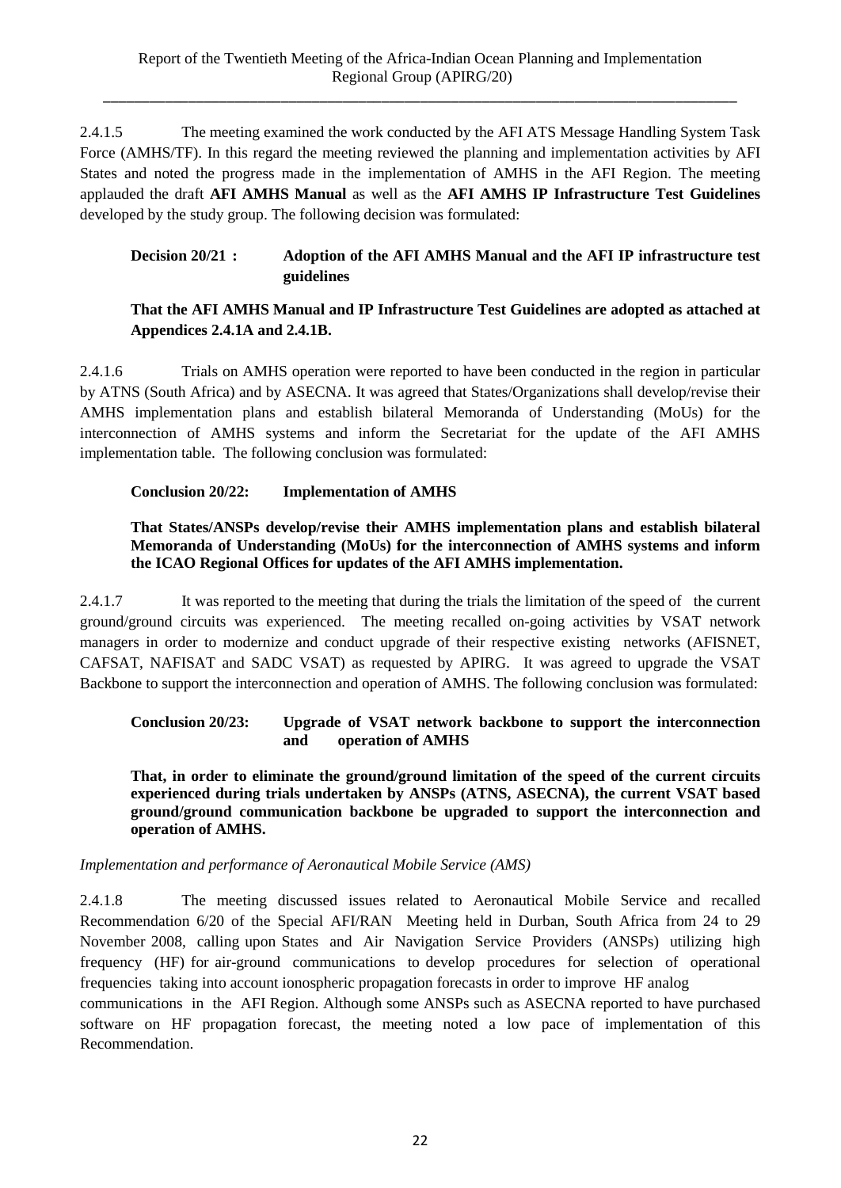2.4.1.5 The meeting examined the work conducted by the AFI ATS Message Handling System Task Force (AMHS/TF). In this regard the meeting reviewed the planning and implementation activities by AFI States and noted the progress made in the implementation of AMHS in the AFI Region. The meeting applauded the draft **AFI AMHS Manual** as well as the **AFI AMHS IP Infrastructure Test Guidelines** developed by the study group. The following decision was formulated:

**Decision 20/21 : Adoption of the AFI AMHS Manual and the AFI IP infrastructure test guidelines**

**That the AFI AMHS Manual and IP Infrastructure Test Guidelines are adopted as attached at Appendices 2.4.1A and 2.4.1B.**

2.4.1.6 Trials on AMHS operation were reported to have been conducted in the region in particular by ATNS (South Africa) and by ASECNA. It was agreed that States/Organizations shall develop/revise their AMHS implementation plans and establish bilateral Memoranda of Understanding (MoUs) for the interconnection of AMHS systems and inform the Secretariat for the update of the AFI AMHS implementation table. The following conclusion was formulated:

**Conclusion 20/22: Implementation of AMHS**

**That States/ANSPs develop/revise their AMHS implementation plans and establish bilateral Memoranda of Understanding (MoUs) for the interconnection of AMHS systems and inform the ICAO Regional Offices for updates of the AFI AMHS implementation.**

2.4.1.7 It was reported to the meeting that during the trials the limitation of the speed of the current ground/ground circuits was experienced. The meeting recalled on-going activities by VSAT network managers in order to modernize and conduct upgrade of their respective existing networks (AFISNET, CAFSAT, NAFISAT and SADC VSAT) as requested by APIRG. It was agreed to upgrade the VSAT Backbone to support the interconnection and operation of AMHS. The following conclusion was formulated:

**Conclusion 20/23: Upgrade of VSAT network backbone to support the interconnection and operation of AMHS**

**That, in order to eliminate the ground/ground limitation of the speed of the current circuits experienced during trials undertaken by ANSPs (ATNS, ASECNA), the current VSAT based ground/ground communication backbone be upgraded to support the interconnection and operation of AMHS.**

*Implementation and performance of Aeronautical Mobile Service (AMS)*

2.4.1.8 The meeting discussed issues related to Aeronautical Mobile Service and recalled Recommendation 6/20 of the Special AFI/RAN Meeting held in Durban, South Africa from 24 to 29 November 2008, calling upon States and Air Navigation Service Providers (ANSPs) utilizing high frequency (HF) for air-ground communications to develop procedures for selection of operational frequencies taking into account ionospheric propagation forecasts in order to improve HF analog communications in the AFI Region. Although some ANSPs such as ASECNA reported to have purchased software on HF propagation forecast, the meeting noted a low pace of implementation of this Recommendation.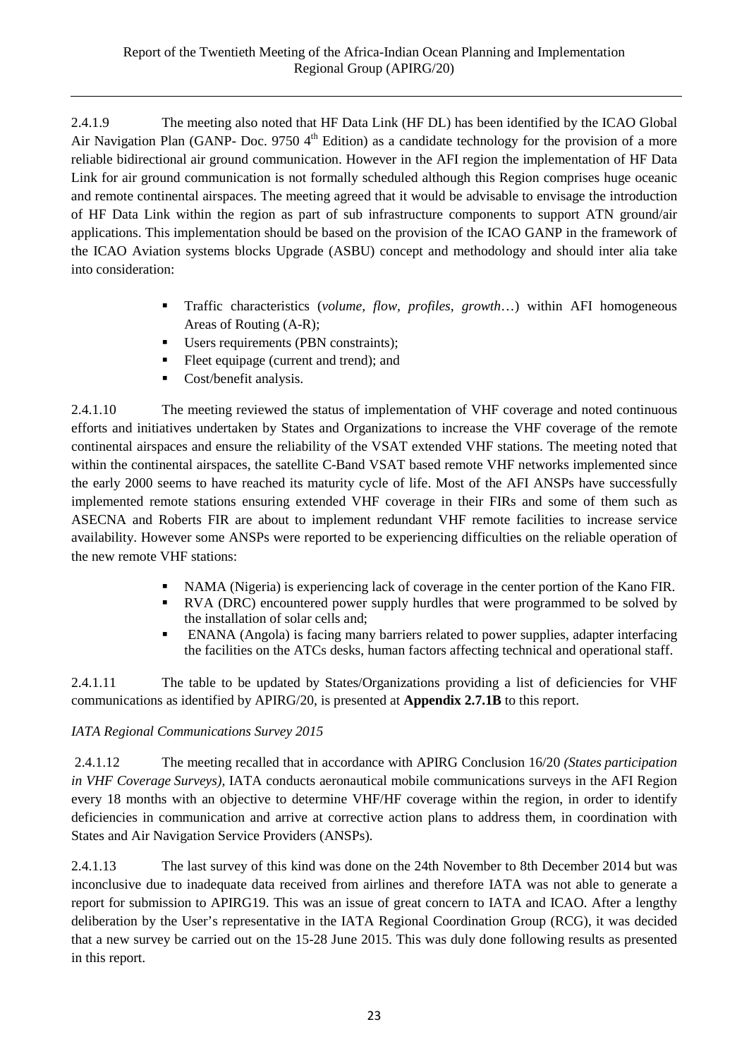2.4.1.9 The meeting also noted that HF Data Link (HF DL) has been identified by the ICAO Global Air Navigation Plan (GANP- Doc. 9750 4th Edition) as a candidate technology for the provision of a more reliable bidirectional air ground communication. However in the AFI region the implementation of HF Data Link for air ground communication is not formally scheduled although this Region comprises huge oceanic and remote continental airspaces. The meeting agreed that it would be advisable to envisage the introduction of HF Data Link within the region as part of sub infrastructure components to support ATN ground/air applications. This implementation should be based on the provision of the ICAO GANP in the framework of the ICAO Aviation systems blocks Upgrade (ASBU) concept and methodology and should inter alia take into consideration:

- Traffic characteristics (*volume, flow, profiles, growth*…) within AFI homogeneous Areas of Routing (A-R);
- Users requirements (PBN constraints);
- Fleet equipage (current and trend); and
- Cost/benefit analysis.

2.4.1.10 The meeting reviewed the status of implementation of VHF coverage and noted continuous efforts and initiatives undertaken by States and Organizations to increase the VHF coverage of the remote continental airspaces and ensure the reliability of the VSAT extended VHF stations. The meeting noted that within the continental airspaces, the satellite C-Band VSAT based remote VHF networks implemented since the early 2000 seems to have reached its maturity cycle of life. Most of the AFI ANSPs have successfully implemented remote stations ensuring extended VHF coverage in their FIRs and some of them such as ASECNA and Roberts FIR are about to implement redundant VHF remote facilities to increase service availability. However some ANSPs were reported to be experiencing difficulties on the reliable operation of the new remote VHF stations:

- NAMA (Nigeria) is experiencing lack of coverage in the center portion of the Kano FIR.
- RVA (DRC) encountered power supply hurdles that were programmed to be solved by the installation of solar cells and;
- ENANA (Angola) is facing many barriers related to power supplies, adapter interfacing the facilities on the ATCs desks, human factors affecting technical and operational staff.

2.4.1.11 The table to be updated by States/Organizations providing a list of deficiencies for VHF communications as identified by APIRG/20, is presented at **Appendix 2.7.1B** to this report.

*IATA Regional Communications Survey 2015*

2.4.1.12 The meeting recalled that in accordance with APIRG Conclusion 16/20 *(States participation in VHF Coverage Surveys),* IATA conducts aeronautical mobile communications surveys in the AFI Region every 18 months with an objective to determine VHF/HF coverage within the region, in order to identify deficiencies in communication and arrive at corrective action plans to address them, in coordination with States and Air Navigation Service Providers (ANSPs).

2.4.1.13 The last survey of this kind was done on the 24th November to 8th December 2014 but was inconclusive due to inadequate data received from airlines and therefore IATA was not able to generate a report for submission to APIRG19. This was an issue of great concern to IATA and ICAO. After a lengthy deliberation by the User's representative in the IATA Regional Coordination Group (RCG), it was decided that a new survey be carried out on the 15-28 June 2015. This was duly done following results as presented in this report.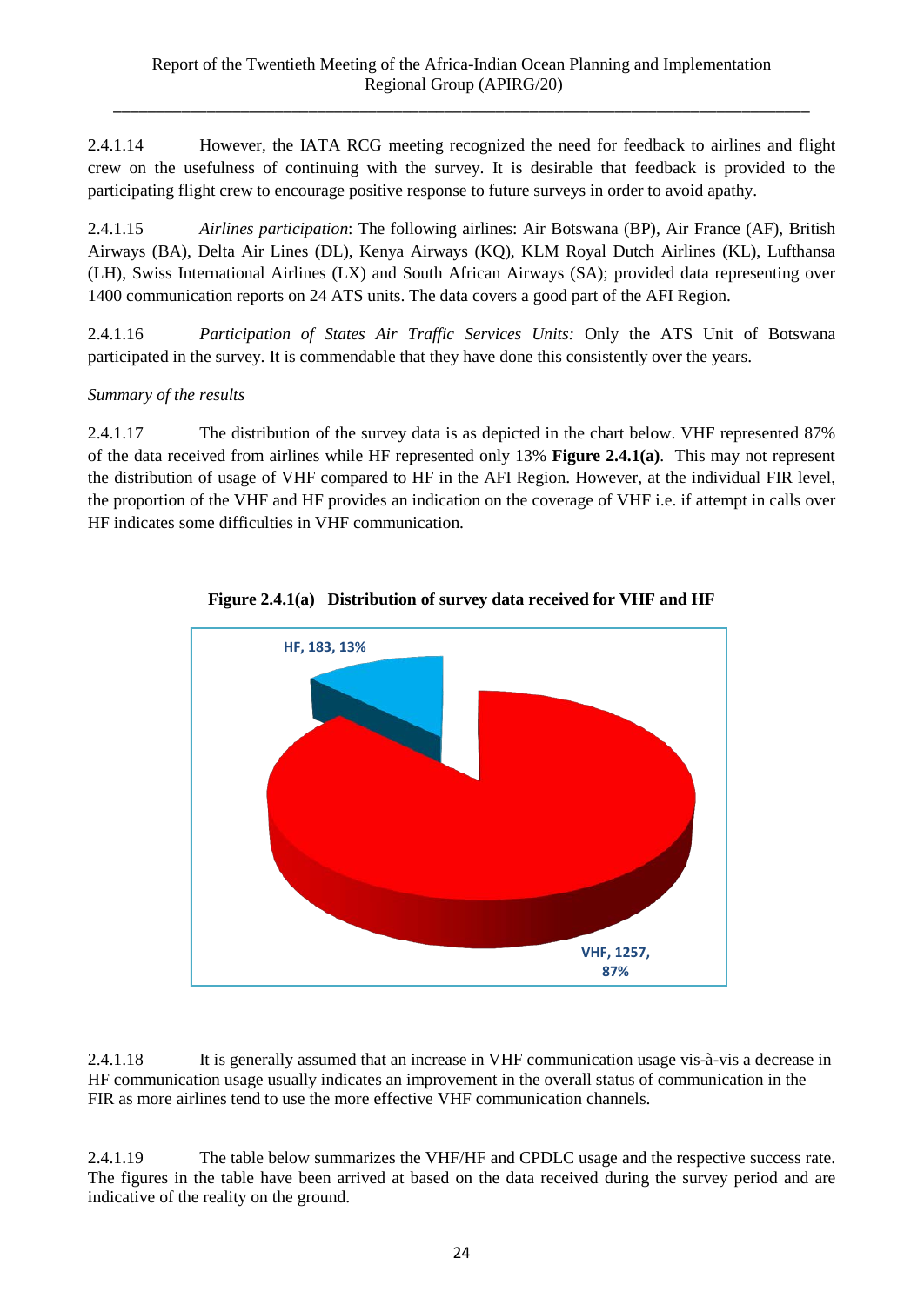2.4.1.14 However, the IATA RCG meeting recognized the need for feedback to airlines and flight crew on the usefulness of continuing with the survey. It is desirable that feedback is provided to the participating flight crew to encourage positive response to future surveys in order to avoid apathy.

2.4.1.15 *Airlines participation*: The following airlines: Air Botswana (BP), Air France (AF), British Airways (BA), Delta Air Lines (DL), Kenya Airways (KQ), KLM Royal Dutch Airlines (KL), Lufthansa (LH), Swiss International Airlines (LX) and South African Airways (SA); provided data representing over 1400 communication reports on 24 ATS units. The data covers a good part of the AFI Region.

2.4.1.16 *Participation of States Air Traffic Services Units:* Only the ATS Unit of Botswana participated in the survey. It is commendable that they have done this consistently over the years.

*Summary of the results*

2.4.1.17 The distribution of the survey data is as depicted in the chart below. VHF represented 87% of the data received from airlines while HF represented only 13% **Figure 2.4.1(a)**. This may not represent the distribution of usage of VHF compared to HF in the AFI Region. However, at the individual FIR level, the proportion of the VHF and HF provides an indication on the coverage of VHF i.e. if attempt in calls over HF indicates some difficulties in VHF communication.

**Figure 2.4.1(a) Distribution of survey data received for VHF and HF**

HF, 183, 13%

VHF, 1257, 87%

2.4.1.18 It is generally assumed that an increase in VHF communication usage vis-à-vis a decrease in HF communication usage usually indicates an improvement in the overall status of communication in the FIR as more airlines tend to use the more effective VHF communication channels.

2.4.1.19 The table below summarizes the VHF/HF and CPDLC usage and the respective success rate. The figures in the table have been arrived at based on the data received during the survey period and are indicative of the reality on the ground.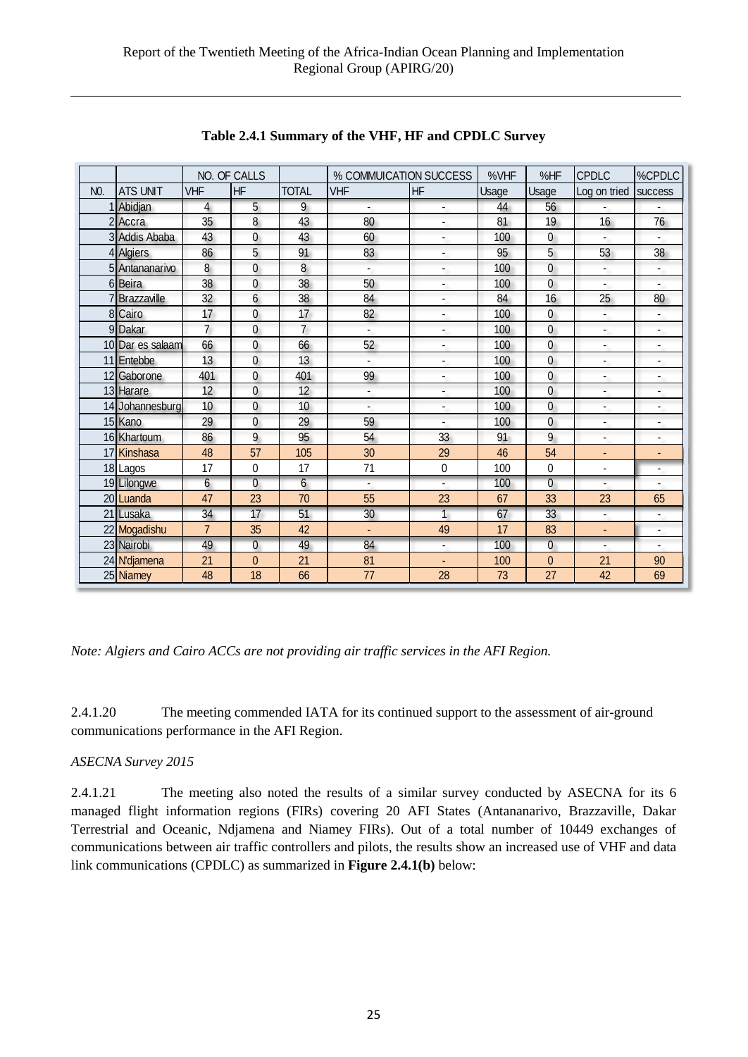**Table 2.4.1 Summary of the VHF, HF and CPDLC Survey**

| | | NO. OF CALLS | | | % COMMUICATION SUCCESS | | %VHF | %HF | CPDLC | %CPDLC |
|---|---|---|---|---|---|---|---|---|---|---|
| N0. | ATS UNIT | VHF | HF | TOTAL | VHF | HF | Usage | Usage | Log on tried | success |
| 1 | Abidjan | 4 | 5 | 9 | - | - | 44 | 56 | - | - |
| 2 | Accra | 35 | 8 | 43 | 80 | - | 81 | 19 | 16 | 76 |
| 3 | Addis Ababa | 43 | 0 | 43 | 60 | - | 100 | 0 | - | - |
| 4 | Algiers | 86 | 5 | 91 | 83 | - | 95 | 5 | 53 | 38 |
| 5 | Antananarivo | 8 | 0 | 8 | - | - | 100 | 0 | - | - |
| 6 | Beira | 38 | 0 | 38 | 50 | - | 100 | 0 | - | - |
| 7 | Brazzaville | 32 | 6 | 38 | 84 | - | 84 | 16 | 25 | 80 |
| 8 | Cairo | 17 | 0 | 17 | 82 | - | 100 | 0 | - | - |
| 9 | Dakar | 7 | 0 | 7 | - | - | 100 | 0 | - | - |
| 10 | Dar es salaam | 66 | 0 | 66 | 52 | - | 100 | 0 | - | - |
| 11 | Entebbe | 13 | 0 | 13 | - | - | 100 | 0 | - | - |
| 12 | Gaborone | 401 | 0 | 401 | 99 | - | 100 | 0 | - | - |
| 13 | Harare | 12 | 0 | 12 | - | - | 100 | 0 | - | - |
| 14 | Johannesburg | 10 | 0 | 10 | - | - | 100 | 0 | - | - |
| 15 | Kano | 29 | 0 | 29 | 59 | - | 100 | 0 | - | - |
| 16 | Khartoum | 86 | 9 | 95 | 54 | 33 | 91 | 9 | - | - |
| 17 | Kinshasa | 48 | 57 | 105 | 30 | 29 | 46 | 54 | - | - |
| 18 | Lagos | 17 | 0 | 17 | 71 | 0 | 100 | 0 | - | - |
| 19 | Lilongwe | 6 | 0 | 6 | - | - | 100 | 0 | - | - |
| 20 | Luanda | 47 | 23 | 70 | 55 | 23 | 67 | 33 | 23 | 65 |
| 21 | Lusaka | 34 | 17 | 51 | 30 | 1 | 67 | 33 | - | - |
| 22 | Mogadishu | 7 | 35 | 42 | - | 49 | 17 | 83 | - | - |
| 23 | Nairobi | 49 | 0 | 49 | 84 | - | 100 | 0 | - | - |
| 24 | N'djamena | 21 | 0 | 21 | 81 | - | 100 | 0 | 21 | 90 |
| 25 | Niamey | 48 | 18 | 66 | 77 | 28 | 73 | 27 | 42 | 69 |

*Note: Algiers and Cairo ACCs are not providing air traffic services in the AFI Region.*

2.4.1.20 The meeting commended IATA for its continued support to the assessment of air-ground communications performance in the AFI Region.

*ASECNA Survey 2015*

2.4.1.21 The meeting also noted the results of a similar survey conducted by ASECNA for its 6 managed flight information regions (FIRs) covering 20 AFI States (Antananarivo, Brazzaville, Dakar Terrestrial and Oceanic, Ndjamena and Niamey FIRs). Out of a total number of 10449 exchanges of communications between air traffic controllers and pilots, the results show an increased use of VHF and data link communications (CPDLC) as summarized in **Figure 2.4.1(b)** below: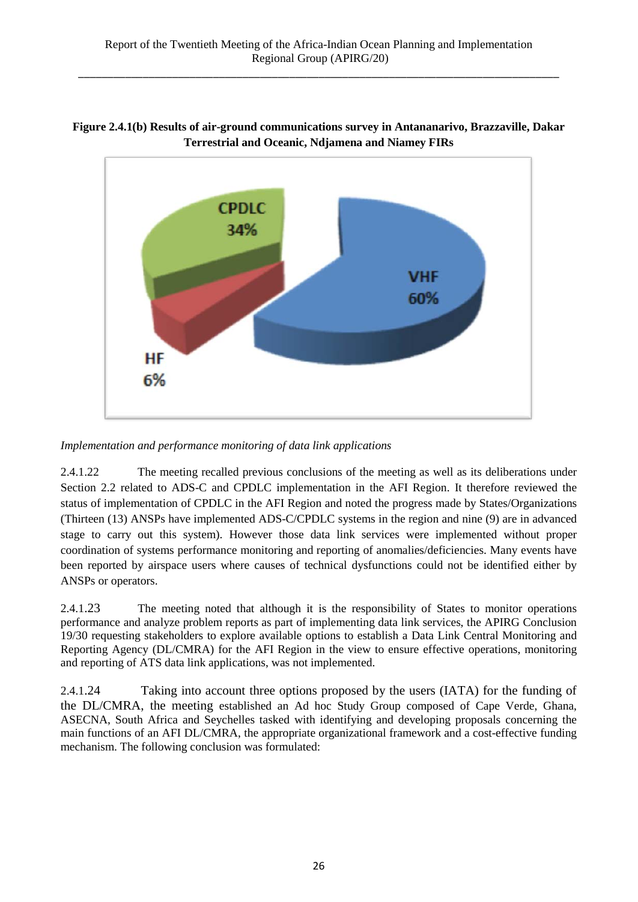**Figure 2.4.1(b) Results of air-ground communications survey in Antananarivo, Brazzaville, Dakar Terrestrial and Oceanic, Ndjamena and Niamey FIRs**

CPDLC 34%

VHF 60%

HF 6%

*Implementation and performance monitoring of data link applications*

2.4.1.22 The meeting recalled previous conclusions of the meeting as well as its deliberations under Section 2.2 related to ADS-C and CPDLC implementation in the AFI Region. It therefore reviewed the status of implementation of CPDLC in the AFI Region and noted the progress made by States/Organizations (Thirteen (13) ANSPs have implemented ADS-C/CPDLC systems in the region and nine (9) are in advanced stage to carry out this system). However those data link services were implemented without proper coordination of systems performance monitoring and reporting of anomalies/deficiencies. Many events have been reported by airspace users where causes of technical dysfunctions could not be identified either by ANSPs or operators.

2.4.1.23 The meeting noted that although it is the responsibility of States to monitor operations performance and analyze problem reports as part of implementing data link services, the APIRG Conclusion 19/30 requesting stakeholders to explore available options to establish a Data Link Central Monitoring and Reporting Agency (DL/CMRA) for the AFI Region in the view to ensure effective operations, monitoring and reporting of ATS data link applications, was not implemented.

2.4.1.24 Taking into account three options proposed by the users (IATA) for the funding of the DL/CMRA, the meeting established an Ad hoc Study Group composed of Cape Verde, Ghana, ASECNA, South Africa and Seychelles tasked with identifying and developing proposals concerning the main functions of an AFI DL/CMRA, the appropriate organizational framework and a cost-effective funding mechanism. The following conclusion was formulated: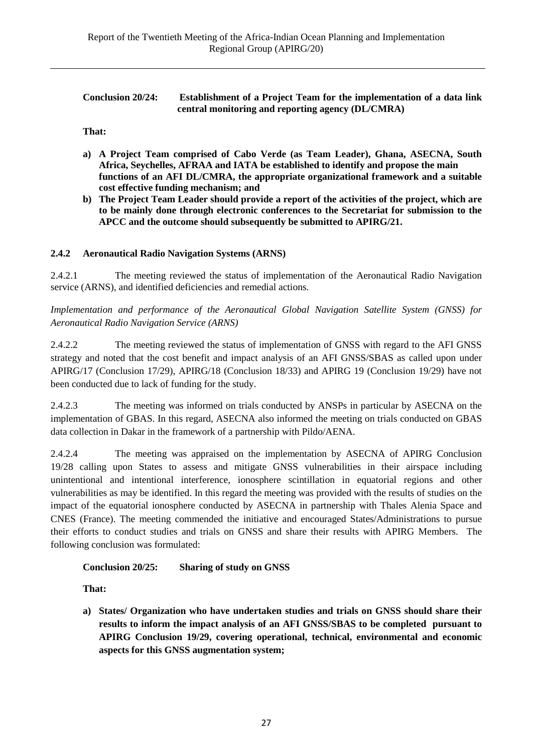**Conclusion 20/24: Establishment of a Project Team for the implementation of a data link central monitoring and reporting agency (DL/CMRA)**

**That:**

**a) A Project Team comprised of Cabo Verde (as Team Leader), Ghana, ASECNA, South Africa, Seychelles, AFRAA and IATA be established to identify and propose the main functions of an AFI DL/CMRA, the appropriate organizational framework and a suitable cost effective funding mechanism; and**

**b) The Project Team Leader should provide a report of the activities of the project, which are to be mainly done through electronic conferences to the Secretariat for submission to the APCC and the outcome should subsequently be submitted to APIRG/21.**

### 2.4.2 Aeronautical Radio Navigation Systems (ARNS)

2.4.2.1 The meeting reviewed the status of implementation of the Aeronautical Radio Navigation service (ARNS), and identified deficiencies and remedial actions.

*Implementation and performance of the Aeronautical Global Navigation Satellite System (GNSS) for Aeronautical Radio Navigation Service (ARNS)*

2.4.2.2 The meeting reviewed the status of implementation of GNSS with regard to the AFI GNSS strategy and noted that the cost benefit and impact analysis of an AFI GNSS/SBAS as called upon under APIRG/17 (Conclusion 17/29), APIRG/18 (Conclusion 18/33) and APIRG 19 (Conclusion 19/29) have not been conducted due to lack of funding for the study.

2.4.2.3 The meeting was informed on trials conducted by ANSPs in particular by ASECNA on the implementation of GBAS. In this regard, ASECNA also informed the meeting on trials conducted on GBAS data collection in Dakar in the framework of a partnership with Pildo/AENA.

2.4.2.4 The meeting was appraised on the implementation by ASECNA of APIRG Conclusion 19/28 calling upon States to assess and mitigate GNSS vulnerabilities in their airspace including unintentional and intentional interference, ionosphere scintillation in equatorial regions and other vulnerabilities as may be identified. In this regard the meeting was provided with the results of studies on the impact of the equatorial ionosphere conducted by ASECNA in partnership with Thales Alenia Space and CNES (France). The meeting commended the initiative and encouraged States/Administrations to pursue their efforts to conduct studies and trials on GNSS and share their results with APIRG Members. The following conclusion was formulated:

**Conclusion 20/25: Sharing of study on GNSS**

**That:**

**a) States/ Organization who have undertaken studies and trials on GNSS should share their results to inform the impact analysis of an AFI GNSS/SBAS to be completed pursuant to APIRG Conclusion 19/29, covering operational, technical, environmental and economic aspects for this GNSS augmentation system;**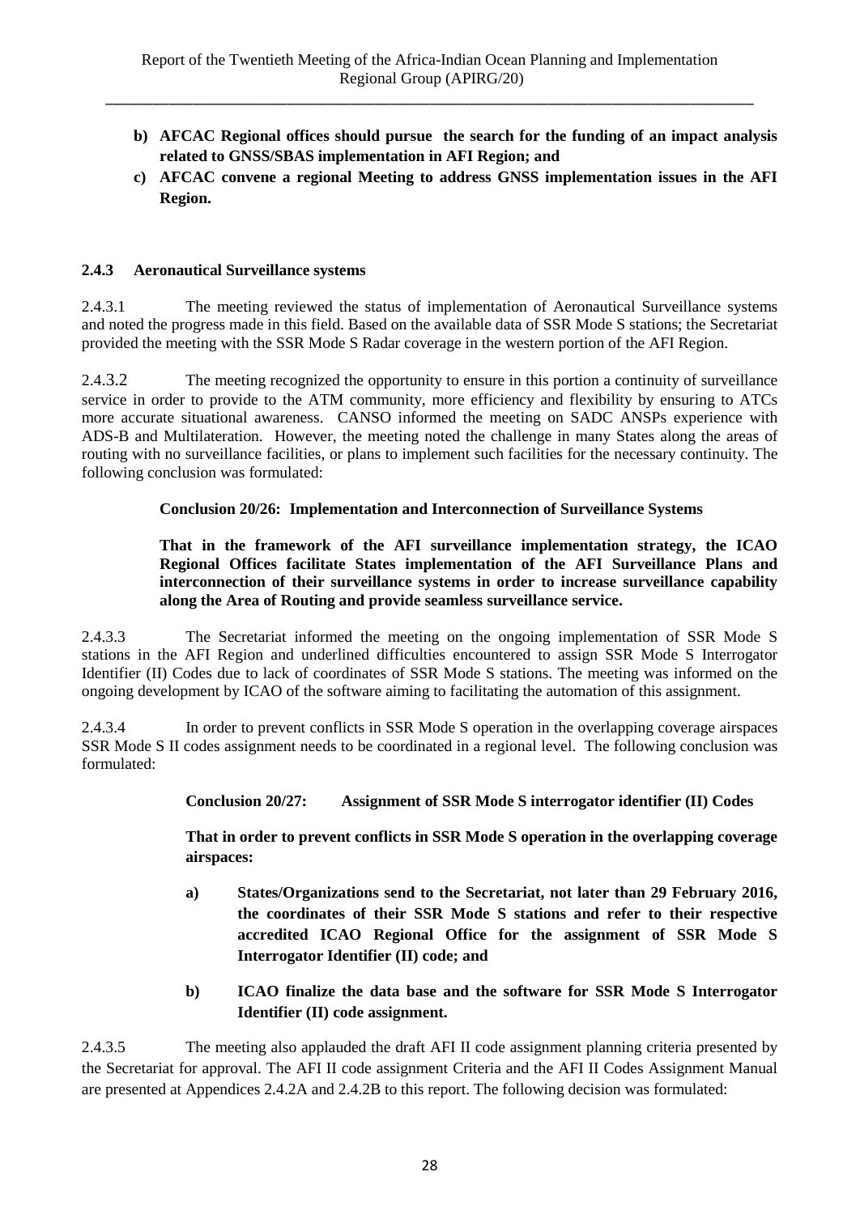**b) AFCAC Regional offices should pursue  the search for the funding of an impact analysis related to GNSS/SBAS implementation in AFI Region; and**

**c) AFCAC convene a regional Meeting to address GNSS implementation issues in the AFI Region.**

### 2.4.3 Aeronautical Surveillance systems

2.4.3.1 The meeting reviewed the status of implementation of Aeronautical Surveillance systems and noted the progress made in this field. Based on the available data of SSR Mode S stations; the Secretariat provided the meeting with the SSR Mode S Radar coverage in the western portion of the AFI Region.

2.4.3.2 The meeting recognized the opportunity to ensure in this portion a continuity of surveillance service in order to provide to the ATM community, more efficiency and flexibility by ensuring to ATCs more accurate situational awareness. CANSO informed the meeting on SADC ANSPs experience with ADS-B and Multilateration. However, the meeting noted the challenge in many States along the areas of routing with no surveillance facilities, or plans to implement such facilities for the necessary continuity. The following conclusion was formulated:

**Conclusion 20/26: Implementation and Interconnection of Surveillance Systems**

**That in the framework of the AFI surveillance implementation strategy, the ICAO Regional Offices facilitate States implementation of the AFI Surveillance Plans and interconnection of their surveillance systems in order to increase surveillance capability along the Area of Routing and provide seamless surveillance service.**

2.4.3.3 The Secretariat informed the meeting on the ongoing implementation of SSR Mode S stations in the AFI Region and underlined difficulties encountered to assign SSR Mode S Interrogator Identifier (II) Codes due to lack of coordinates of SSR Mode S stations. The meeting was informed on the ongoing development by ICAO of the software aiming to facilitating the automation of this assignment.

2.4.3.4 In order to prevent conflicts in SSR Mode S operation in the overlapping coverage airspaces SSR Mode S II codes assignment needs to be coordinated in a regional level. The following conclusion was formulated:

**Conclusion 20/27: Assignment of SSR Mode S interrogator identifier (II) Codes**

**That in order to prevent conflicts in SSR Mode S operation in the overlapping coverage airspaces:**

**a) States/Organizations send to the Secretariat, not later than 29 February 2016, the coordinates of their SSR Mode S stations and refer to their respective accredited ICAO Regional Office for the assignment of SSR Mode S Interrogator Identifier (II) code; and**

**b) ICAO finalize the data base and the software for SSR Mode S Interrogator Identifier (II) code assignment.**

2.4.3.5 The meeting also applauded the draft AFI II code assignment planning criteria presented by the Secretariat for approval. The AFI II code assignment Criteria and the AFI II Codes Assignment Manual are presented at Appendices 2.4.2A and 2.4.2B to this report. The following decision was formulated: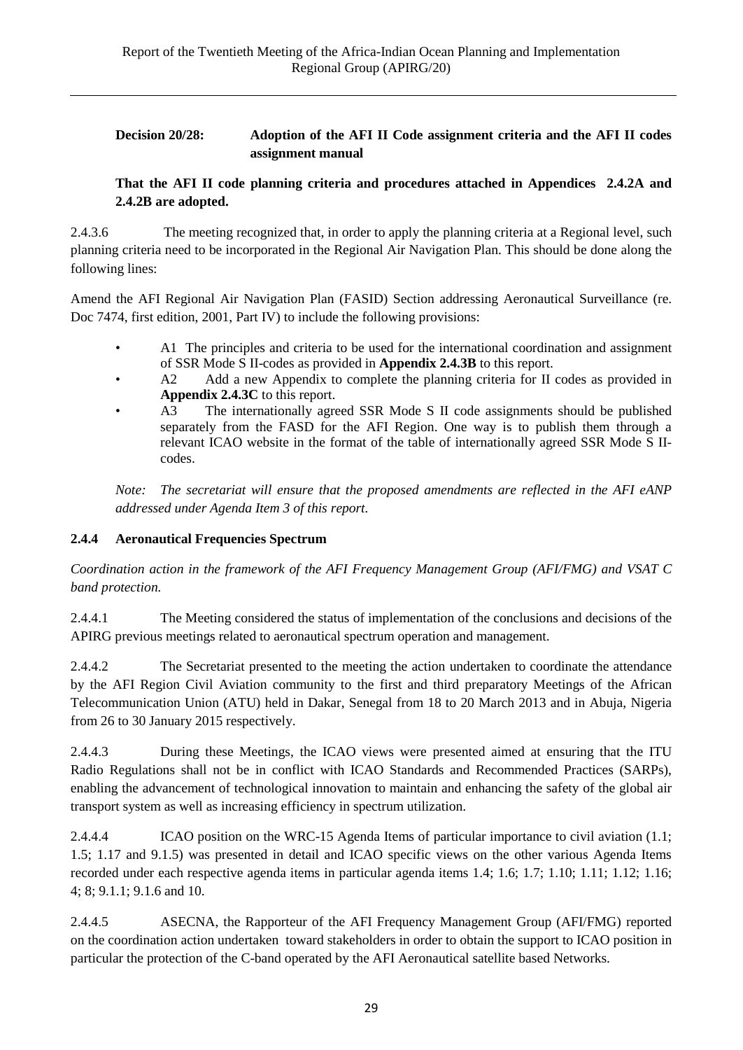**Decision 20/28: Adoption of the AFI II Code assignment criteria and the AFI II codes assignment manual**

**That the AFI II code planning criteria and procedures attached in Appendices 2.4.2A and 2.4.2B are adopted.**

2.4.3.6 The meeting recognized that, in order to apply the planning criteria at a Regional level, such planning criteria need to be incorporated in the Regional Air Navigation Plan. This should be done along the following lines:

Amend the AFI Regional Air Navigation Plan (FASID) Section addressing Aeronautical Surveillance (re. Doc 7474, first edition, 2001, Part IV) to include the following provisions:

- A1 The principles and criteria to be used for the international coordination and assignment of SSR Mode S II-codes as provided in **Appendix 2.4.3B** to this report.
- A2 Add a new Appendix to complete the planning criteria for II codes as provided in **Appendix 2.4.3C** to this report.
- A3 The internationally agreed SSR Mode S II code assignments should be published separately from the FASD for the AFI Region. One way is to publish them through a relevant ICAO website in the format of the table of internationally agreed SSR Mode S II-codes.

*Note: The secretariat will ensure that the proposed amendments are reflected in the AFI eANP addressed under Agenda Item 3 of this report.*

### 2.4.4 Aeronautical Frequencies Spectrum

*Coordination action in the framework of the AFI Frequency Management Group (AFI/FMG) and VSAT C band protection.*

2.4.4.1 The Meeting considered the status of implementation of the conclusions and decisions of the APIRG previous meetings related to aeronautical spectrum operation and management.

2.4.4.2 The Secretariat presented to the meeting the action undertaken to coordinate the attendance by the AFI Region Civil Aviation community to the first and third preparatory Meetings of the African Telecommunication Union (ATU) held in Dakar, Senegal from 18 to 20 March 2013 and in Abuja, Nigeria from 26 to 30 January 2015 respectively.

2.4.4.3 During these Meetings, the ICAO views were presented aimed at ensuring that the ITU Radio Regulations shall not be in conflict with ICAO Standards and Recommended Practices (SARPs), enabling the advancement of technological innovation to maintain and enhancing the safety of the global air transport system as well as increasing efficiency in spectrum utilization.

2.4.4.4 ICAO position on the WRC-15 Agenda Items of particular importance to civil aviation (1.1; 1.5; 1.17 and 9.1.5) was presented in detail and ICAO specific views on the other various Agenda Items recorded under each respective agenda items in particular agenda items 1.4; 1.6; 1.7; 1.10; 1.11; 1.12; 1.16; 4; 8; 9.1.1; 9.1.6 and 10.

2.4.4.5 ASECNA, the Rapporteur of the AFI Frequency Management Group (AFI/FMG) reported on the coordination action undertaken toward stakeholders in order to obtain the support to ICAO position in particular the protection of the C-band operated by the AFI Aeronautical satellite based Networks.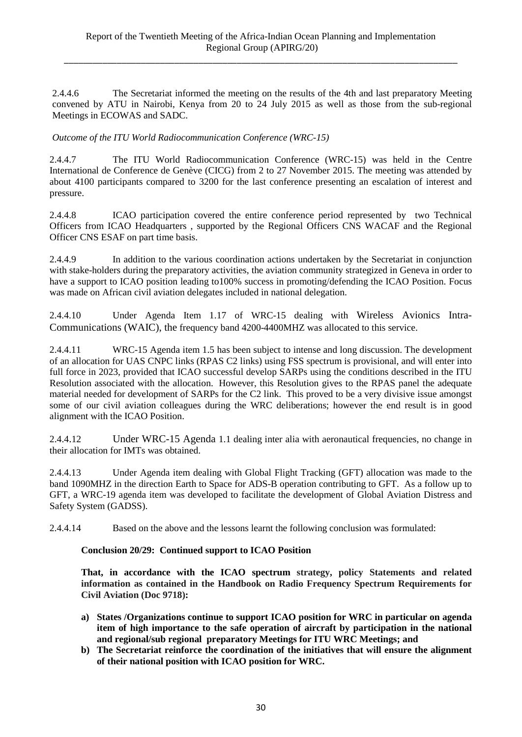2.4.4.6 The Secretariat informed the meeting on the results of the 4th and last preparatory Meeting convened by ATU in Nairobi, Kenya from 20 to 24 July 2015 as well as those from the sub-regional Meetings in ECOWAS and SADC.

*Outcome of the ITU World Radiocommunication Conference (WRC-15)*

2.4.4.7 The ITU World Radiocommunication Conference (WRC-15) was held in the Centre International de Conference de Genève (CICG) from 2 to 27 November 2015. The meeting was attended by about 4100 participants compared to 3200 for the last conference presenting an escalation of interest and pressure.

2.4.4.8 ICAO participation covered the entire conference period represented by two Technical Officers from ICAO Headquarters , supported by the Regional Officers CNS WACAF and the Regional Officer CNS ESAF on part time basis.

2.4.4.9 In addition to the various coordination actions undertaken by the Secretariat in conjunction with stake-holders during the preparatory activities, the aviation community strategized in Geneva in order to have a support to ICAO position leading to100% success in promoting/defending the ICAO Position. Focus was made on African civil aviation delegates included in national delegation.

2.4.4.10 Under Agenda Item 1.17 of WRC-15 dealing with Wireless Avionics Intra-Communications (WAIC), the frequency band 4200-4400MHZ was allocated to this service.

2.4.4.11 WRC-15 Agenda item 1.5 has been subject to intense and long discussion. The development of an allocation for UAS CNPC links (RPAS C2 links) using FSS spectrum is provisional, and will enter into full force in 2023, provided that ICAO successful develop SARPs using the conditions described in the ITU Resolution associated with the allocation. However, this Resolution gives to the RPAS panel the adequate material needed for development of SARPs for the C2 link. This proved to be a very divisive issue amongst some of our civil aviation colleagues during the WRC deliberations; however the end result is in good alignment with the ICAO Position.

2.4.4.12 Under WRC-15 Agenda 1.1 dealing inter alia with aeronautical frequencies, no change in their allocation for IMTs was obtained.

2.4.4.13 Under Agenda item dealing with Global Flight Tracking (GFT) allocation was made to the band 1090MHZ in the direction Earth to Space for ADS-B operation contributing to GFT. As a follow up to GFT, a WRC-19 agenda item was developed to facilitate the development of Global Aviation Distress and Safety System (GADSS).

2.4.4.14 Based on the above and the lessons learnt the following conclusion was formulated:

**Conclusion 20/29: Continued support to ICAO Position**

**That, in accordance with the ICAO spectrum strategy, policy Statements and related information as contained in the Handbook on Radio Frequency Spectrum Requirements for Civil Aviation (Doc 9718):**

**a) States /Organizations continue to support ICAO position for WRC in particular on agenda item of high importance to the safe operation of aircraft by participation in the national and regional/sub regional preparatory Meetings for ITU WRC Meetings; and**

**b) The Secretariat reinforce the coordination of the initiatives that will ensure the alignment of their national position with ICAO position for WRC.**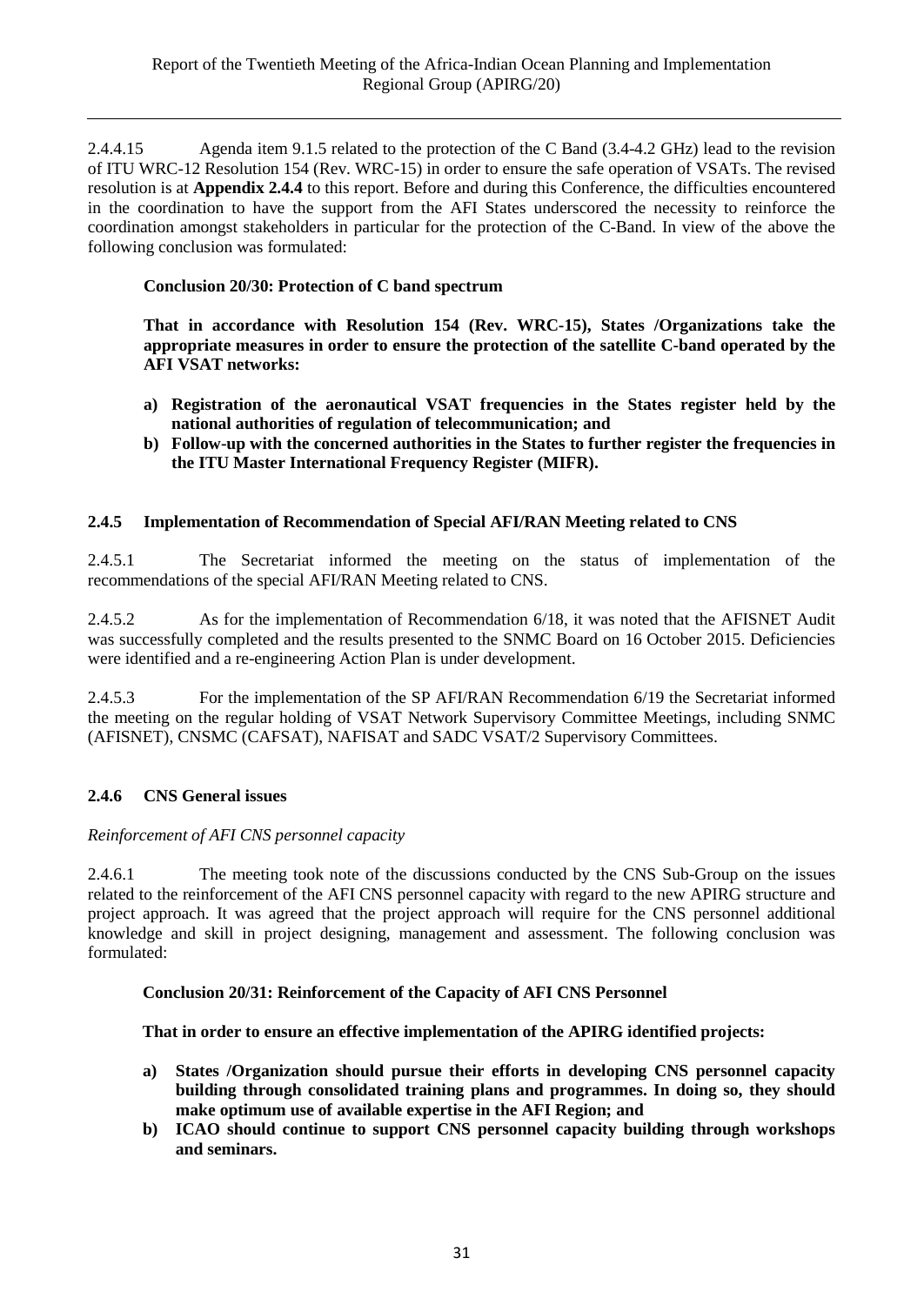2.4.4.15 Agenda item 9.1.5 related to the protection of the C Band (3.4-4.2 GHz) lead to the revision of ITU WRC-12 Resolution 154 (Rev. WRC-15) in order to ensure the safe operation of VSATs. The revised resolution is at **Appendix 2.4.4** to this report. Before and during this Conference, the difficulties encountered in the coordination to have the support from the AFI States underscored the necessity to reinforce the coordination amongst stakeholders in particular for the protection of the C-Band. In view of the above the following conclusion was formulated:

**Conclusion 20/30: Protection of C band spectrum**

**That in accordance with Resolution 154 (Rev. WRC-15), States /Organizations take the appropriate measures in order to ensure the protection of the satellite C-band operated by the AFI VSAT networks:**

**a) Registration of the aeronautical VSAT frequencies in the States register held by the national authorities of regulation of telecommunication; and**

**b) Follow-up with the concerned authorities in the States to further register the frequencies in the ITU Master International Frequency Register (MIFR).**

### 2.4.5 Implementation of Recommendation of Special AFI/RAN Meeting related to CNS

2.4.5.1 The Secretariat informed the meeting on the status of implementation of the recommendations of the special AFI/RAN Meeting related to CNS.

2.4.5.2 As for the implementation of Recommendation 6/18, it was noted that the AFISNET Audit was successfully completed and the results presented to the SNMC Board on 16 October 2015. Deficiencies were identified and a re-engineering Action Plan is under development.

2.4.5.3 For the implementation of the SP AFI/RAN Recommendation 6/19 the Secretariat informed the meeting on the regular holding of VSAT Network Supervisory Committee Meetings, including SNMC (AFISNET), CNSMC (CAFSAT), NAFISAT and SADC VSAT/2 Supervisory Committees.

### 2.4.6 CNS General issues

*Reinforcement of AFI CNS personnel capacity*

2.4.6.1 The meeting took note of the discussions conducted by the CNS Sub-Group on the issues related to the reinforcement of the AFI CNS personnel capacity with regard to the new APIRG structure and project approach. It was agreed that the project approach will require for the CNS personnel additional knowledge and skill in project designing, management and assessment. The following conclusion was formulated:

**Conclusion 20/31: Reinforcement of the Capacity of AFI CNS Personnel**

**That in order to ensure an effective implementation of the APIRG identified projects:**

**a) States /Organization should pursue their efforts in developing CNS personnel capacity building through consolidated training plans and programmes. In doing so, they should make optimum use of available expertise in the AFI Region; and**

**b) ICAO should continue to support CNS personnel capacity building through workshops and seminars.**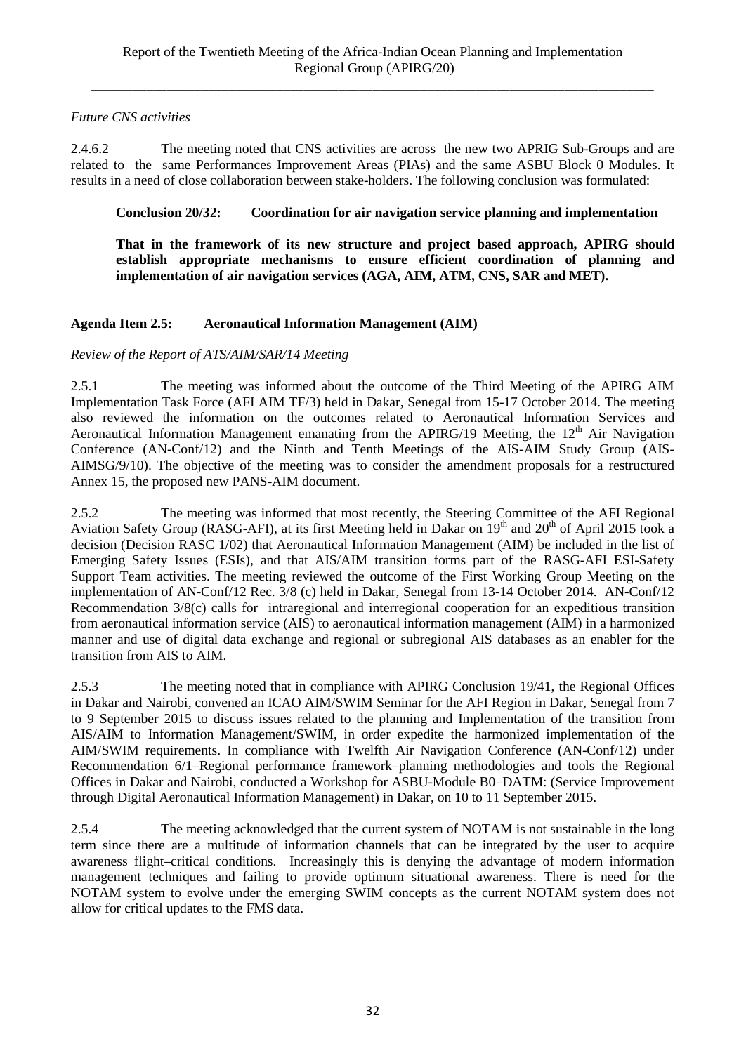*Future CNS activities*

2.4.6.2 The meeting noted that CNS activities are across the new two APRIG Sub-Groups and are related to the same Performances Improvement Areas (PIAs) and the same ASBU Block 0 Modules. It results in a need of close collaboration between stake-holders. The following conclusion was formulated:

**Conclusion 20/32: Coordination for air navigation service planning and implementation**

**That in the framework of its new structure and project based approach, APIRG should establish appropriate mechanisms to ensure efficient coordination of planning and implementation of air navigation services (AGA, AIM, ATM, CNS, SAR and MET).**

## Agenda Item 2.5: Aeronautical Information Management (AIM)

*Review of the Report of ATS/AIM/SAR/14 Meeting*

2.5.1 The meeting was informed about the outcome of the Third Meeting of the APIRG AIM Implementation Task Force (AFI AIM TF/3) held in Dakar, Senegal from 15-17 October 2014. The meeting also reviewed the information on the outcomes related to Aeronautical Information Services and Aeronautical Information Management emanating from the APIRG/19 Meeting, the 12th Air Navigation Conference (AN-Conf/12) and the Ninth and Tenth Meetings of the AIS-AIM Study Group (AIS-AIMSG/9/10). The objective of the meeting was to consider the amendment proposals for a restructured Annex 15, the proposed new PANS-AIM document.

2.5.2 The meeting was informed that most recently, the Steering Committee of the AFI Regional Aviation Safety Group (RASG-AFI), at its first Meeting held in Dakar on 19th and 20th of April 2015 took a decision (Decision RASC 1/02) that Aeronautical Information Management (AIM) be included in the list of Emerging Safety Issues (ESIs), and that AIS/AIM transition forms part of the RASG-AFI ESI-Safety Support Team activities. The meeting reviewed the outcome of the First Working Group Meeting on the implementation of AN-Conf/12 Rec. 3/8 (c) held in Dakar, Senegal from 13-14 October 2014. AN-Conf/12 Recommendation 3/8(c) calls for intraregional and interregional cooperation for an expeditious transition from aeronautical information service (AIS) to aeronautical information management (AIM) in a harmonized manner and use of digital data exchange and regional or subregional AIS databases as an enabler for the transition from AIS to AIM.

2.5.3 The meeting noted that in compliance with APIRG Conclusion 19/41, the Regional Offices in Dakar and Nairobi, convened an ICAO AIM/SWIM Seminar for the AFI Region in Dakar, Senegal from 7 to 9 September 2015 to discuss issues related to the planning and Implementation of the transition from AIS/AIM to Information Management/SWIM, in order expedite the harmonized implementation of the AIM/SWIM requirements. In compliance with Twelfth Air Navigation Conference (AN-Conf/12) under Recommendation 6/1–Regional performance framework–planning methodologies and tools the Regional Offices in Dakar and Nairobi, conducted a Workshop for ASBU-Module B0–DATM: (Service Improvement through Digital Aeronautical Information Management) in Dakar, on 10 to 11 September 2015.

2.5.4 The meeting acknowledged that the current system of NOTAM is not sustainable in the long term since there are a multitude of information channels that can be integrated by the user to acquire awareness flight–critical conditions. Increasingly this is denying the advantage of modern information management techniques and failing to provide optimum situational awareness. There is need for the NOTAM system to evolve under the emerging SWIM concepts as the current NOTAM system does not allow for critical updates to the FMS data.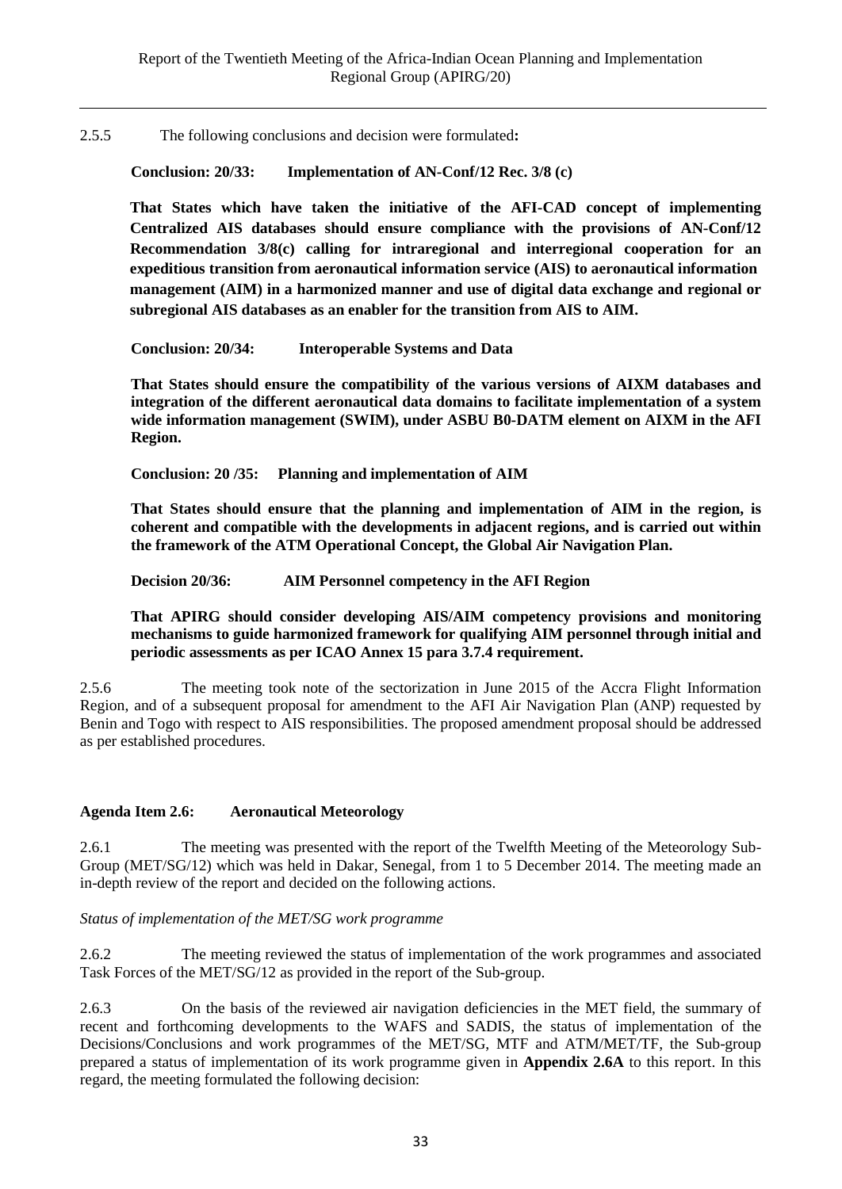2.5.5 The following conclusions and decision were formulated**:**

**Conclusion: 20/33: Implementation of AN-Conf/12 Rec. 3/8 (c)**

**That States which have taken the initiative of the AFI-CAD concept of implementing Centralized AIS databases should ensure compliance with the provisions of AN-Conf/12 Recommendation 3/8(c) calling for intraregional and interregional cooperation for an expeditious transition from aeronautical information service (AIS) to aeronautical information management (AIM) in a harmonized manner and use of digital data exchange and regional or subregional AIS databases as an enabler for the transition from AIS to AIM.**

**Conclusion: 20/34: Interoperable Systems and Data**

**That States should ensure the compatibility of the various versions of AIXM databases and integration of the different aeronautical data domains to facilitate implementation of a system wide information management (SWIM), under ASBU B0-DATM element on AIXM in the AFI Region.**

**Conclusion: 20 /35: Planning and implementation of AIM**

**That States should ensure that the planning and implementation of AIM in the region, is coherent and compatible with the developments in adjacent regions, and is carried out within the framework of the ATM Operational Concept, the Global Air Navigation Plan.**

**Decision 20/36: AIM Personnel competency in the AFI Region**

**That APIRG should consider developing AIS/AIM competency provisions and monitoring mechanisms to guide harmonized framework for qualifying AIM personnel through initial and periodic assessments as per ICAO Annex 15 para 3.7.4 requirement.**

2.5.6 The meeting took note of the sectorization in June 2015 of the Accra Flight Information Region, and of a subsequent proposal for amendment to the AFI Air Navigation Plan (ANP) requested by Benin and Togo with respect to AIS responsibilities. The proposed amendment proposal should be addressed as per established procedures.

**Agenda Item 2.6: Aeronautical Meteorology**

2.6.1 The meeting was presented with the report of the Twelfth Meeting of the Meteorology Sub-Group (MET/SG/12) which was held in Dakar, Senegal, from 1 to 5 December 2014. The meeting made an in-depth review of the report and decided on the following actions.

*Status of implementation of the MET/SG work programme*

2.6.2 The meeting reviewed the status of implementation of the work programmes and associated Task Forces of the MET/SG/12 as provided in the report of the Sub-group.

2.6.3 On the basis of the reviewed air navigation deficiencies in the MET field, the summary of recent and forthcoming developments to the WAFS and SADIS, the status of implementation of the Decisions/Conclusions and work programmes of the MET/SG, MTF and ATM/MET/TF, the Sub-group prepared a status of implementation of its work programme given in **Appendix 2.6A** to this report. In this regard, the meeting formulated the following decision: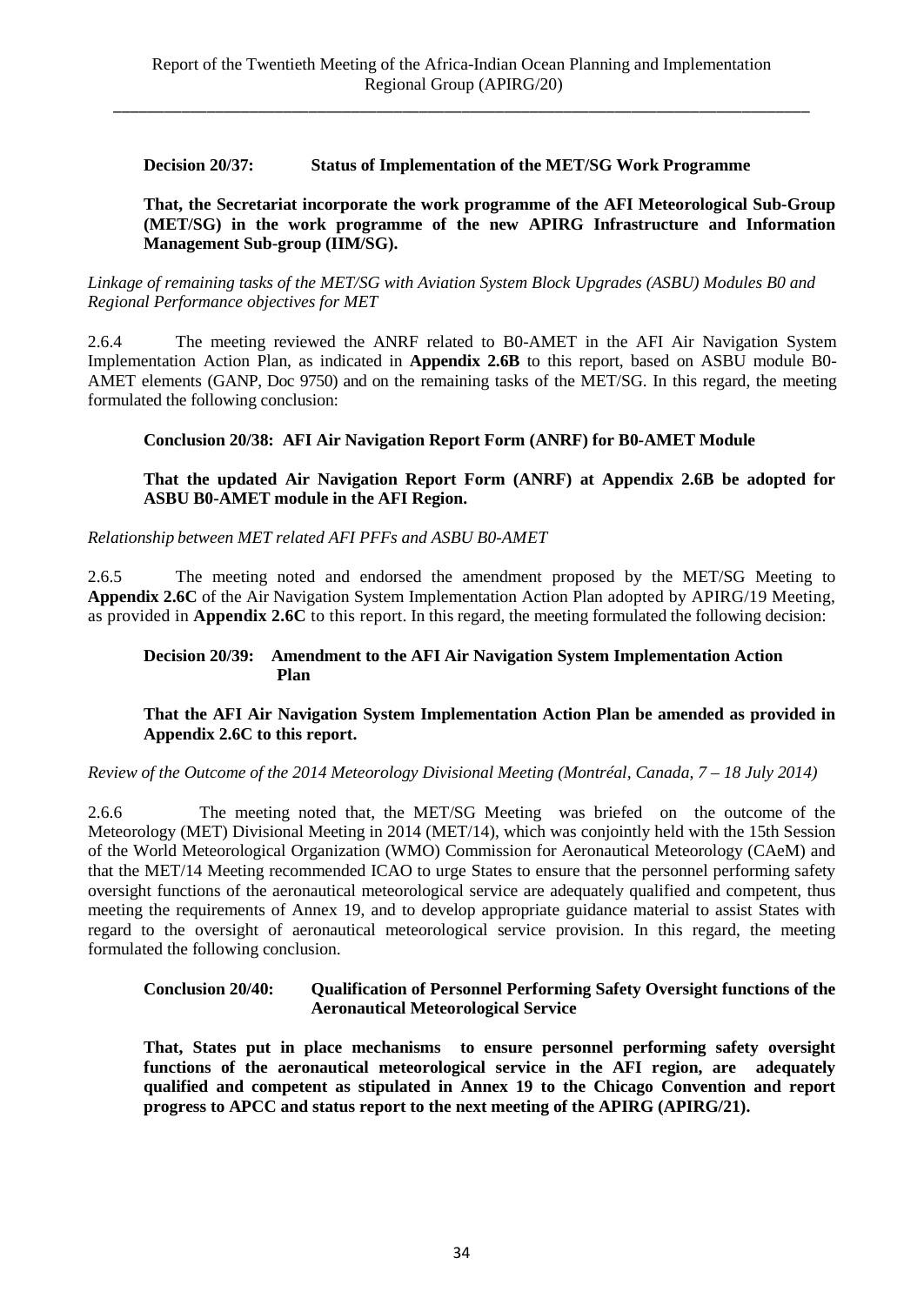**Decision 20/37: Status of Implementation of the MET/SG Work Programme**

**That, the Secretariat incorporate the work programme of the AFI Meteorological Sub-Group (MET/SG) in the work programme of the new APIRG Infrastructure and Information Management Sub-group (IIM/SG).**

*Linkage of remaining tasks of the MET/SG with Aviation System Block Upgrades (ASBU) Modules B0 and Regional Performance objectives for MET*

2.6.4 The meeting reviewed the ANRF related to B0-AMET in the AFI Air Navigation System Implementation Action Plan, as indicated in **Appendix 2.6B** to this report, based on ASBU module B0-AMET elements (GANP, Doc 9750) and on the remaining tasks of the MET/SG. In this regard, the meeting formulated the following conclusion:

**Conclusion 20/38: AFI Air Navigation Report Form (ANRF) for B0-AMET Module**

**That the updated Air Navigation Report Form (ANRF) at Appendix 2.6B be adopted for ASBU B0-AMET module in the AFI Region.**

*Relationship between MET related AFI PFFs and ASBU B0-AMET*

2.6.5 The meeting noted and endorsed the amendment proposed by the MET/SG Meeting to **Appendix 2.6C** of the Air Navigation System Implementation Action Plan adopted by APIRG/19 Meeting, as provided in **Appendix 2.6C** to this report. In this regard, the meeting formulated the following decision:

**Decision 20/39: Amendment to the AFI Air Navigation System Implementation Action Plan**

**That the AFI Air Navigation System Implementation Action Plan be amended as provided in Appendix 2.6C to this report.**

*Review of the Outcome of the 2014 Meteorology Divisional Meeting (Montréal, Canada, 7 – 18 July 2014)*

2.6.6 The meeting noted that, the MET/SG Meeting was briefed on the outcome of the Meteorology (MET) Divisional Meeting in 2014 (MET/14), which was conjointly held with the 15th Session of the World Meteorological Organization (WMO) Commission for Aeronautical Meteorology (CAeM) and that the MET/14 Meeting recommended ICAO to urge States to ensure that the personnel performing safety oversight functions of the aeronautical meteorological service are adequately qualified and competent, thus meeting the requirements of Annex 19, and to develop appropriate guidance material to assist States with regard to the oversight of aeronautical meteorological service provision. In this regard, the meeting formulated the following conclusion.

**Conclusion 20/40: Qualification of Personnel Performing Safety Oversight functions of the Aeronautical Meteorological Service**

**That, States put in place mechanisms to ensure personnel performing safety oversight functions of the aeronautical meteorological service in the AFI region, are adequately qualified and competent as stipulated in Annex 19 to the Chicago Convention and report progress to APCC and status report to the next meeting of the APIRG (APIRG/21).**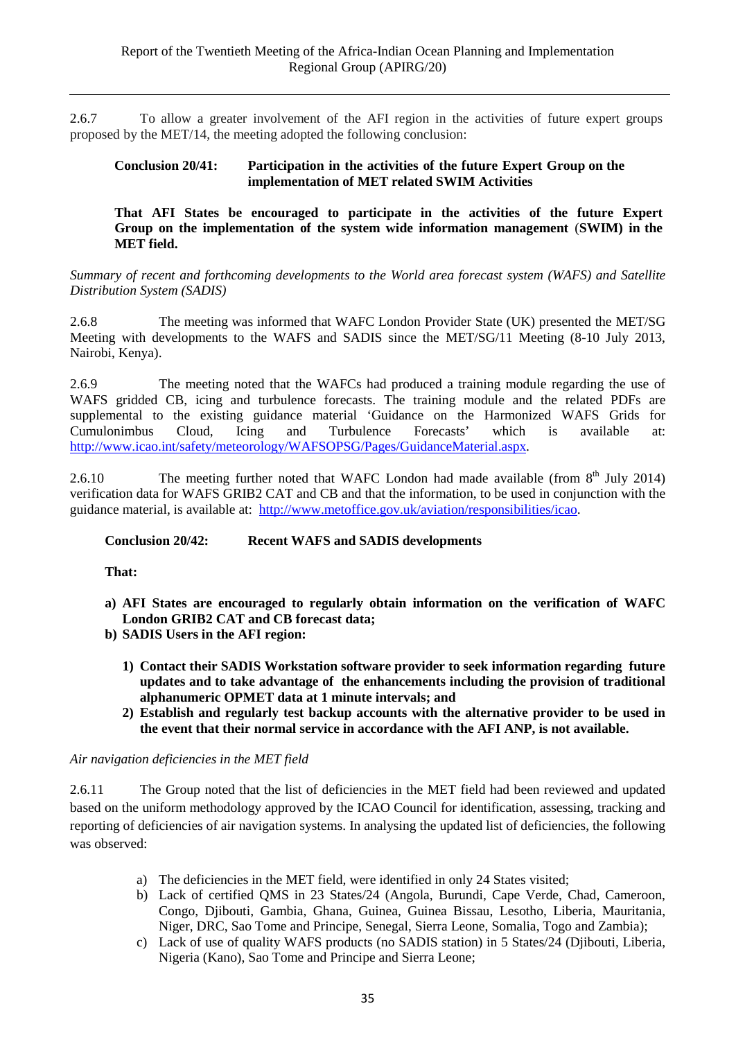2.6.7 To allow a greater involvement of the AFI region in the activities of future expert groups proposed by the MET/14, the meeting adopted the following conclusion:

**Conclusion 20/41: Participation in the activities of the future Expert Group on the implementation of MET related SWIM Activities**

**That AFI States be encouraged to participate in the activities of the future Expert Group on the implementation of the system wide information management (SWIM) in the MET field.**

*Summary of recent and forthcoming developments to the World area forecast system (WAFS) and Satellite Distribution System (SADIS)*

2.6.8 The meeting was informed that WAFC London Provider State (UK) presented the MET/SG Meeting with developments to the WAFS and SADIS since the MET/SG/11 Meeting (8-10 July 2013, Nairobi, Kenya).

2.6.9 The meeting noted that the WAFCs had produced a training module regarding the use of WAFS gridded CB, icing and turbulence forecasts. The training module and the related PDFs are supplemental to the existing guidance material 'Guidance on the Harmonized WAFS Grids for Cumulonimbus Cloud, Icing and Turbulence Forecasts' which is available at: http://www.icao.int/safety/meteorology/WAFSOPSG/Pages/GuidanceMaterial.aspx.

2.6.10 The meeting further noted that WAFC London had made available (from 8th July 2014) verification data for WAFS GRIB2 CAT and CB and that the information, to be used in conjunction with the guidance material, is available at: http://www.metoffice.gov.uk/aviation/responsibilities/icao.

**Conclusion 20/42: Recent WAFS and SADIS developments**

**That:**

**a) AFI States are encouraged to regularly obtain information on the verification of WAFC London GRIB2 CAT and CB forecast data;**

**b) SADIS Users in the AFI region:**

  **1) Contact their SADIS Workstation software provider to seek information regarding future updates and to take advantage of the enhancements including the provision of traditional alphanumeric OPMET data at 1 minute intervals; and**

  **2) Establish and regularly test backup accounts with the alternative provider to be used in the event that their normal service in accordance with the AFI ANP, is not available.**

*Air navigation deficiencies in the MET field*

2.6.11 The Group noted that the list of deficiencies in the MET field had been reviewed and updated based on the uniform methodology approved by the ICAO Council for identification, assessing, tracking and reporting of deficiencies of air navigation systems. In analysing the updated list of deficiencies, the following was observed:

a) The deficiencies in the MET field, were identified in only 24 States visited;

b) Lack of certified QMS in 23 States/24 (Angola, Burundi, Cape Verde, Chad, Cameroon, Congo, Djibouti, Gambia, Ghana, Guinea, Guinea Bissau, Lesotho, Liberia, Mauritania, Niger, DRC, Sao Tome and Principe, Senegal, Sierra Leone, Somalia, Togo and Zambia);

c) Lack of use of quality WAFS products (no SADIS station) in 5 States/24 (Djibouti, Liberia, Nigeria (Kano), Sao Tome and Principe and Sierra Leone;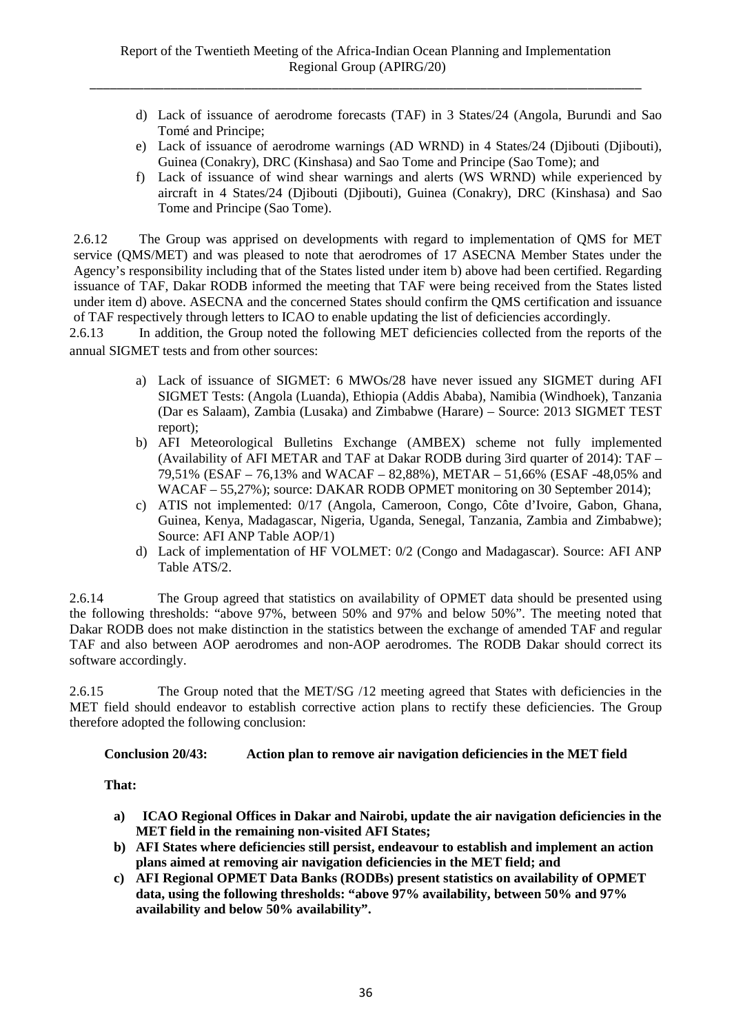d) Lack of issuance of aerodrome forecasts (TAF) in 3 States/24 (Angola, Burundi and Sao Tomé and Principe;
e) Lack of issuance of aerodrome warnings (AD WRND) in 4 States/24 (Djibouti (Djibouti), Guinea (Conakry), DRC (Kinshasa) and Sao Tome and Principe (Sao Tome); and
f) Lack of issuance of wind shear warnings and alerts (WS WRND) while experienced by aircraft in 4 States/24 (Djibouti (Djibouti), Guinea (Conakry), DRC (Kinshasa) and Sao Tome and Principe (Sao Tome).

2.6.12 The Group was apprised on developments with regard to implementation of QMS for MET service (QMS/MET) and was pleased to note that aerodromes of 17 ASECNA Member States under the Agency's responsibility including that of the States listed under item b) above had been certified. Regarding issuance of TAF, Dakar RODB informed the meeting that TAF were being received from the States listed under item d) above. ASECNA and the concerned States should confirm the QMS certification and issuance of TAF respectively through letters to ICAO to enable updating the list of deficiencies accordingly.

2.6.13 In addition, the Group noted the following MET deficiencies collected from the reports of the annual SIGMET tests and from other sources:

a) Lack of issuance of SIGMET: 6 MWOs/28 have never issued any SIGMET during AFI SIGMET Tests: (Angola (Luanda), Ethiopia (Addis Ababa), Namibia (Windhoek), Tanzania (Dar es Salaam), Zambia (Lusaka) and Zimbabwe (Harare) – Source: 2013 SIGMET TEST report);
b) AFI Meteorological Bulletins Exchange (AMBEX) scheme not fully implemented (Availability of AFI METAR and TAF at Dakar RODB during 3ird quarter of 2014): TAF – 79,51% (ESAF – 76,13% and WACAF – 82,88%), METAR – 51,66% (ESAF -48,05% and WACAF – 55,27%); source: DAKAR RODB OPMET monitoring on 30 September 2014);
c) ATIS not implemented: 0/17 (Angola, Cameroon, Congo, Côte d'Ivoire, Gabon, Ghana, Guinea, Kenya, Madagascar, Nigeria, Uganda, Senegal, Tanzania, Zambia and Zimbabwe); Source: AFI ANP Table AOP/1)
d) Lack of implementation of HF VOLMET: 0/2 (Congo and Madagascar). Source: AFI ANP Table ATS/2.

2.6.14 The Group agreed that statistics on availability of OPMET data should be presented using the following thresholds: "above 97%, between 50% and 97% and below 50%". The meeting noted that Dakar RODB does not make distinction in the statistics between the exchange of amended TAF and regular TAF and also between AOP aerodromes and non-AOP aerodromes. The RODB Dakar should correct its software accordingly.

2.6.15 The Group noted that the MET/SG /12 meeting agreed that States with deficiencies in the MET field should endeavor to establish corrective action plans to rectify these deficiencies. The Group therefore adopted the following conclusion:

**Conclusion 20/43: Action plan to remove air navigation deficiencies in the MET field**

**That:**

**a) ICAO Regional Offices in Dakar and Nairobi, update the air navigation deficiencies in the MET field in the remaining non-visited AFI States;**
**b) AFI States where deficiencies still persist, endeavour to establish and implement an action plans aimed at removing air navigation deficiencies in the MET field; and**
**c) AFI Regional OPMET Data Banks (RODBs) present statistics on availability of OPMET data, using the following thresholds: "above 97% availability, between 50% and 97% availability and below 50% availability".**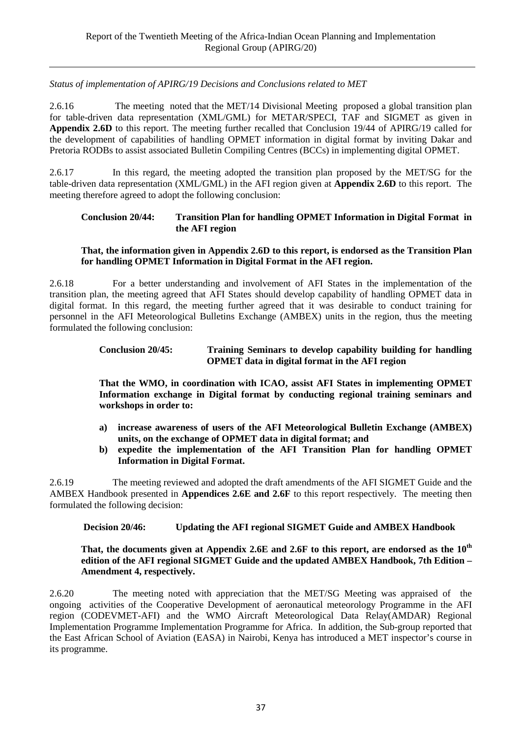*Status of implementation of APIRG/19 Decisions and Conclusions related to MET*

2.6.16 The meeting noted that the MET/14 Divisional Meeting proposed a global transition plan for table-driven data representation (XML/GML) for METAR/SPECI, TAF and SIGMET as given in **Appendix 2.6D** to this report. The meeting further recalled that Conclusion 19/44 of APIRG/19 called for the development of capabilities of handling OPMET information in digital format by inviting Dakar and Pretoria RODBs to assist associated Bulletin Compiling Centres (BCCs) in implementing digital OPMET.

2.6.17 In this regard, the meeting adopted the transition plan proposed by the MET/SG for the table-driven data representation (XML/GML) in the AFI region given at **Appendix 2.6D** to this report. The meeting therefore agreed to adopt the following conclusion:

> **Conclusion 20/44: Transition Plan for handling OPMET Information in Digital Format in the AFI region**
>
> **That, the information given in Appendix 2.6D to this report, is endorsed as the Transition Plan for handling OPMET Information in Digital Format in the AFI region.**

2.6.18 For a better understanding and involvement of AFI States in the implementation of the transition plan, the meeting agreed that AFI States should develop capability of handling OPMET data in digital format. In this regard, the meeting further agreed that it was desirable to conduct training for personnel in the AFI Meteorological Bulletins Exchange (AMBEX) units in the region, thus the meeting formulated the following conclusion:

> **Conclusion 20/45: Training Seminars to develop capability building for handling OPMET data in digital format in the AFI region**
>
> **That the WMO, in coordination with ICAO, assist AFI States in implementing OPMET Information exchange in Digital format by conducting regional training seminars and workshops in order to:**
>
> **a) increase awareness of users of the AFI Meteorological Bulletin Exchange (AMBEX) units, on the exchange of OPMET data in digital format; and**
> **b) expedite the implementation of the AFI Transition Plan for handling OPMET Information in Digital Format.**

2.6.19 The meeting reviewed and adopted the draft amendments of the AFI SIGMET Guide and the AMBEX Handbook presented in **Appendices 2.6E and 2.6F** to this report respectively. The meeting then formulated the following decision:

> **Decision 20/46: Updating the AFI regional SIGMET Guide and AMBEX Handbook**
>
> **That, the documents given at Appendix 2.6E and 2.6F to this report, are endorsed as the 10th edition of the AFI regional SIGMET Guide and the updated AMBEX Handbook, 7th Edition – Amendment 4, respectively.**

2.6.20 The meeting noted with appreciation that the MET/SG Meeting was appraised of the ongoing activities of the Cooperative Development of aeronautical meteorology Programme in the AFI region (CODEVMET-AFI) and the WMO Aircraft Meteorological Data Relay(AMDAR) Regional Implementation Programme Implementation Programme for Africa. In addition, the Sub-group reported that the East African School of Aviation (EASA) in Nairobi, Kenya has introduced a MET inspector's course in its programme.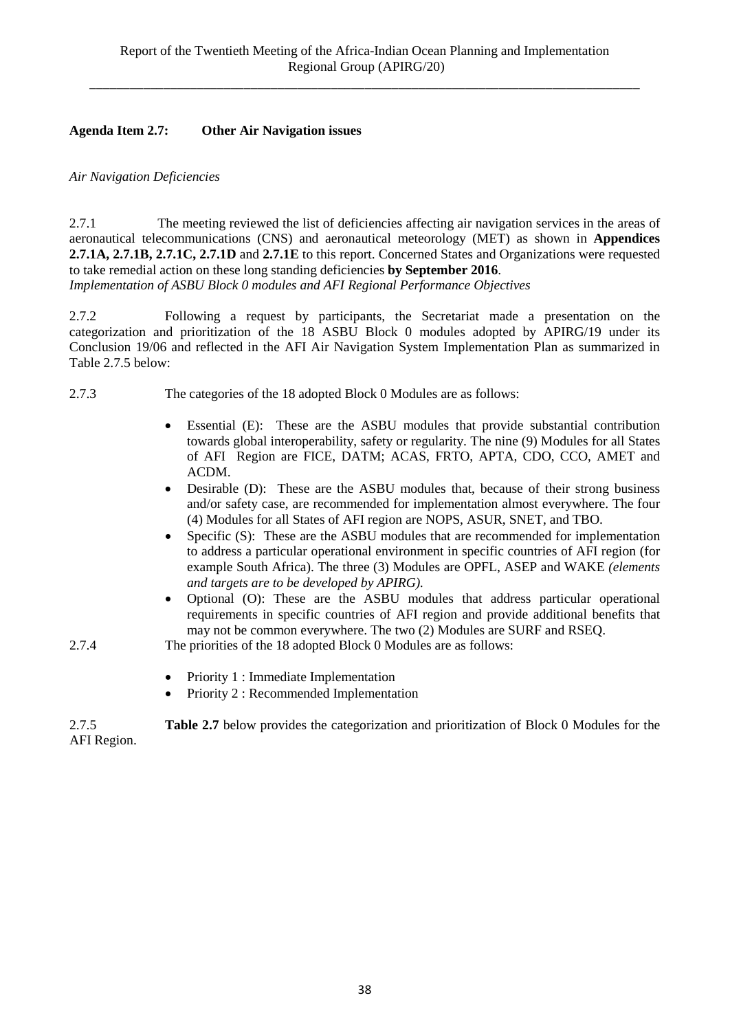**Agenda Item 2.7: Other Air Navigation issues**

*Air Navigation Deficiencies*

2.7.1 The meeting reviewed the list of deficiencies affecting air navigation services in the areas of aeronautical telecommunications (CNS) and aeronautical meteorology (MET) as shown in **Appendices 2.7.1A, 2.7.1B, 2.7.1C, 2.7.1D** and **2.7.1E** to this report. Concerned States and Organizations were requested to take remedial action on these long standing deficiencies **by September 2016**.

*Implementation of ASBU Block 0 modules and AFI Regional Performance Objectives*

2.7.2 Following a request by participants, the Secretariat made a presentation on the categorization and prioritization of the 18 ASBU Block 0 modules adopted by APIRG/19 under its Conclusion 19/06 and reflected in the AFI Air Navigation System Implementation Plan as summarized in Table 2.7.5 below:

2.7.3 The categories of the 18 adopted Block 0 Modules are as follows:

- Essential (E): These are the ASBU modules that provide substantial contribution towards global interoperability, safety or regularity. The nine (9) Modules for all States of AFI Region are FICE, DATM; ACAS, FRTO, APTA, CDO, CCO, AMET and ACDM.
- Desirable (D): These are the ASBU modules that, because of their strong business and/or safety case, are recommended for implementation almost everywhere. The four (4) Modules for all States of AFI region are NOPS, ASUR, SNET, and TBO.
- Specific (S): These are the ASBU modules that are recommended for implementation to address a particular operational environment in specific countries of AFI region (for example South Africa). The three (3) Modules are OPFL, ASEP and WAKE *(elements and targets are to be developed by APIRG).*
- Optional (O): These are the ASBU modules that address particular operational requirements in specific countries of AFI region and provide additional benefits that may not be common everywhere. The two (2) Modules are SURF and RSEQ.

2.7.4 The priorities of the 18 adopted Block 0 Modules are as follows:

- Priority 1 : Immediate Implementation
- Priority 2 : Recommended Implementation

2.7.5 **Table 2.7** below provides the categorization and prioritization of Block 0 Modules for the AFI Region.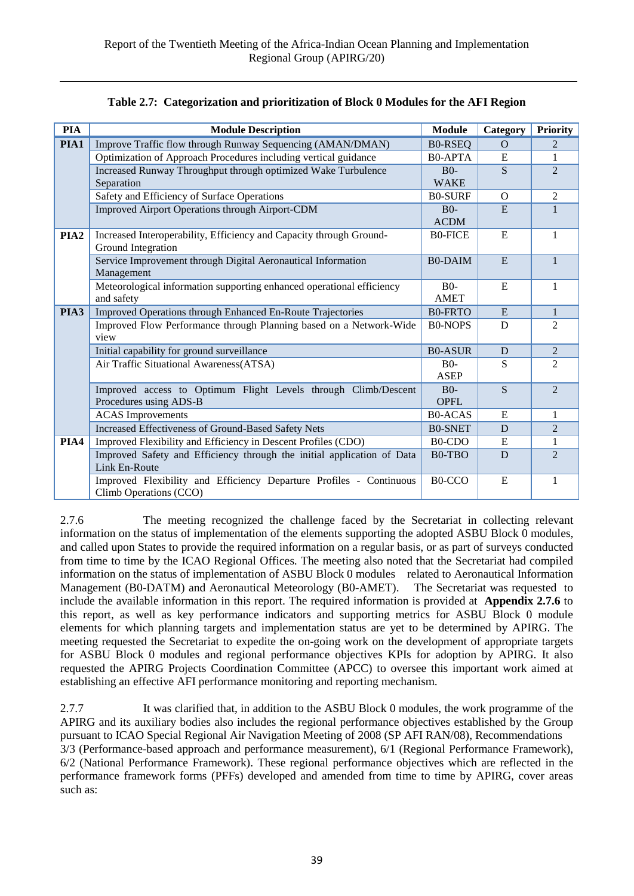**Table 2.7: Categorization and prioritization of Block 0 Modules for the AFI Region**

| PIA | Module Description | Module | Category | Priority |
|---|---|---|---|---|
| PIA1 | Improve Traffic flow through Runway Sequencing (AMAN/DMAN) | B0-RSEQ | O | 2 |
| | Optimization of Approach Procedures including vertical guidance | B0-APTA | E | 1 |
| | Increased Runway Throughput through optimized Wake Turbulence Separation | B0-WAKE | S | 2 |
| | Safety and Efficiency of Surface Operations | B0-SURF | O | 2 |
| | Improved Airport Operations through Airport-CDM | B0-ACDM | E | 1 |
| PIA2 | Increased Interoperability, Efficiency and Capacity through Ground-Ground Integration | B0-FICE | E | 1 |
| | Service Improvement through Digital Aeronautical Information Management | B0-DAIM | E | 1 |
| | Meteorological information supporting enhanced operational efficiency and safety | B0-AMET | E | 1 |
| PIA3 | Improved Operations through Enhanced En-Route Trajectories | B0-FRTO | E | 1 |
| | Improved Flow Performance through Planning based on a Network-Wide view | B0-NOPS | D | 2 |
| | Initial capability for ground surveillance | B0-ASUR | D | 2 |
| | Air Traffic Situational Awareness(ATSA) | B0-ASEP | S | 2 |
| | Improved access to Optimum Flight Levels through Climb/Descent Procedures using ADS-B | B0-OPFL | S | 2 |
| | ACAS Improvements | B0-ACAS | E | 1 |
| | Increased Effectiveness of Ground-Based Safety Nets | B0-SNET | D | 2 |
| PIA4 | Improved Flexibility and Efficiency in Descent Profiles (CDO) | B0-CDO | E | 1 |
| | Improved Safety and Efficiency through the initial application of Data Link En-Route | B0-TBO | D | 2 |
| | Improved Flexibility and Efficiency Departure Profiles - Continuous Climb Operations (CCO) | B0-CCO | E | 1 |

2.7.6 The meeting recognized the challenge faced by the Secretariat in collecting relevant information on the status of implementation of the elements supporting the adopted ASBU Block 0 modules, and called upon States to provide the required information on a regular basis, or as part of surveys conducted from time to time by the ICAO Regional Offices. The meeting also noted that the Secretariat had compiled information on the status of implementation of ASBU Block 0 modules related to Aeronautical Information Management (B0-DATM) and Aeronautical Meteorology (B0-AMET). The Secretariat was requested to include the available information in this report. The required information is provided at **Appendix 2.7.6** to this report, as well as key performance indicators and supporting metrics for ASBU Block 0 module elements for which planning targets and implementation status are yet to be determined by APIRG. The meeting requested the Secretariat to expedite the on-going work on the development of appropriate targets for ASBU Block 0 modules and regional performance objectives KPIs for adoption by APIRG. It also requested the APIRG Projects Coordination Committee (APCC) to oversee this important work aimed at establishing an effective AFI performance monitoring and reporting mechanism.

2.7.7 It was clarified that, in addition to the ASBU Block 0 modules, the work programme of the APIRG and its auxiliary bodies also includes the regional performance objectives established by the Group pursuant to ICAO Special Regional Air Navigation Meeting of 2008 (SP AFI RAN/08), Recommendations 3/3 (Performance-based approach and performance measurement), 6/1 (Regional Performance Framework), 6/2 (National Performance Framework). These regional performance objectives which are reflected in the performance framework forms (PFFs) developed and amended from time to time by APIRG, cover areas such as: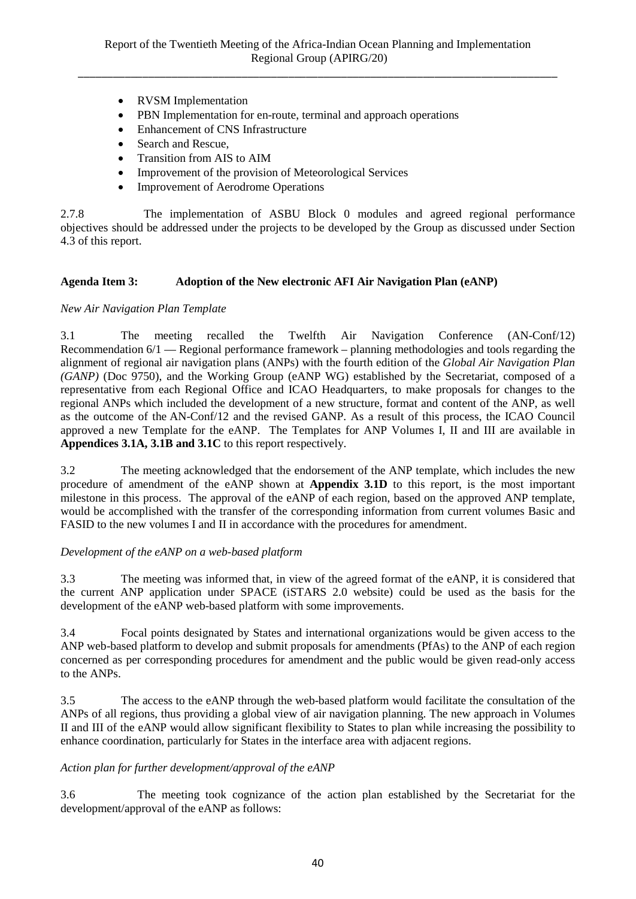- RVSM Implementation
- PBN Implementation for en-route, terminal and approach operations
- Enhancement of CNS Infrastructure
- Search and Rescue,
- Transition from AIS to AIM
- Improvement of the provision of Meteorological Services
- Improvement of Aerodrome Operations

2.7.8 The implementation of ASBU Block 0 modules and agreed regional performance objectives should be addressed under the projects to be developed by the Group as discussed under Section 4.3 of this report.

**Agenda Item 3: Adoption of the New electronic AFI Air Navigation Plan (eANP)**

*New Air Navigation Plan Template*

3.1 The meeting recalled the Twelfth Air Navigation Conference (AN-Conf/12) Recommendation 6/1 — Regional performance framework – planning methodologies and tools regarding the alignment of regional air navigation plans (ANPs) with the fourth edition of the *Global Air Navigation Plan (GANP)* (Doc 9750), and the Working Group (eANP WG) established by the Secretariat, composed of a representative from each Regional Office and ICAO Headquarters, to make proposals for changes to the regional ANPs which included the development of a new structure, format and content of the ANP, as well as the outcome of the AN-Conf/12 and the revised GANP. As a result of this process, the ICAO Council approved a new Template for the eANP. The Templates for ANP Volumes I, II and III are available in **Appendices 3.1A, 3.1B and 3.1C** to this report respectively.

3.2 The meeting acknowledged that the endorsement of the ANP template, which includes the new procedure of amendment of the eANP shown at **Appendix 3.1D** to this report, is the most important milestone in this process. The approval of the eANP of each region, based on the approved ANP template, would be accomplished with the transfer of the corresponding information from current volumes Basic and FASID to the new volumes I and II in accordance with the procedures for amendment.

*Development of the eANP on a web-based platform*

3.3 The meeting was informed that, in view of the agreed format of the eANP, it is considered that the current ANP application under SPACE (iSTARS 2.0 website) could be used as the basis for the development of the eANP web-based platform with some improvements.

3.4 Focal points designated by States and international organizations would be given access to the ANP web-based platform to develop and submit proposals for amendments (PfAs) to the ANP of each region concerned as per corresponding procedures for amendment and the public would be given read-only access to the ANPs.

3.5 The access to the eANP through the web-based platform would facilitate the consultation of the ANPs of all regions, thus providing a global view of air navigation planning. The new approach in Volumes II and III of the eANP would allow significant flexibility to States to plan while increasing the possibility to enhance coordination, particularly for States in the interface area with adjacent regions.

*Action plan for further development/approval of the eANP*

3.6 The meeting took cognizance of the action plan established by the Secretariat for the development/approval of the eANP as follows: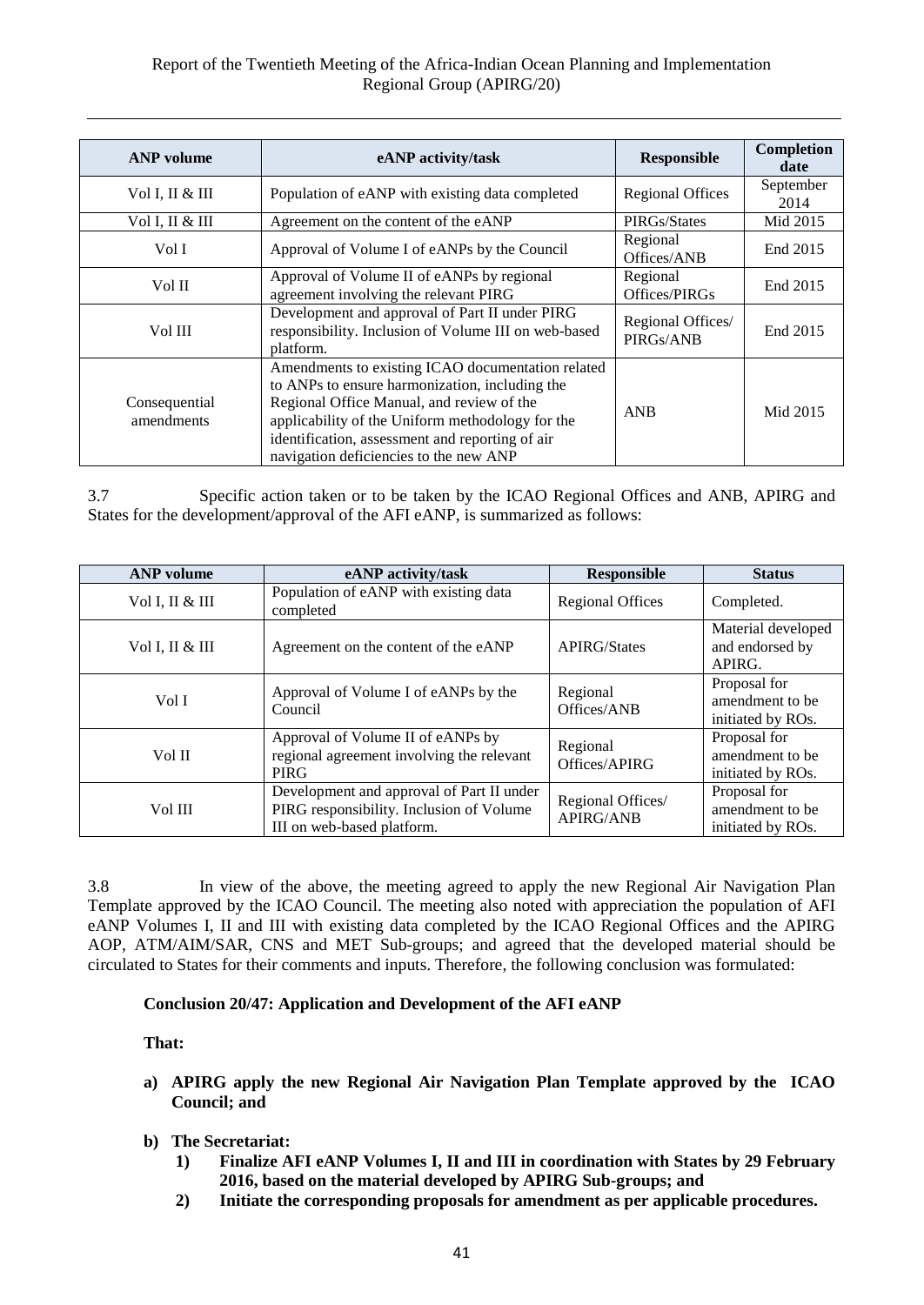| ANP volume | eANP activity/task | Responsible | Completion date |
|---|---|---|---|
| Vol I, II & III | Population of eANP with existing data completed | Regional Offices | September 2014 |
| Vol I, II & III | Agreement on the content of the eANP | PIRGs/States | Mid 2015 |
| Vol I | Approval of Volume I of eANPs by the Council | Regional Offices/ANB | End 2015 |
| Vol II | Approval of Volume II of eANPs by regional agreement involving the relevant PIRG | Regional Offices/PIRGs | End 2015 |
| Vol III | Development and approval of Part II under PIRG responsibility. Inclusion of Volume III on web-based platform. | Regional Offices/ PIRGs/ANB | End 2015 |
| Consequential amendments | Amendments to existing ICAO documentation related to ANPs to ensure harmonization, including the Regional Office Manual, and review of the applicability of the Uniform methodology for the identification, assessment and reporting of air navigation deficiencies to the new ANP | ANB | Mid 2015 |

3.7 Specific action taken or to be taken by the ICAO Regional Offices and ANB, APIRG and States for the development/approval of the AFI eANP, is summarized as follows:

| ANP volume | eANP activity/task | Responsible | Status |
|---|---|---|---|
| Vol I, II & III | Population of eANP with existing data completed | Regional Offices | Completed. |
| Vol I, II & III | Agreement on the content of the eANP | APIRG/States | Material developed and endorsed by APIRG. |
| Vol I | Approval of Volume I of eANPs by the Council | Regional Offices/ANB | Proposal for amendment to be initiated by ROs. |
| Vol II | Approval of Volume II of eANPs by regional agreement involving the relevant PIRG | Regional Offices/APIRG | Proposal for amendment to be initiated by ROs. |
| Vol III | Development and approval of Part II under PIRG responsibility. Inclusion of Volume III on web-based platform. | Regional Offices/ APIRG/ANB | Proposal for amendment to be initiated by ROs. |

3.8 In view of the above, the meeting agreed to apply the new Regional Air Navigation Plan Template approved by the ICAO Council. The meeting also noted with appreciation the population of AFI eANP Volumes I, II and III with existing data completed by the ICAO Regional Offices and the APIRG AOP, ATM/AIM/SAR, CNS and MET Sub-groups; and agreed that the developed material should be circulated to States for their comments and inputs. Therefore, the following conclusion was formulated:

**Conclusion 20/47: Application and Development of the AFI eANP**

**That:**

**a) APIRG apply the new Regional Air Navigation Plan Template approved by the ICAO Council; and**

**b) The Secretariat:**

**1) Finalize AFI eANP Volumes I, II and III in coordination with States by 29 February 2016, based on the material developed by APIRG Sub-groups; and**

**2) Initiate the corresponding proposals for amendment as per applicable procedures.**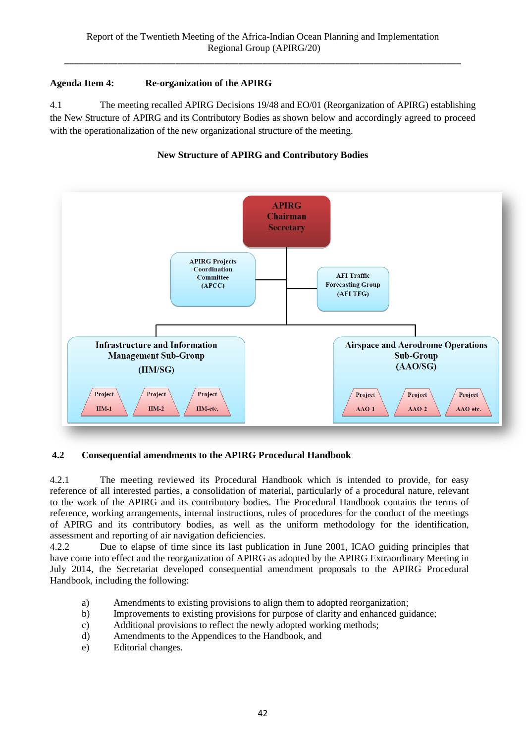**Agenda Item 4: Re-organization of the APIRG**

4.1 The meeting recalled APIRG Decisions 19/48 and EO/01 (Reorganization of APIRG) establishing the New Structure of APIRG and its Contributory Bodies as shown below and accordingly agreed to proceed with the operationalization of the new organizational structure of the meeting.

**New Structure of APIRG and Contributory Bodies**

- APIRG Chairman Secretary
  - APIRG Projects Coordination Committee (APCC)
  - AFI Traffic Forecasting Group (AFI TFG)
  - Infrastructure and Information Management Sub-Group (IIM/SG)
    - Project IIM-1
    - Project IIM-2
    - Project IIM-etc.
  - Airspace and Aerodrome Operations Sub-Group (AAO/SG)
    - Project AAO-1
    - Project AAO-2
    - Project AAO-etc.

**4.2 Consequential amendments to the APIRG Procedural Handbook**

4.2.1 The meeting reviewed its Procedural Handbook which is intended to provide, for easy reference of all interested parties, a consolidation of material, particularly of a procedural nature, relevant to the work of the APIRG and its contributory bodies. The Procedural Handbook contains the terms of reference, working arrangements, internal instructions, rules of procedures for the conduct of the meetings of APIRG and its contributory bodies, as well as the uniform methodology for the identification, assessment and reporting of air navigation deficiencies.

4.2.2 Due to elapse of time since its last publication in June 2001, ICAO guiding principles that have come into effect and the reorganization of APIRG as adopted by the APIRG Extraordinary Meeting in July 2014, the Secretariat developed consequential amendment proposals to the APIRG Procedural Handbook, including the following:

a) Amendments to existing provisions to align them to adopted reorganization;
b) Improvements to existing provisions for purpose of clarity and enhanced guidance;
c) Additional provisions to reflect the newly adopted working methods;
d) Amendments to the Appendices to the Handbook, and
e) Editorial changes.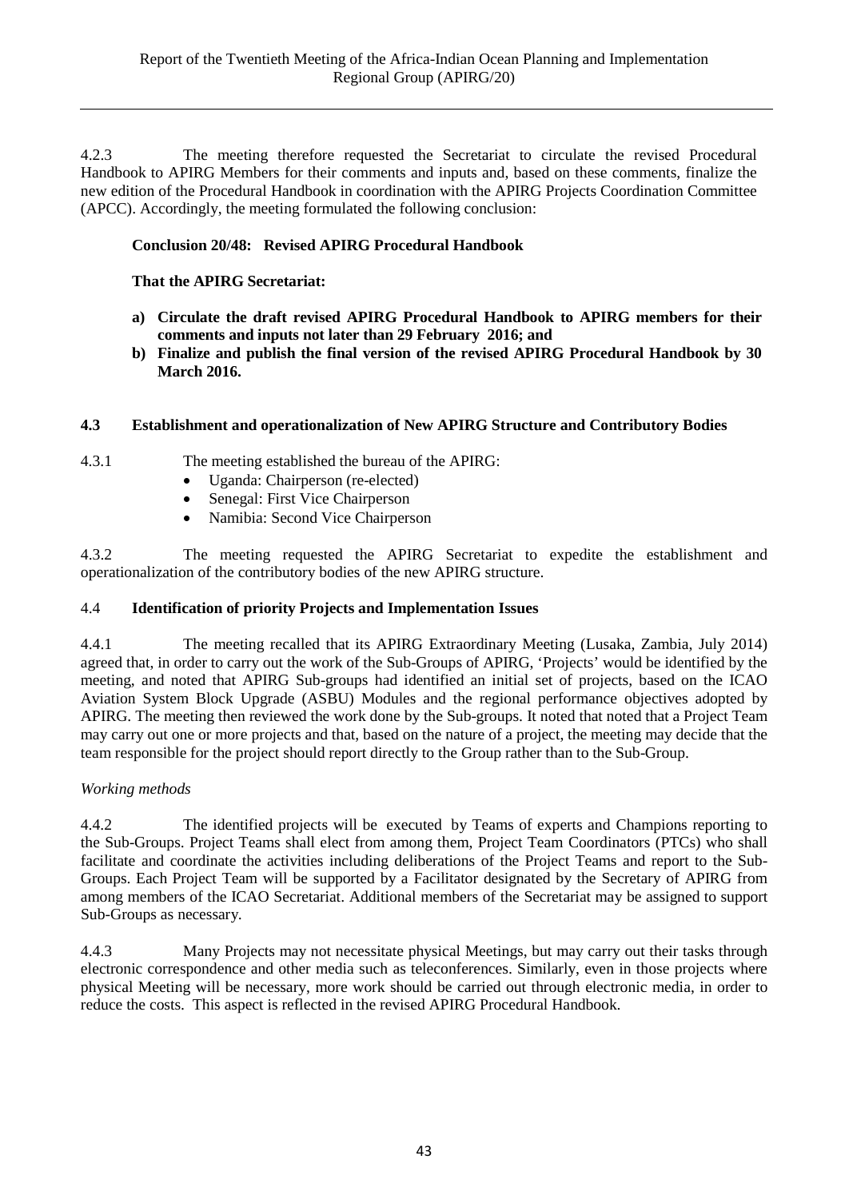4.2.3 The meeting therefore requested the Secretariat to circulate the revised Procedural Handbook to APIRG Members for their comments and inputs and, based on these comments, finalize the new edition of the Procedural Handbook in coordination with the APIRG Projects Coordination Committee (APCC). Accordingly, the meeting formulated the following conclusion:

**Conclusion 20/48: Revised APIRG Procedural Handbook**

**That the APIRG Secretariat:**

**a) Circulate the draft revised APIRG Procedural Handbook to APIRG members for their comments and inputs not later than 29 February 2016; and**

**b) Finalize and publish the final version of the revised APIRG Procedural Handbook by 30 March 2016.**

### 4.3 Establishment and operationalization of New APIRG Structure and Contributory Bodies

4.3.1 The meeting established the bureau of the APIRG:

- Uganda: Chairperson (re-elected)
- Senegal: First Vice Chairperson
- Namibia: Second Vice Chairperson

4.3.2 The meeting requested the APIRG Secretariat to expedite the establishment and operationalization of the contributory bodies of the new APIRG structure.

### 4.4 Identification of priority Projects and Implementation Issues

4.4.1 The meeting recalled that its APIRG Extraordinary Meeting (Lusaka, Zambia, July 2014) agreed that, in order to carry out the work of the Sub-Groups of APIRG, 'Projects' would be identified by the meeting, and noted that APIRG Sub-groups had identified an initial set of projects, based on the ICAO Aviation System Block Upgrade (ASBU) Modules and the regional performance objectives adopted by APIRG. The meeting then reviewed the work done by the Sub-groups. It noted that noted that a Project Team may carry out one or more projects and that, based on the nature of a project, the meeting may decide that the team responsible for the project should report directly to the Group rather than to the Sub-Group.

*Working methods*

4.4.2 The identified projects will be executed by Teams of experts and Champions reporting to the Sub-Groups. Project Teams shall elect from among them, Project Team Coordinators (PTCs) who shall facilitate and coordinate the activities including deliberations of the Project Teams and report to the Sub-Groups. Each Project Team will be supported by a Facilitator designated by the Secretary of APIRG from among members of the ICAO Secretariat. Additional members of the Secretariat may be assigned to support Sub-Groups as necessary.

4.4.3 Many Projects may not necessitate physical Meetings, but may carry out their tasks through electronic correspondence and other media such as teleconferences. Similarly, even in those projects where physical Meeting will be necessary, more work should be carried out through electronic media, in order to reduce the costs. This aspect is reflected in the revised APIRG Procedural Handbook.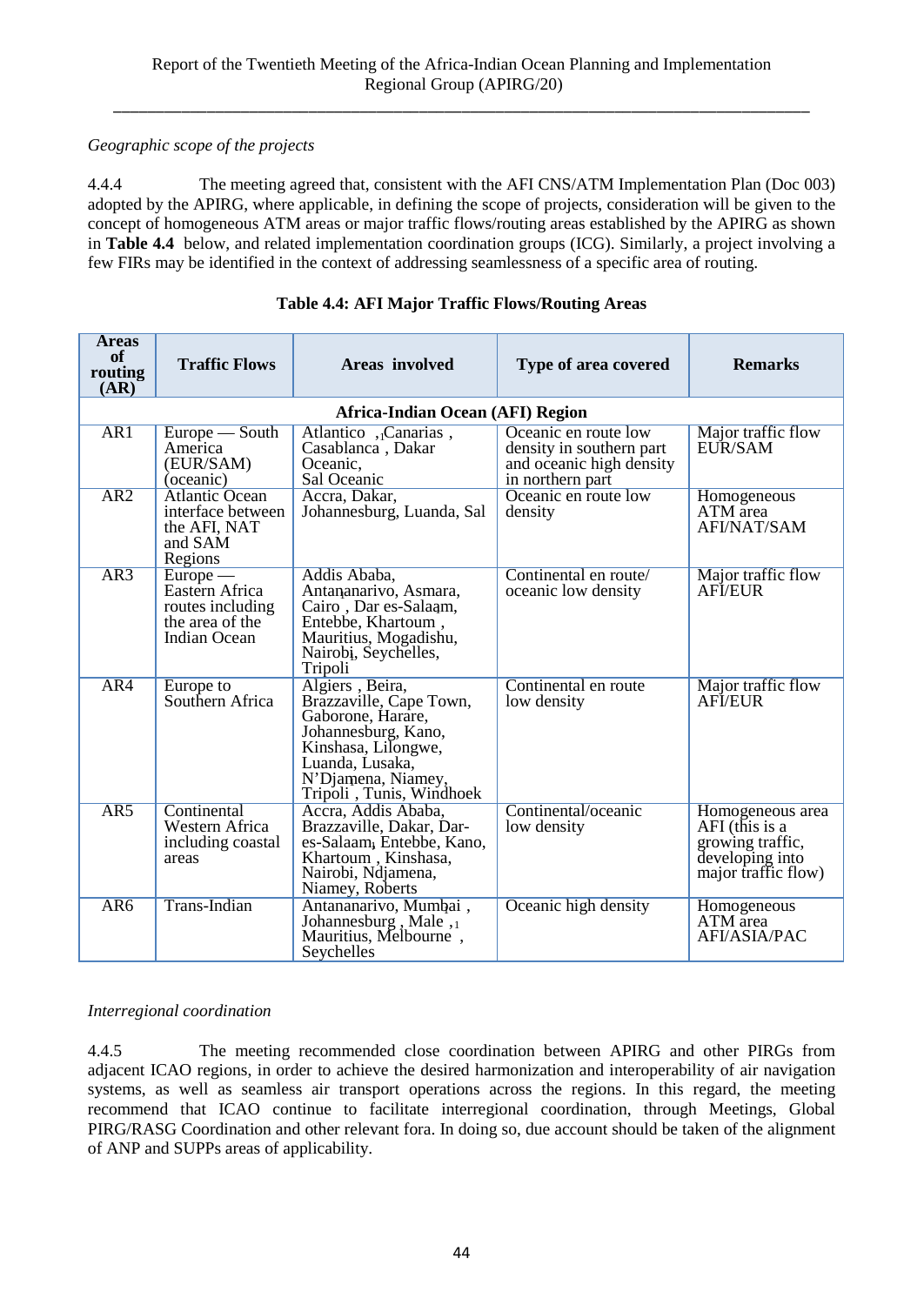*Geographic scope of the projects*

4.4.4 The meeting agreed that, consistent with the AFI CNS/ATM Implementation Plan (Doc 003) adopted by the APIRG, where applicable, in defining the scope of projects, consideration will be given to the concept of homogeneous ATM areas or major traffic flows/routing areas established by the APIRG as shown in **Table 4.4** below, and related implementation coordination groups (ICG). Similarly, a project involving a few FIRs may be identified in the context of addressing seamlessness of a specific area of routing.

**Table 4.4: AFI Major Traffic Flows/Routing Areas**

| Areas of routing (AR) | Traffic Flows | Areas involved | Type of area covered | Remarks |
|---|---|---|---|---|
| **Africa-Indian Ocean (AFI) Region** | | | | |
| AR1 | Europe — South America (EUR/SAM) (oceanic) | Atlantico , Canarias , Casablanca , Dakar Oceanic, Sal Oceanic | Oceanic en route low density in southern part and oceanic high density in northern part | Major traffic flow EUR/SAM |
| AR2 | Atlantic Ocean interface between the AFI, NAT and SAM Regions | Accra, Dakar, Johannesburg, Luanda, Sal | Oceanic en route low density | Homogeneous ATM area AFI/NAT/SAM |
| AR3 | Europe — Eastern Africa routes including the area of the Indian Ocean | Addis Ababa, Antananarivo, Asmara, Cairo , Dar es-Salaam, Entebbe, Khartoum , Mauritius, Mogadishu, Nairobi, Seychelles, Tripoli | Continental en route/ oceanic low density | Major traffic flow AFI/EUR |
| AR4 | Europe to Southern Africa | Algiers , Beira, Brazzaville, Cape Town, Gaborone, Harare, Johannesburg, Kano, Kinshasa, Lilongwe, Luanda, Lusaka, N'Djamena, Niamey, Tripoli , Tunis, Windhoek | Continental en route low density | Major traffic flow AFI/EUR |
| AR5 | Continental Western Africa including coastal areas | Accra, Addis Ababa, Brazzaville, Dakar, Dar-es-Salaam, Entebbe, Kano, Khartoum , Kinshasa, Nairobi, Ndjamena, Niamey, Roberts | Continental/oceanic low density | Homogeneous area AFI (this is a growing traffic, developing into major traffic flow) |
| AR6 | Trans-Indian | Antananarivo, Mumbai , Johannesburg , Male , Mauritius, Melbourne , Seychelles | Oceanic high density | Homogeneous ATM area AFI/ASIA/PAC |

*Interregional coordination*

4.4.5 The meeting recommended close coordination between APIRG and other PIRGs from adjacent ICAO regions, in order to achieve the desired harmonization and interoperability of air navigation systems, as well as seamless air transport operations across the regions. In this regard, the meeting recommend that ICAO continue to facilitate interregional coordination, through Meetings, Global PIRG/RASG Coordination and other relevant fora. In doing so, due account should be taken of the alignment of ANP and SUPPs areas of applicability.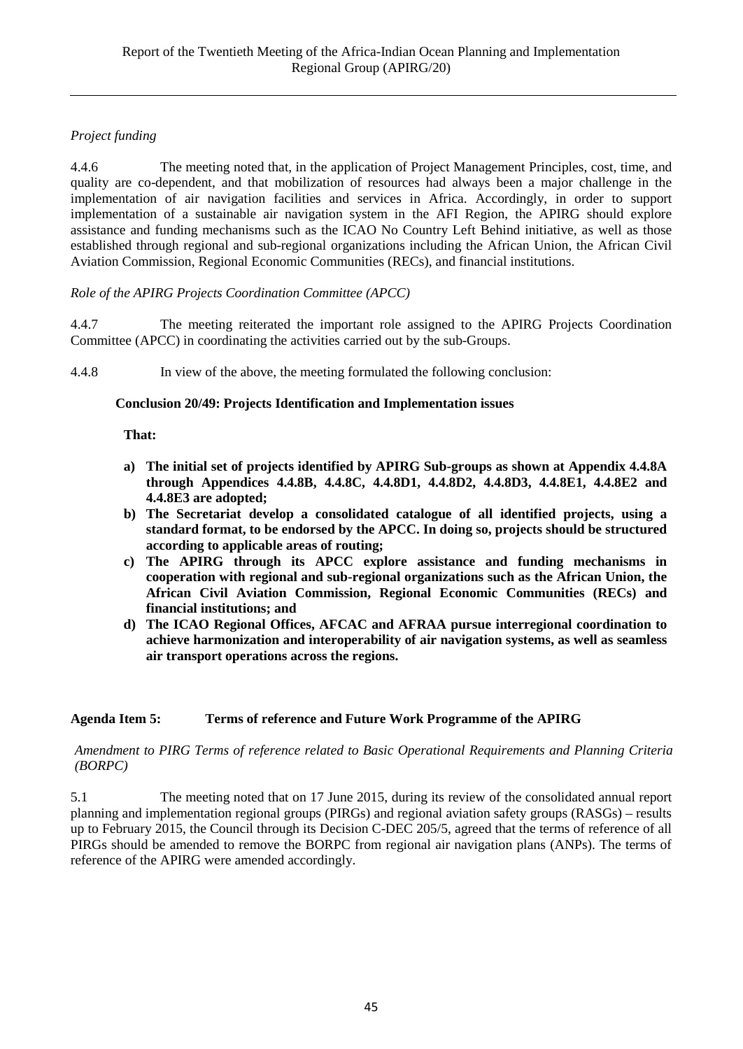*Project funding*

4.4.6 The meeting noted that, in the application of Project Management Principles, cost, time, and quality are co-dependent, and that mobilization of resources had always been a major challenge in the implementation of air navigation facilities and services in Africa. Accordingly, in order to support implementation of a sustainable air navigation system in the AFI Region, the APIRG should explore assistance and funding mechanisms such as the ICAO No Country Left Behind initiative, as well as those established through regional and sub-regional organizations including the African Union, the African Civil Aviation Commission, Regional Economic Communities (RECs), and financial institutions.

*Role of the APIRG Projects Coordination Committee (APCC)*

4.4.7 The meeting reiterated the important role assigned to the APIRG Projects Coordination Committee (APCC) in coordinating the activities carried out by the sub-Groups.

4.4.8 In view of the above, the meeting formulated the following conclusion:

**Conclusion 20/49: Projects Identification and Implementation issues**

**That:**

- **a) The initial set of projects identified by APIRG Sub-groups as shown at Appendix 4.4.8A through Appendices 4.4.8B, 4.4.8C, 4.4.8D1, 4.4.8D2, 4.4.8D3, 4.4.8E1, 4.4.8E2 and 4.4.8E3 are adopted;**
- **b) The Secretariat develop a consolidated catalogue of all identified projects, using a standard format, to be endorsed by the APCC. In doing so, projects should be structured according to applicable areas of routing;**
- **c) The APIRG through its APCC explore assistance and funding mechanisms in cooperation with regional and sub-regional organizations such as the African Union, the African Civil Aviation Commission, Regional Economic Communities (RECs) and financial institutions; and**
- **d) The ICAO Regional Offices, AFCAC and AFRAA pursue interregional coordination to achieve harmonization and interoperability of air navigation systems, as well as seamless air transport operations across the regions.**

## Agenda Item 5: Terms of reference and Future Work Programme of the APIRG

*Amendment to PIRG Terms of reference related to Basic Operational Requirements and Planning Criteria (BORPC)*

5.1 The meeting noted that on 17 June 2015, during its review of the consolidated annual report planning and implementation regional groups (PIRGs) and regional aviation safety groups (RASGs) – results up to February 2015, the Council through its Decision C-DEC 205/5, agreed that the terms of reference of all PIRGs should be amended to remove the BORPC from regional air navigation plans (ANPs). The terms of reference of the APIRG were amended accordingly.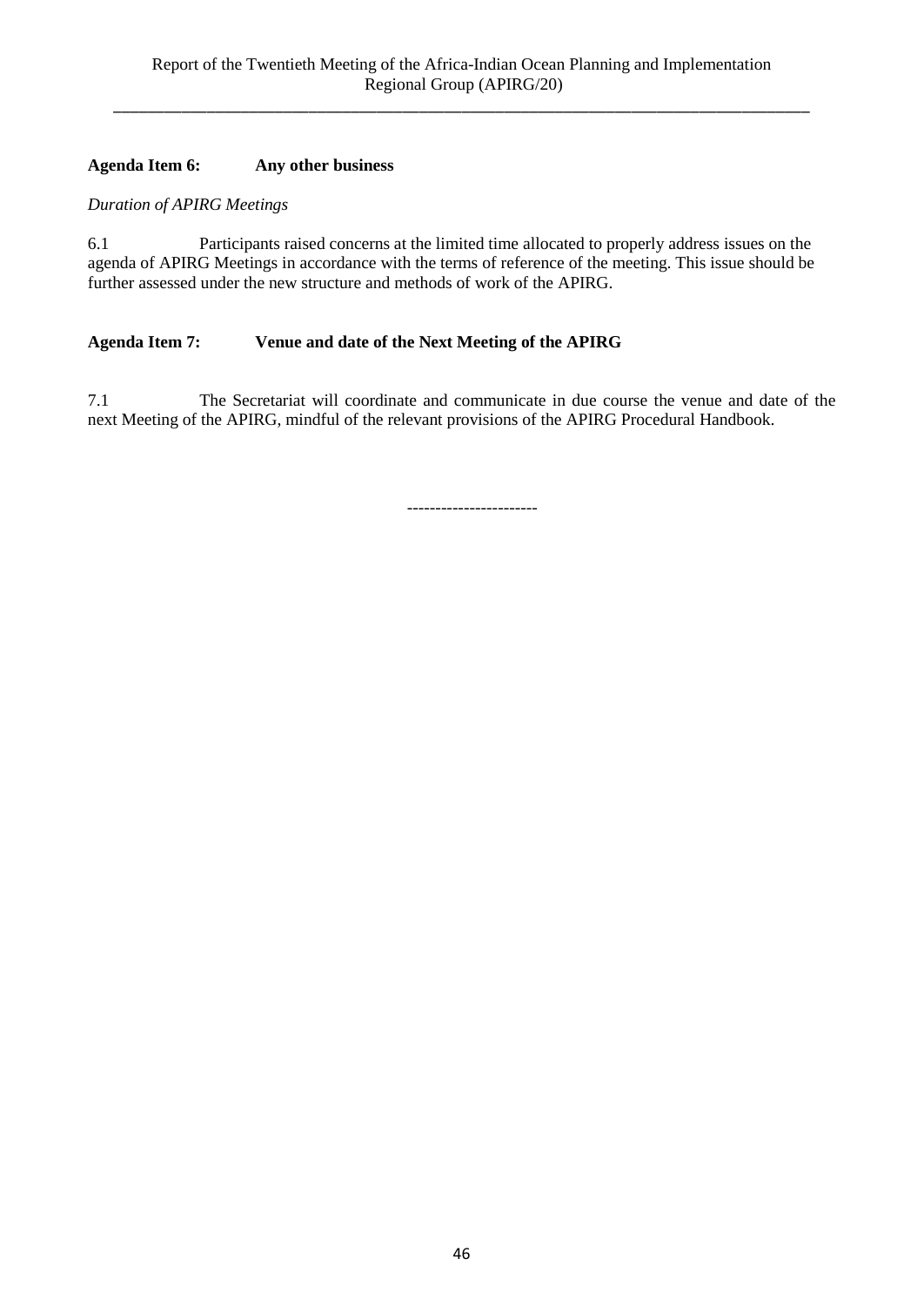**Agenda Item 6: Any other business**

*Duration of APIRG Meetings*

6.1 Participants raised concerns at the limited time allocated to properly address issues on the agenda of APIRG Meetings in accordance with the terms of reference of the meeting. This issue should be further assessed under the new structure and methods of work of the APIRG.

**Agenda Item 7: Venue and date of the Next Meeting of the APIRG**

7.1 The Secretariat will coordinate and communicate in due course the venue and date of the next Meeting of the APIRG, mindful of the relevant provisions of the APIRG Procedural Handbook.

-----------------------